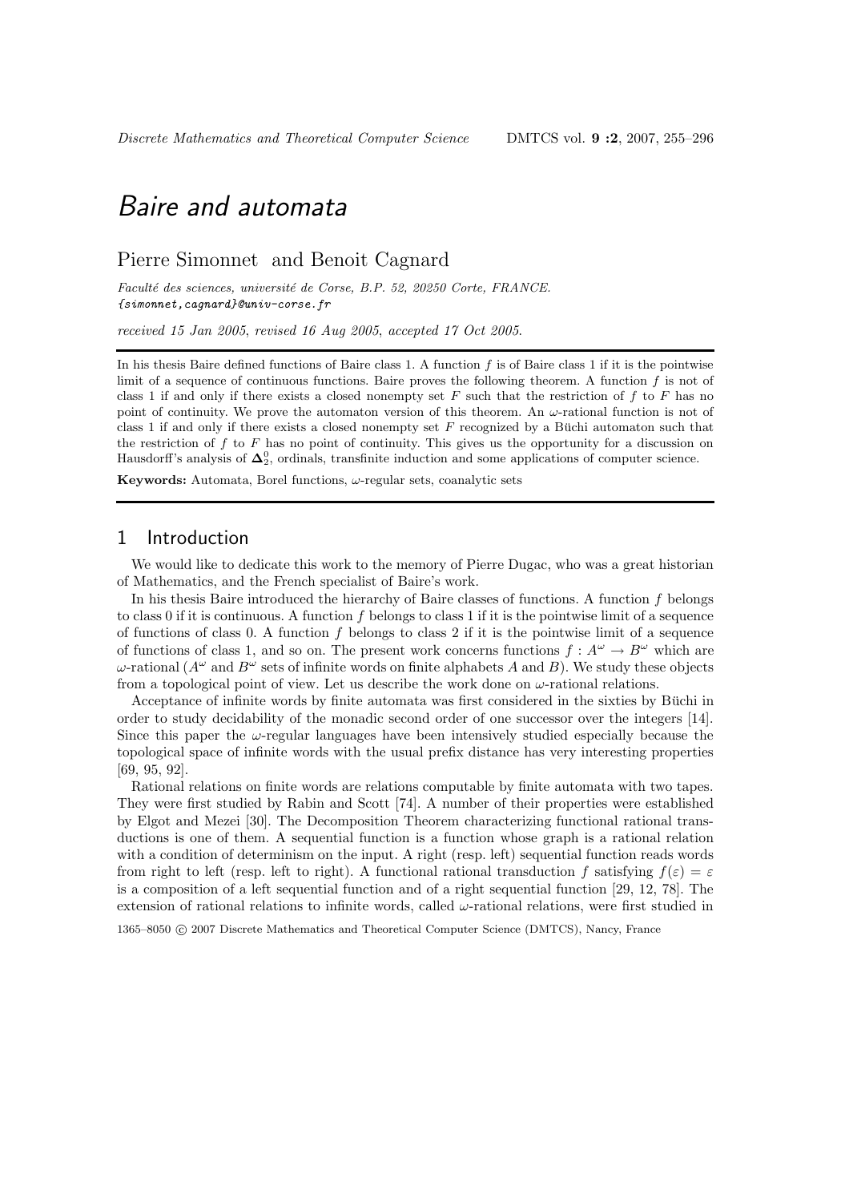# Baire and automata

Pierre Simonnet and Benoit Cagnard

*Faculté des sciences, université de Corse, B.P. 52, 20250 Corte, FRANCE.*
*{simonnet,cagnard}@univ-corse.fr*

*received 15 Jan 2005, revised 16 Aug 2005, accepted 17 Oct 2005.*

In his thesis Baire defined functions of Baire class 1. A function $f$ is of Baire class 1 if it is the pointwise limit of a sequence of continuous functions. Baire proves the following theorem. A function $f$ is not of class 1 if and only if there exists a closed nonempty set $F$ such that the restriction of $f$ to $F$ has no point of continuity. We prove the automaton version of this theorem. An $\omega$-rational function is not of class 1 if and only if there exists a closed nonempty set $F$ recognized by a Büchi automaton such that the restriction of $f$ to $F$ has no point of continuity. This gives us the opportunity for a discussion on Hausdorff's analysis of $\boldsymbol{\Delta}^0_2$, ordinals, transfinite induction and some applications of computer science.

**Keywords:** Automata, Borel functions, $\omega$-regular sets, coanalytic sets

## 1 Introduction

We would like to dedicate this work to the memory of Pierre Dugac, who was a great historian of Mathematics, and the French specialist of Baire's work.

In his thesis Baire introduced the hierarchy of Baire classes of functions. A function $f$ belongs to class 0 if it is continuous. A function $f$ belongs to class 1 if it is the pointwise limit of a sequence of functions of class 0. A function $f$ belongs to class 2 if it is the pointwise limit of a sequence of functions of class 1, and so on. The present work concerns functions $f : A^\omega \to B^\omega$ which are $\omega$-rational ($A^\omega$ and $B^\omega$ sets of infinite words on finite alphabets $A$ and $B$). We study these objects from a topological point of view. Let us describe the work done on $\omega$-rational relations.

Acceptance of infinite words by finite automata was first considered in the sixties by Büchi in order to study decidability of the monadic second order of one successor over the integers [14]. Since this paper the $\omega$-regular languages have been intensively studied especially because the topological space of infinite words with the usual prefix distance has very interesting properties [69, 95, 92].

Rational relations on finite words are relations computable by finite automata with two tapes. They were first studied by Rabin and Scott [74]. A number of their properties were established by Elgot and Mezei [30]. The Decomposition Theorem characterizing functional rational transductions is one of them. A sequential function is a function whose graph is a rational relation with a condition of determinism on the input. A right (resp. left) sequential function reads words from right to left (resp. left to right). A functional rational transduction $f$ satisfying $f(\varepsilon) = \varepsilon$ is a composition of a left sequential function and of a right sequential function [29, 12, 78]. The extension of rational relations to infinite words, called $\omega$-rational relations, were first studied in

1365–8050 © 2007 Discrete Mathematics and Theoretical Computer Science (DMTCS), Nancy, France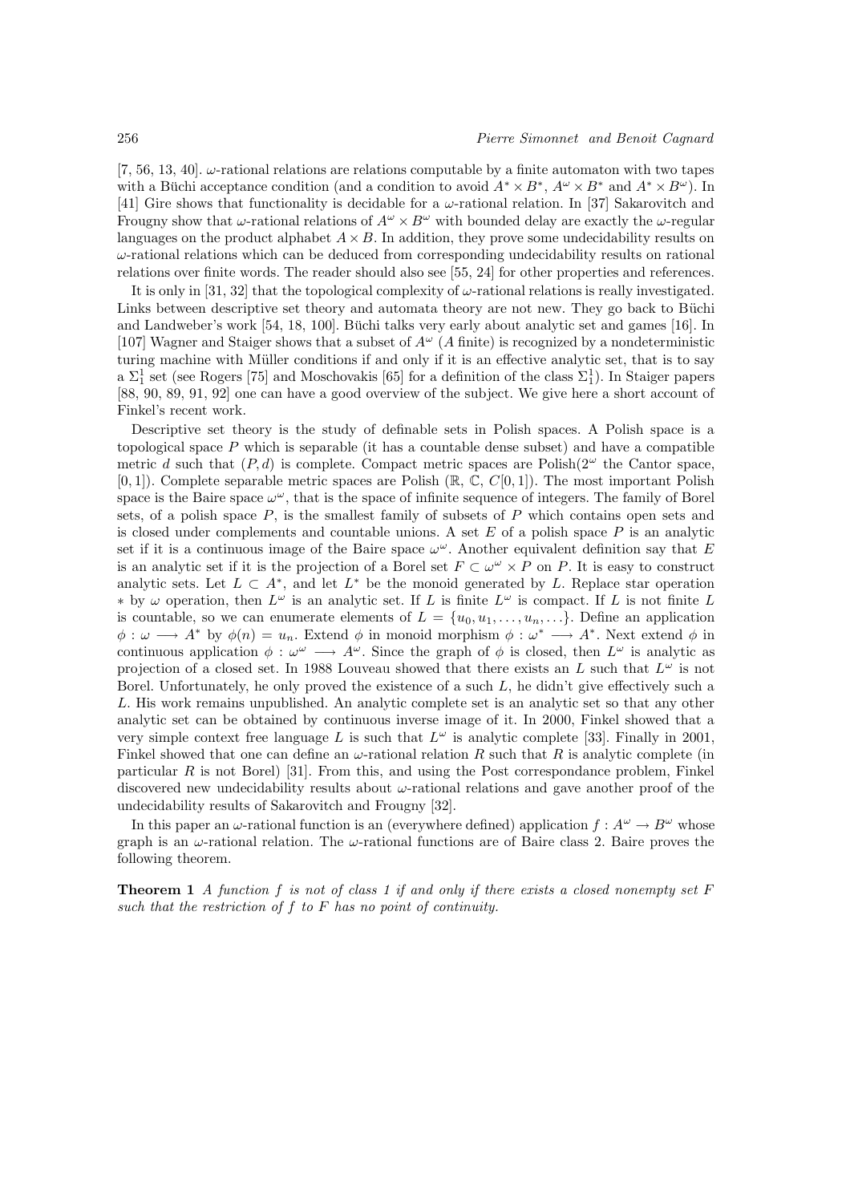[7, 56, 13, 40]. $\omega$-rational relations are relations computable by a finite automaton with two tapes with a Büchi acceptance condition (and a condition to avoid $A^* \times B^*$, $A^\omega \times B^*$ and $A^* \times B^\omega$). In [41] Gire shows that functionality is decidable for a $\omega$-rational relation. In [37] Sakarovitch and Frougny show that $\omega$-rational relations of $A^\omega \times B^\omega$ with bounded delay are exactly the $\omega$-regular languages on the product alphabet $A \times B$. In addition, they prove some undecidability results on $\omega$-rational relations which can be deduced from corresponding undecidability results on rational relations over finite words. The reader should also see [55, 24] for other properties and references.

It is only in [31, 32] that the topological complexity of $\omega$-rational relations is really investigated. Links between descriptive set theory and automata theory are not new. They go back to Büchi and Landweber's work [54, 18, 100]. Büchi talks very early about analytic set and games [16]. In [107] Wagner and Staiger shows that a subset of $A^\omega$ ($A$ finite) is recognized by a nondeterministic turing machine with Müller conditions if and only if it is an effective analytic set, that is to say a $\Sigma^1_1$ set (see Rogers [75] and Moschovakis [65] for a definition of the class $\Sigma^1_1$). In Staiger papers [88, 90, 89, 91, 92] one can have a good overview of the subject. We give here a short account of Finkel's recent work.

Descriptive set theory is the study of definable sets in Polish spaces. A Polish space is a topological space $P$ which is separable (it has a countable dense subset) and have a compatible metric $d$ such that $(P, d)$ is complete. Compact metric spaces are Polish($2^\omega$ the Cantor space, $[0, 1]$). Complete separable metric spaces are Polish ($\mathbb{R}$, $\mathbb{C}$, $C[0, 1]$). The most important Polish space is the Baire space $\omega^\omega$, that is the space of infinite sequence of integers. The family of Borel sets, of a polish space $P$, is the smallest family of subsets of $P$ which contains open sets and is closed under complements and countable unions. A set $E$ of a polish space $P$ is an analytic set if it is a continuous image of the Baire space $\omega^\omega$. Another equivalent definition say that $E$ is an analytic set if it is the projection of a Borel set $F \subset \omega^\omega \times P$ on $P$. It is easy to construct analytic sets. Let $L \subset A^*$, and let $L^*$ be the monoid generated by $L$. Replace star operation $*$ by $\omega$ operation, then $L^\omega$ is an analytic set. If $L$ is finite $L^\omega$ is compact. If $L$ is not finite $L$ is countable, so we can enumerate elements of $L = \{u_0, u_1, \ldots, u_n, \ldots\}$. Define an application $\phi : \omega \longrightarrow A^*$ by $\phi(n) = u_n$. Extend $\phi$ in monoid morphism $\phi : \omega^* \longrightarrow A^*$. Next extend $\phi$ in continuous application $\phi : \omega^\omega \longrightarrow A^\omega$. Since the graph of $\phi$ is closed, then $L^\omega$ is analytic as projection of a closed set. In 1988 Louveau showed that there exists an $L$ such that $L^\omega$ is not Borel. Unfortunately, he only proved the existence of a such $L$, he didn't give effectively such a $L$. His work remains unpublished. An analytic complete set is an analytic set so that any other analytic set can be obtained by continuous inverse image of it. In 2000, Finkel showed that a very simple context free language $L$ is such that $L^\omega$ is analytic complete [33]. Finally in 2001, Finkel showed that one can define an $\omega$-rational relation $R$ such that $R$ is analytic complete (in particular $R$ is not Borel) [31]. From this, and using the Post correspondance problem, Finkel discovered new undecidability results about $\omega$-rational relations and gave another proof of the undecidability results of Sakarovitch and Frougny [32].

In this paper an $\omega$-rational function is an (everywhere defined) application $f : A^\omega \to B^\omega$ whose graph is an $\omega$-rational relation. The $\omega$-rational functions are of Baire class 2. Baire proves the following theorem.

**Theorem 1** *A function $f$ is not of class 1 if and only if there exists a closed nonempty set $F$ such that the restriction of $f$ to $F$ has no point of continuity.*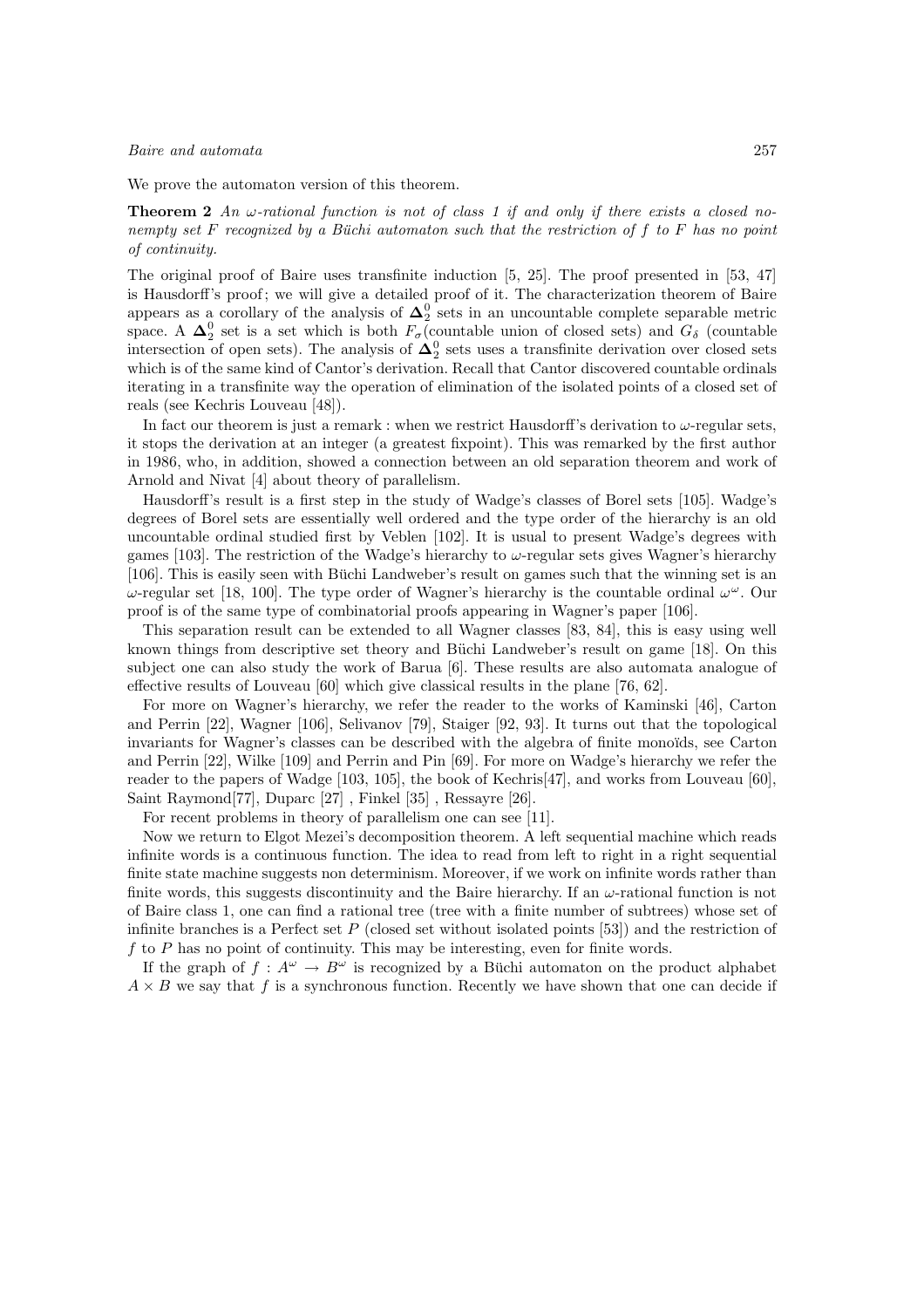We prove the automaton version of this theorem.

**Theorem 2** *An $\omega$-rational function is not of class 1 if and only if there exists a closed nonempty set $F$ recognized by a Büchi automaton such that the restriction of $f$ to $F$ has no point of continuity.*

The original proof of Baire uses transfinite induction [5, 25]. The proof presented in [53, 47] is Hausdorff's proof; we will give a detailed proof of it. The characterization theorem of Baire appears as a corollary of the analysis of $\mathbf{\Delta}^0_2$ sets in an uncountable complete separable metric space. A $\mathbf{\Delta}^0_2$ set is a set which is both $F_\sigma$(countable union of closed sets) and $G_\delta$ (countable intersection of open sets). The analysis of $\mathbf{\Delta}^0_2$ sets uses a transfinite derivation over closed sets which is of the same kind of Cantor's derivation. Recall that Cantor discovered countable ordinals iterating in a transfinite way the operation of elimination of the isolated points of a closed set of reals (see Kechris Louveau [48]).

In fact our theorem is just a remark : when we restrict Hausdorff's derivation to $\omega$-regular sets, it stops the derivation at an integer (a greatest fixpoint). This was remarked by the first author in 1986, who, in addition, showed a connection between an old separation theorem and work of Arnold and Nivat [4] about theory of parallelism.

Hausdorff's result is a first step in the study of Wadge's classes of Borel sets [105]. Wadge's degrees of Borel sets are essentially well ordered and the type order of the hierarchy is an old uncountable ordinal studied first by Veblen [102]. It is usual to present Wadge's degrees with games [103]. The restriction of the Wadge's hierarchy to $\omega$-regular sets gives Wagner's hierarchy [106]. This is easily seen with Büchi Landweber's result on games such that the winning set is an $\omega$-regular set [18, 100]. The type order of Wagner's hierarchy is the countable ordinal $\omega^\omega$. Our proof is of the same type of combinatorial proofs appearing in Wagner's paper [106].

This separation result can be extended to all Wagner classes [83, 84], this is easy using well known things from descriptive set theory and Büchi Landweber's result on game [18]. On this subject one can also study the work of Barua [6]. These results are also automata analogue of effective results of Louveau [60] which give classical results in the plane [76, 62].

For more on Wagner's hierarchy, we refer the reader to the works of Kaminski [46], Carton and Perrin [22], Wagner [106], Selivanov [79], Staiger [92, 93]. It turns out that the topological invariants for Wagner's classes can be described with the algebra of finite monoïds, see Carton and Perrin [22], Wilke [109] and Perrin and Pin [69]. For more on Wadge's hierarchy we refer the reader to the papers of Wadge [103, 105], the book of Kechris[47], and works from Louveau [60], Saint Raymond[77], Duparc [27] , Finkel [35] , Ressayre [26].

For recent problems in theory of parallelism one can see [11].

Now we return to Elgot Mezei's decomposition theorem. A left sequential machine which reads infinite words is a continuous function. The idea to read from left to right in a right sequential finite state machine suggests non determinism. Moreover, if we work on infinite words rather than finite words, this suggests discontinuity and the Baire hierarchy. If an $\omega$-rational function is not of Baire class 1, one can find a rational tree (tree with a finite number of subtrees) whose set of infinite branches is a Perfect set $P$ (closed set without isolated points [53]) and the restriction of $f$ to $P$ has no point of continuity. This may be interesting, even for finite words.

If the graph of $f : A^\omega \to B^\omega$ is recognized by a Büchi automaton on the product alphabet $A \times B$ we say that $f$ is a synchronous function. Recently we have shown that one can decide if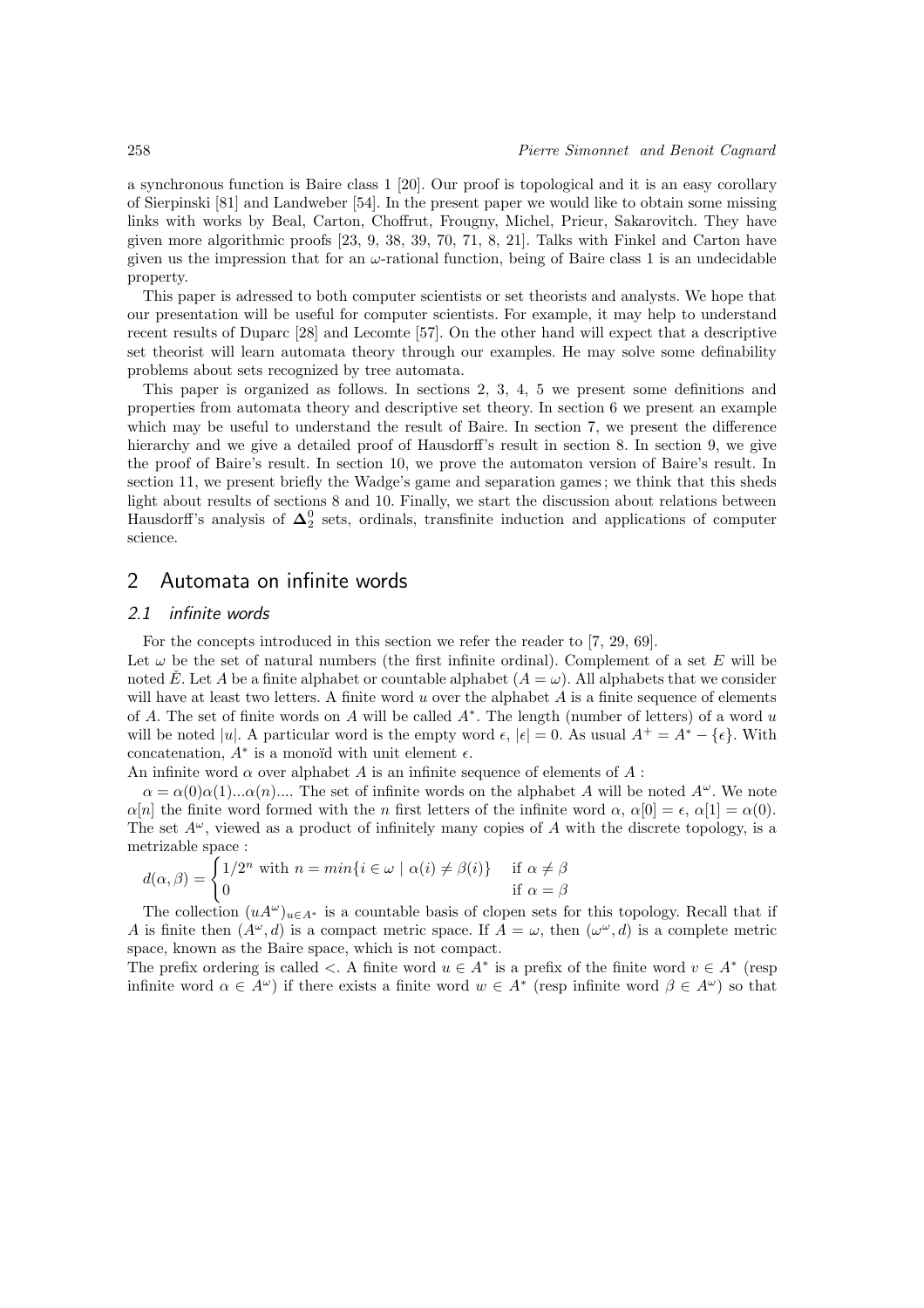a synchronous function is Baire class 1 [20]. Our proof is topological and it is an easy corollary of Sierpinski [81] and Landweber [54]. In the present paper we would like to obtain some missing links with works by Beal, Carton, Choffrut, Frougny, Michel, Prieur, Sakarovitch. They have given more algorithmic proofs [23, 9, 38, 39, 70, 71, 8, 21]. Talks with Finkel and Carton have given us the impression that for an $\omega$-rational function, being of Baire class 1 is an undecidable property.

This paper is adressed to both computer scientists or set theorists and analysts. We hope that our presentation will be useful for computer scientists. For example, it may help to understand recent results of Duparc [28] and Lecomte [57]. On the other hand will expect that a descriptive set theorist will learn automata theory through our examples. He may solve some definability problems about sets recognized by tree automata.

This paper is organized as follows. In sections 2, 3, 4, 5 we present some definitions and properties from automata theory and descriptive set theory. In section 6 we present an example which may be useful to understand the result of Baire. In section 7, we present the difference hierarchy and we give a detailed proof of Hausdorff's result in section 8. In section 9, we give the proof of Baire's result. In section 10, we prove the automaton version of Baire's result. In section 11, we present briefly the Wadge's game and separation games; we think that this sheds light about results of sections 8 and 10. Finally, we start the discussion about relations between Hausdorff's analysis of $\boldsymbol{\Delta}^0_2$ sets, ordinals, transfinite induction and applications of computer science.

## 2 Automata on infinite words

### 2.1 infinite words

For the concepts introduced in this section we refer the reader to [7, 29, 69].

Let $\omega$ be the set of natural numbers (the first infinite ordinal). Complement of a set $E$ will be noted $\check{E}$. Let $A$ be a finite alphabet or countable alphabet ($A = \omega$). All alphabets that we consider will have at least two letters. A finite word $u$ over the alphabet $A$ is a finite sequence of elements of $A$. The set of finite words on $A$ will be called $A^*$. The length (number of letters) of a word $u$ will be noted $|u|$. A particular word is the empty word $\epsilon$, $|\epsilon| = 0$. As usual $A^+ = A^* - \{\epsilon\}$. With concatenation, $A^*$ is a monoïd with unit element $\epsilon$.

An infinite word $\alpha$ over alphabet $A$ is an infinite sequence of elements of $A$ :

$\alpha = \alpha(0)\alpha(1)...\alpha(n)....$ The set of infinite words on the alphabet $A$ will be noted $A^\omega$. We note $\alpha[n]$ the finite word formed with the $n$ first letters of the infinite word $\alpha$, $\alpha[0] = \epsilon$, $\alpha[1] = \alpha(0)$. The set $A^\omega$, viewed as a product of infinitely many copies of $A$ with the discrete topology, is a metrizable space :

$$d(\alpha, \beta) = \begin{cases} 1/2^n \text{ with } n = min\{i \in \omega \mid \alpha(i) \neq \beta(i)\} & \text{if } \alpha \neq \beta \\ 0 & \text{if } \alpha = \beta \end{cases}$$

The collection $(uA^\omega)_{u \in A^*}$ is a countable basis of clopen sets for this topology. Recall that if $A$ is finite then $(A^\omega, d)$ is a compact metric space. If $A = \omega$, then $(\omega^\omega, d)$ is a complete metric space, known as the Baire space, which is not compact.

The prefix ordering is called $<$. A finite word $u \in A^*$ is a prefix of the finite word $v \in A^*$ (resp infinite word $\alpha \in A^\omega$) if there exists a finite word $w \in A^*$ (resp infinite word $\beta \in A^\omega$) so that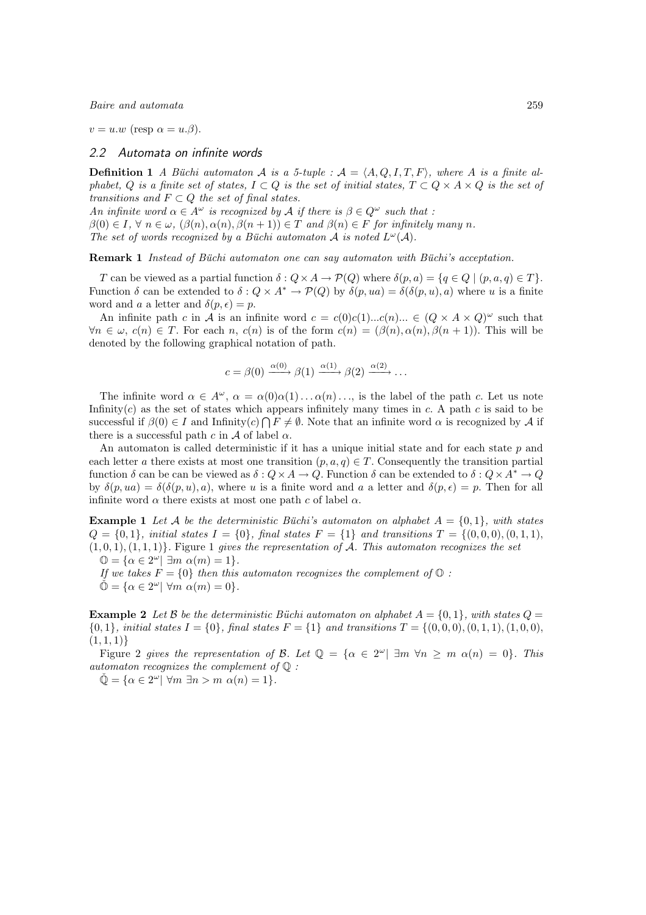$v = u.w$ (resp $\alpha = u.\beta$).

### 2.2 Automata on infinite words

**Definition 1** *A Büchi automaton $\mathcal{A}$ is a 5-tuple : $\mathcal{A} = \langle A, Q, I, T, F\rangle$, where $A$ is a finite alphabet, $Q$ is a finite set of states, $I \subset Q$ is the set of initial states, $T \subset Q \times A \times Q$ is the set of transitions and $F \subset Q$ the set of final states.*
*An infinite word $\alpha \in A^\omega$ is recognized by $\mathcal{A}$ if there is $\beta \in Q^\omega$ such that :*
*$\beta(0) \in I$, $\forall\ n \in \omega$, $(\beta(n), \alpha(n), \beta(n+1)) \in T$ and $\beta(n) \in F$ for infinitely many $n$.*
*The set of words recognized by a Büchi automaton $\mathcal{A}$ is noted $L^\omega(\mathcal{A})$.*

**Remark 1** *Instead of Büchi automaton one can say automaton with Büchi's acceptation.*

$T$ can be viewed as a partial function $\delta : Q \times A \rightarrow \mathcal{P}(Q)$ where $\delta(p, a) = \{q \in Q \mid (p, a, q) \in T\}$. Function $\delta$ can be extended to $\delta : Q \times A^* \rightarrow \mathcal{P}(Q)$ by $\delta(p, ua) = \delta(\delta(p, u), a)$ where $u$ is a finite word and $a$ a letter and $\delta(p, \epsilon) = p$.

An infinite path $c$ in $\mathcal{A}$ is an infinite word $c = c(0)c(1)...c(n)... \in (Q \times A \times Q)^\omega$ such that $\forall n \in \omega$, $c(n) \in T$. For each $n$, $c(n)$ is of the form $c(n) = (\beta(n), \alpha(n), \beta(n+1))$. This will be denoted by the following graphical notation of path.

$$c = \beta(0) \xrightarrow{\alpha(0)} \beta(1) \xrightarrow{\alpha(1)} \beta(2) \xrightarrow{\alpha(2)} \dots$$

The infinite word $\alpha \in A^\omega$, $\alpha = \alpha(0)\alpha(1)\dots\alpha(n)\dots$, is the label of the path $c$. Let us note Infinity$(c)$ as the set of states which appears infinitely many times in $c$. A path $c$ is said to be successful if $\beta(0) \in I$ and Infinity$(c) \bigcap F \neq \emptyset$. Note that an infinite word $\alpha$ is recognized by $\mathcal{A}$ if there is a successful path $c$ in $\mathcal{A}$ of label $\alpha$.

An automaton is called deterministic if it has a unique initial state and for each state $p$ and each letter $a$ there exists at most one transition $(p, a, q) \in T$. Consequently the transition partial function $\delta$ can be can be viewed as $\delta : Q \times A \rightarrow Q$. Function $\delta$ can be extended to $\delta : Q \times A^* \rightarrow Q$ by $\delta(p, ua) = \delta(\delta(p, u), a)$, where $u$ is a finite word and $a$ a letter and $\delta(p, \epsilon) = p$. Then for all infinite word $\alpha$ there exists at most one path $c$ of label $\alpha$.

**Example 1** *Let $\mathcal{A}$ be the deterministic Büchi's automaton on alphabet $A = \{0, 1\}$, with states $Q = \{0, 1\}$, initial states $I = \{0\}$, final states $F = \{1\}$ and transitions $T = \{(0, 0, 0), (0, 1, 1), (1, 0, 1), (1, 1, 1)\}$.* Figure 1 *gives the representation of $\mathcal{A}$. This automaton recognizes the set*
$\mathbb{O} = \{\alpha \in 2^\omega \mid \exists m\ \alpha(m) = 1\}$.
*If we takes $F = \{0\}$ then this automaton recognizes the complement of $\mathbb{O}$ :*
$\check{\mathbb{O}} = \{\alpha \in 2^\omega \mid \forall m\ \alpha(m) = 0\}$.

**Example 2** *Let $\mathcal{B}$ be the deterministic Büchi automaton on alphabet $A = \{0, 1\}$, with states $Q = \{0, 1\}$, initial states $I = \{0\}$, final states $F = \{1\}$ and transitions $T = \{(0, 0, 0), (0, 1, 1), (1, 0, 0), (1, 1, 1)\}$*

Figure 2 *gives the representation of $\mathcal{B}$. Let $\mathbb{Q} = \{\alpha \in 2^\omega \mid \exists m\ \forall n \geq m\ \alpha(n) = 0\}$. This automaton recognizes the complement of $\mathbb{Q}$ :*
$\check{\mathbb{Q}} = \{\alpha \in 2^\omega \mid \forall m\ \exists n > m\ \alpha(n) = 1\}$.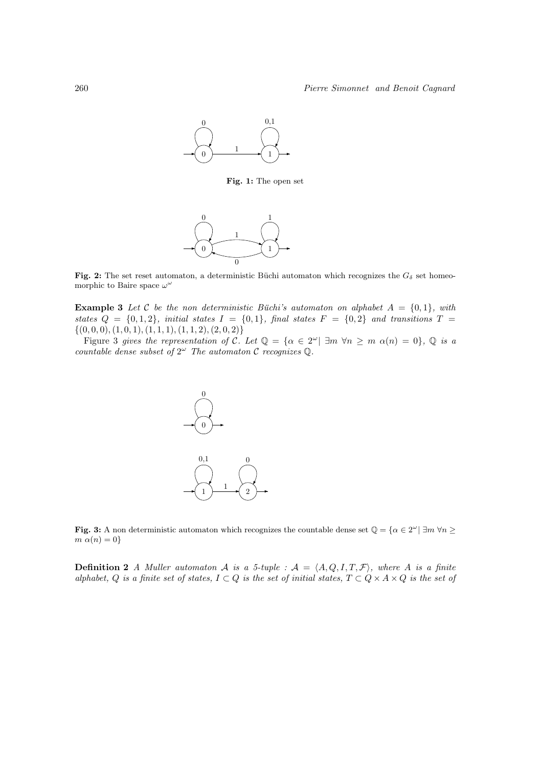**Fig. 1:** The open set

**Fig. 2:** The set reset automaton, a deterministic Büchi automaton which recognizes the $G_\delta$ set homeomorphic to Baire space $\omega^\omega$

**Example 3** *Let $\mathcal{C}$ be the non deterministic Büchi's automaton on alphabet $A = \{0,1\}$, with states $Q = \{0,1,2\}$, initial states $I = \{0,1\}$, final states $F = \{0,2\}$ and transitions $T = \{(0,0,0),(1,0,1),(1,1,1),(1,1,2),(2,0,2)\}$*

Figure 3 *gives the representation of $\mathcal{C}$. Let $\mathbb{Q} = \{\alpha \in 2^\omega |\ \exists m\ \forall n \geq m\ \alpha(n) = 0\}$, $\mathbb{Q}$ is a countable dense subset of $2^\omega$ The automaton $\mathcal{C}$ recognizes $\mathbb{Q}$.*

**Fig. 3:** A non deterministic automaton which recognizes the countable dense set $\mathbb{Q} = \{\alpha \in 2^\omega |\ \exists m\ \forall n \geq m\ \alpha(n) = 0\}$

**Definition 2** *A Muller automaton $\mathcal{A}$ is a 5-tuple : $\mathcal{A} = \langle A, Q, I, T, \mathcal{F}\rangle$, where $A$ is a finite alphabet, $Q$ is a finite set of states, $I \subset Q$ is the set of initial states, $T \subset Q \times A \times Q$ is the set of*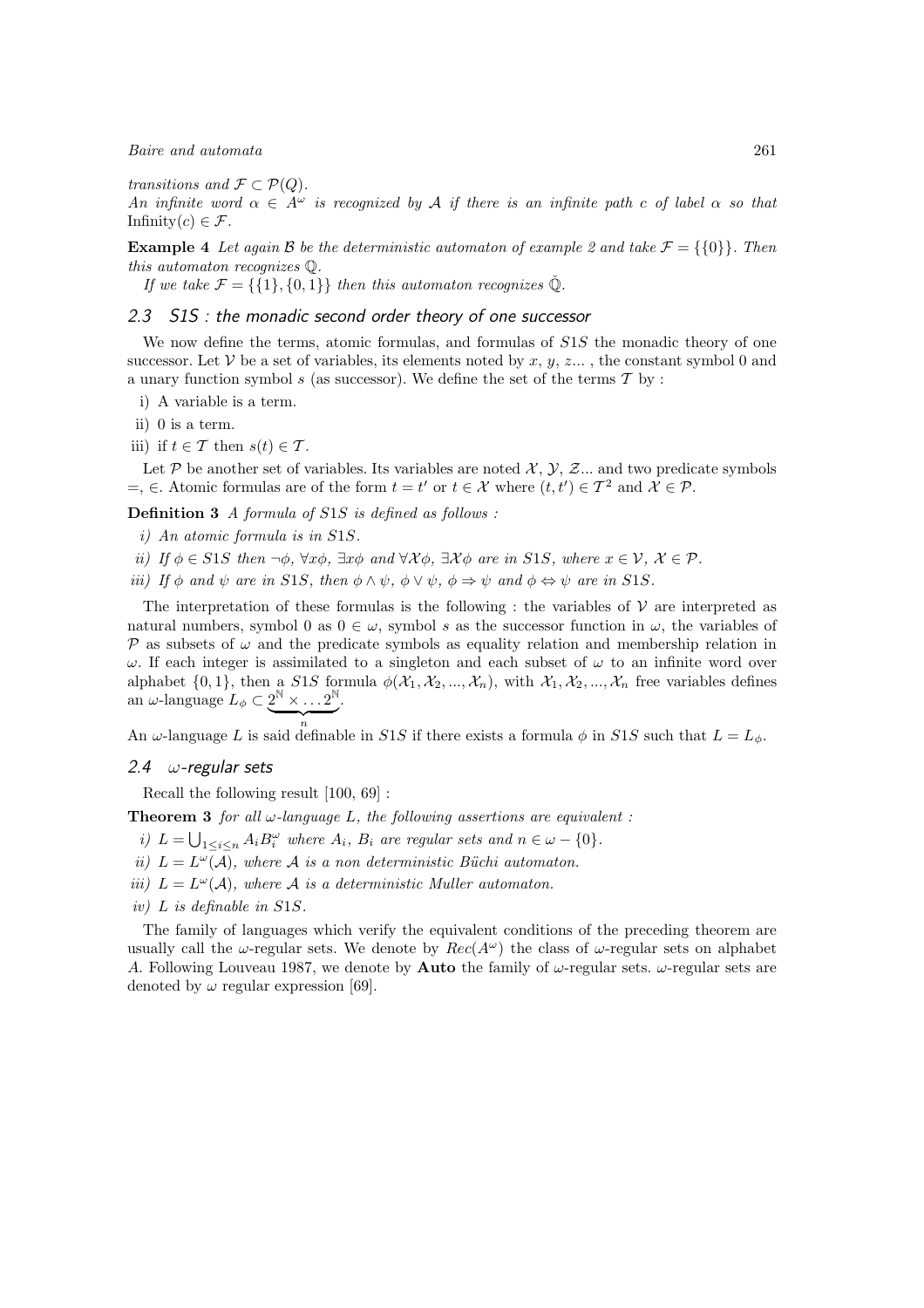*transitions and* $\mathcal{F} \subset \mathcal{P}(Q)$.

*An infinite word* $\alpha \in A^\omega$ *is recognized by* $\mathcal{A}$ *if there is an infinite path* $c$ *of label* $\alpha$ *so that* $\text{Infinity}(c) \in \mathcal{F}$.

**Example 4** *Let again* $\mathcal{B}$ *be the deterministic automaton of example 2 and take* $\mathcal{F} = \{\{0\}\}$. *Then this automaton recognizes* $\mathbb{Q}$.

*If we take* $\mathcal{F} = \{\{1\}, \{0, 1\}\}$ *then this automaton recognizes* $\check{\mathbb{Q}}$.

### 2.3 S1S : the monadic second order theory of one successor

We now define the terms, atomic formulas, and formulas of $S1S$ the monadic theory of one successor. Let $\mathcal{V}$ be a set of variables, its elements noted by $x$, $y$, $z$... , the constant symbol 0 and a unary function symbol $s$ (as successor). We define the set of the terms $\mathcal{T}$ by :

i) A variable is a term.

ii) 0 is a term.

iii) if $t \in \mathcal{T}$ then $s(t) \in \mathcal{T}$.

Let $\mathcal{P}$ be another set of variables. Its variables are noted $\mathcal{X}$, $\mathcal{Y}$, $\mathcal{Z}$... and two predicate symbols $=$, $\in$. Atomic formulas are of the form $t = t'$ or $t \in \mathcal{X}$ where $(t, t') \in \mathcal{T}^2$ and $\mathcal{X} \in \mathcal{P}$.

**Definition 3** *A formula of* $S1S$ *is defined as follows :*

*i) An atomic formula is in* $S1S$.

*ii) If* $\phi \in S1S$ *then* $\neg\phi$, $\forall x\phi$, $\exists x\phi$ *and* $\forall \mathcal{X}\phi$, $\exists \mathcal{X}\phi$ *are in* $S1S$, *where* $x \in \mathcal{V}$, $\mathcal{X} \in \mathcal{P}$.

*iii) If* $\phi$ *and* $\psi$ *are in* $S1S$, *then* $\phi \wedge \psi$, $\phi \vee \psi$, $\phi \Rightarrow \psi$ *and* $\phi \Leftrightarrow \psi$ *are in* $S1S$.

The interpretation of these formulas is the following : the variables of $\mathcal{V}$ are interpreted as natural numbers, symbol 0 as $0 \in \omega$, symbol $s$ as the successor function in $\omega$, the variables of $\mathcal{P}$ as subsets of $\omega$ and the predicate symbols as equality relation and membership relation in $\omega$. If each integer is assimilated to a singleton and each subset of $\omega$ to an infinite word over alphabet $\{0, 1\}$, then a $S1S$ formula $\phi(\mathcal{X}_1, \mathcal{X}_2, ..., \mathcal{X}_n)$, with $\mathcal{X}_1, \mathcal{X}_2, ..., \mathcal{X}_n$ free variables defines an $\omega$-language $L_\phi \subset \underbrace{2^{\mathbb{N}} \times \ldots 2^{\mathbb{N}}}_{n}$.

An $\omega$-language $L$ is said definable in $S1S$ if there exists a formula $\phi$ in $S1S$ such that $L = L_\phi$.

### 2.4 $\omega$-regular sets

Recall the following result [100, 69] :

**Theorem 3** *for all* $\omega$*-language* $L$, *the following assertions are equivalent :*

*i)* $L = \bigcup_{1 \leq i \leq n} A_i B_i^\omega$ *where* $A_i$, $B_i$ *are regular sets and* $n \in \omega - \{0\}$.

*ii)* $L = L^\omega(\mathcal{A})$, *where* $\mathcal{A}$ *is a non deterministic Büchi automaton.*

*iii)* $L = L^\omega(\mathcal{A})$, *where* $\mathcal{A}$ *is a deterministic Muller automaton.*

*iv)* $L$ *is definable in* $S1S$.

The family of languages which verify the equivalent conditions of the preceding theorem are usually call the $\omega$-regular sets. We denote by $Rec(A^\omega)$ the class of $\omega$-regular sets on alphabet $A$. Following Louveau 1987, we denote by **Auto** the family of $\omega$-regular sets. $\omega$-regular sets are denoted by $\omega$ regular expression [69].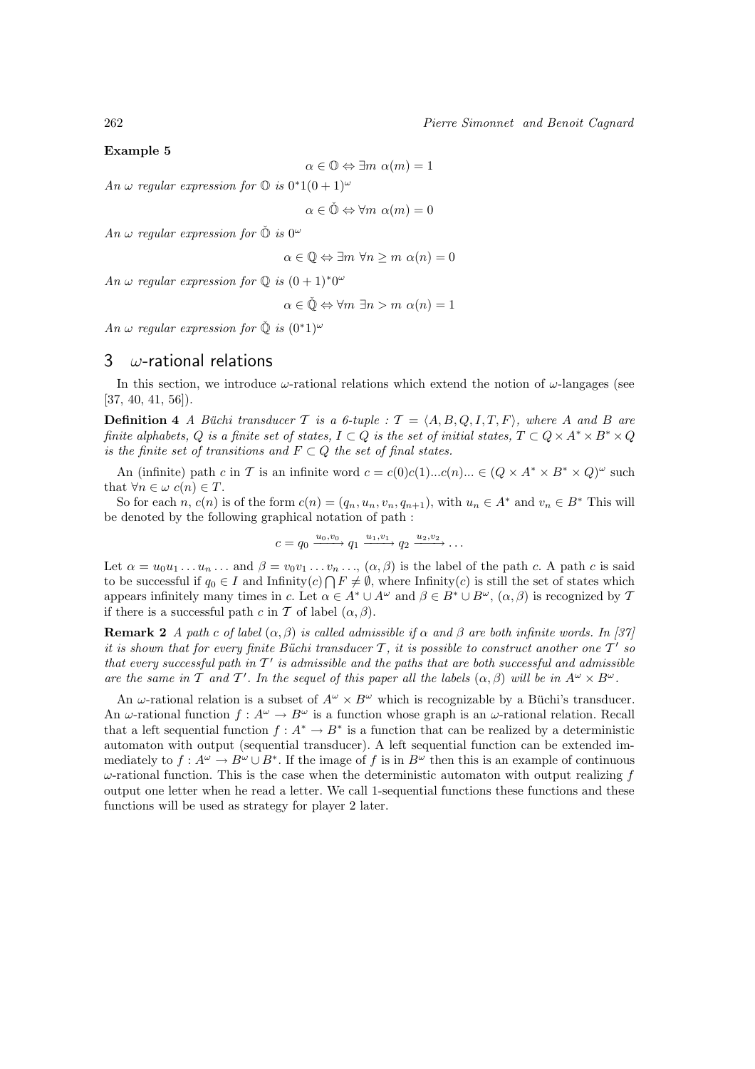**Example 5**

$$\alpha \in \mathbb{O} \Leftrightarrow \exists m \ \alpha(m) = 1$$

*An $\omega$ regular expression for $\mathbb{O}$ is $0^*1(0+1)^\omega$*

$$\alpha \in \check{\mathbb{O}} \Leftrightarrow \forall m \ \alpha(m) = 0$$

*An $\omega$ regular expression for $\check{\mathbb{O}}$ is $0^\omega$*

$$\alpha \in \mathbb{Q} \Leftrightarrow \exists m \ \forall n \geq m \ \alpha(n) = 0$$

*An $\omega$ regular expression for $\mathbb{Q}$ is $(0+1)^*0^\omega$*

$$\alpha \in \check{\mathbb{Q}} \Leftrightarrow \forall m \ \exists n > m \ \alpha(n) = 1$$

*An $\omega$ regular expression for $\check{\mathbb{Q}}$ is $(0^*1)^\omega$*

## 3 $\omega$-rational relations

In this section, we introduce $\omega$-rational relations which extend the notion of $\omega$-langages (see [37, 40, 41, 56]).

**Definition 4** *A Büchi transducer $\mathcal{T}$ is a 6-tuple : $\mathcal{T} = \langle A, B, Q, I, T, F \rangle$, where $A$ and $B$ are finite alphabets, $Q$ is a finite set of states, $I \subset Q$ is the set of initial states, $T \subset Q \times A^* \times B^* \times Q$ is the finite set of transitions and $F \subset Q$ the set of final states.*

An (infinite) path $c$ in $\mathcal{T}$ is an infinite word $c = c(0)c(1)...c(n)... \in (Q \times A^* \times B^* \times Q)^\omega$ such that $\forall n \in \omega \ c(n) \in T$.

So for each $n$, $c(n)$ is of the form $c(n) = (q_n, u_n, v_n, q_{n+1})$, with $u_n \in A^*$ and $v_n \in B^*$ This will be denoted by the following graphical notation of path :

$$c = q_0 \xrightarrow{u_0, v_0} q_1 \xrightarrow{u_1, v_1} q_2 \xrightarrow{u_2, v_2} \ldots$$

Let $\alpha = u_0 u_1 \ldots u_n \ldots$ and $\beta = v_0 v_1 \ldots v_n \ldots$, $(\alpha, \beta)$ is the label of the path $c$. A path $c$ is said to be successful if $q_0 \in I$ and $\text{Infinity}(c) \bigcap F \neq \emptyset$, where $\text{Infinity}(c)$ is still the set of states which appears infinitely many times in $c$. Let $\alpha \in A^* \cup A^\omega$ and $\beta \in B^* \cup B^\omega$, $(\alpha, \beta)$ is recognized by $\mathcal{T}$ if there is a successful path $c$ in $\mathcal{T}$ of label $(\alpha, \beta)$.

**Remark 2** *A path $c$ of label $(\alpha, \beta)$ is called admissible if $\alpha$ and $\beta$ are both infinite words. In [37] it is shown that for every finite Büchi transducer $\mathcal{T}$, it is possible to construct another one $\mathcal{T}'$ so that every successful path in $\mathcal{T}'$ is admissible and the paths that are both successful and admissible are the same in $\mathcal{T}$ and $\mathcal{T}'$. In the sequel of this paper all the labels $(\alpha, \beta)$ will be in $A^\omega \times B^\omega$.*

An $\omega$-rational relation is a subset of $A^\omega \times B^\omega$ which is recognizable by a Büchi's transducer. An $\omega$-rational function $f : A^\omega \to B^\omega$ is a function whose graph is an $\omega$-rational relation. Recall that a left sequential function $f : A^* \to B^*$ is a function that can be realized by a deterministic automaton with output (sequential transducer). A left sequential function can be extended immediately to $f : A^\omega \to B^\omega \cup B^*$. If the image of $f$ is in $B^\omega$ then this is an example of continuous $\omega$-rational function. This is the case when the deterministic automaton with output realizing $f$ output one letter when he read a letter. We call 1-sequential functions these functions and these functions will be used as strategy for player 2 later.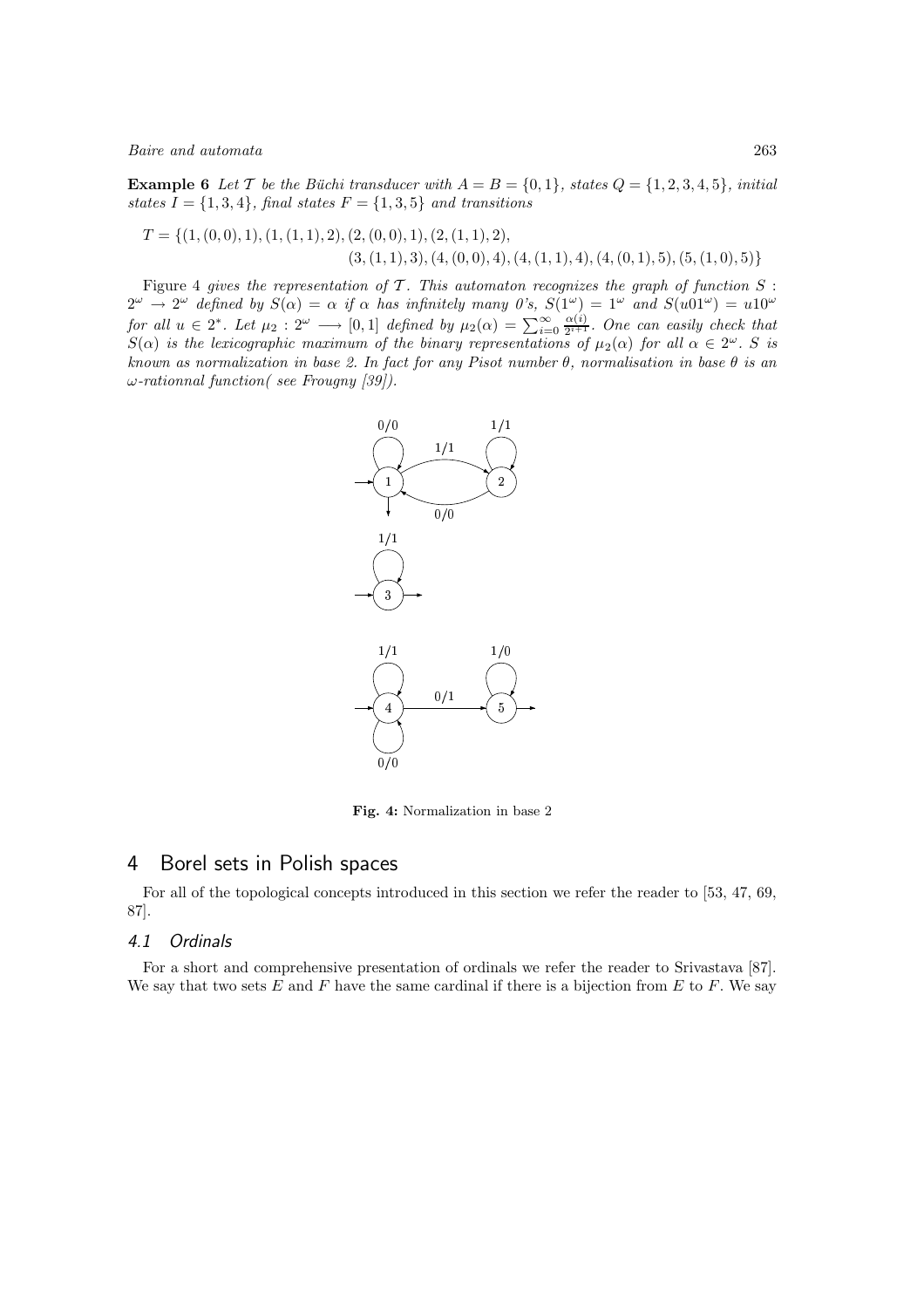**Example 6** *Let $\mathcal{T}$ be the Büchi transducer with $A = B = \{0, 1\}$, states $Q = \{1, 2, 3, 4, 5\}$, initial states $I = \{1, 3, 4\}$, final states $F = \{1, 3, 5\}$ and transitions*

$$T = \{(1, (0, 0), 1), (1, (1, 1), 2), (2, (0, 0), 1), (2, (1, 1), 2), \\ (3, (1, 1), 3), (4, (0, 0), 4), (4, (1, 1), 4), (4, (0, 1), 5), (5, (1, 0), 5)\}$$

*Figure 4 gives the representation of $\mathcal{T}$. This automaton recognizes the graph of function $S : 2^\omega \to 2^\omega$ defined by $S(\alpha) = \alpha$ if $\alpha$ has infinitely many 0's, $S(1^\omega) = 1^\omega$ and $S(u01^\omega) = u10^\omega$ for all $u \in 2^*$. Let $\mu_2 : 2^\omega \longrightarrow [0, 1]$ defined by $\mu_2(\alpha) = \sum_{i=0}^{\infty} \frac{\alpha(i)}{2^{i+1}}$. One can easily check that $S(\alpha)$ is the lexicographic maximum of the binary representations of $\mu_2(\alpha)$ for all $\alpha \in 2^\omega$. $S$ is known as normalization in base 2. In fact for any Pisot number $\theta$, normalisation in base $\theta$ is an $\omega$-rationnal function( see Frougny [39]).*

**Fig. 4:** Normalization in base 2

## 4 Borel sets in Polish spaces

For all of the topological concepts introduced in this section we refer the reader to [53, 47, 69, 87].

### 4.1 Ordinals

For a short and comprehensive presentation of ordinals we refer the reader to Srivastava [87]. We say that two sets $E$ and $F$ have the same cardinal if there is a bijection from $E$ to $F$. We say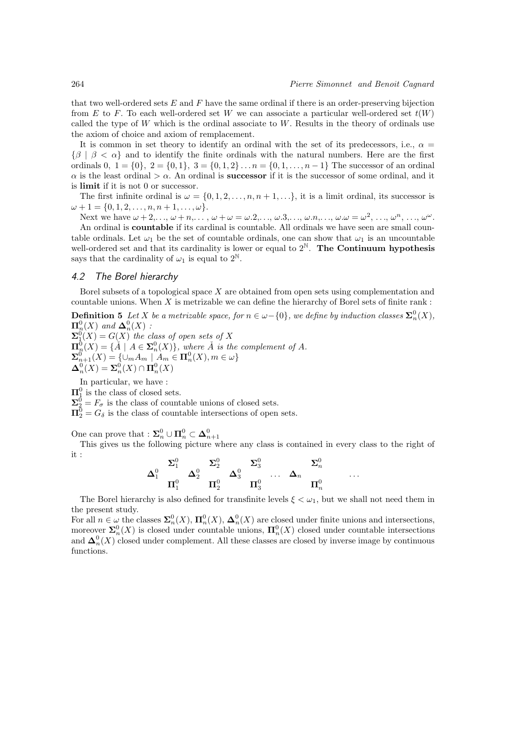that two well-ordered sets $E$ and $F$ have the same ordinal if there is an order-preserving bijection from $E$ to $F$. To each well-ordered set $W$ we can associate a particular well-ordered set $t(W)$ called the type of $W$ which is the ordinal associate to $W$. Results in the theory of ordinals use the axiom of choice and axiom of remplacement.

It is common in set theory to identify an ordinal with the set of its predecessors, i.e., $\alpha = \{\beta \mid \beta < \alpha\}$ and to identify the finite ordinals with the natural numbers. Here are the first ordinals $0,\ 1 = \{0\},\ 2 = \{0, 1\},\ 3 = \{0, 1, 2\} \ldots n = \{0, 1, \ldots, n-1\}$ The successor of an ordinal $\alpha$ is the least ordinal $> \alpha$. An ordinal is **successor** if it is the successor of some ordinal, and it is **limit** if it is not 0 or successor.

The first infinite ordinal is $\omega = \{0, 1, 2, \ldots, n, n+1, \ldots\}$, it is a limit ordinal, its successor is $\omega + 1 = \{0, 1, 2, \ldots, n, n+1, \ldots, \omega\}$.

Next we have $\omega + 2, \ldots, \omega + n, \ldots, \omega + \omega = \omega.2, \ldots, \omega.3, \ldots, \omega.n, \ldots, \omega.\omega = \omega^2, \ldots, \omega^n, \ldots, \omega^\omega$.

An ordinal is **countable** if its cardinal is countable. All ordinals we have seen are small countable ordinals. Let $\omega_1$ be the set of countable ordinals, one can show that $\omega_1$ is an uncountable well-ordered set and that its cardinality is lower or equal to $2^{\mathbb{N}}$. **The Continuum hypothesis** says that the cardinality of $\omega_1$ is equal to $2^{\mathbb{N}}$.

### 4.2 The Borel hierarchy

Borel subsets of a topological space $X$ are obtained from open sets using complementation and countable unions. When $X$ is metrizable we can define the hierarchy of Borel sets of finite rank :

**Definition 5** *Let $X$ be a metrizable space, for $n \in \omega - \{0\}$, we define by induction classes $\mathbf{\Sigma}^0_n(X)$, $\mathbf{\Pi}^0_n(X)$ and $\mathbf{\Delta}^0_n(X)$ :*
*$\mathbf{\Sigma}^0_1(X) = G(X)$ the class of open sets of $X$*
*$\mathbf{\Pi}^0_n(X) = \{\check{A} \mid A \in \mathbf{\Sigma}^0_n(X)\}$, where $\check{A}$ is the complement of $A$.*
*$\mathbf{\Sigma}^0_{n+1}(X) = \{\cup_m A_m \mid A_m \in \mathbf{\Pi}^0_n(X), m \in \omega\}$*
*$\mathbf{\Delta}^0_n(X) = \mathbf{\Sigma}^0_n(X) \cap \mathbf{\Pi}^0_n(X)$*

In particular, we have :
$\mathbf{\Pi}^0_1$ is the class of closed sets.
$\mathbf{\Sigma}^0_2 = F_\sigma$ is the class of countable unions of closed sets.
$\mathbf{\Pi}^0_2 = G_\delta$ is the class of countable intersections of open sets.

One can prove that : $\mathbf{\Sigma}^0_n \cup \mathbf{\Pi}^0_n \subset \mathbf{\Delta}^0_{n+1}$

This gives us the following picture where any class is contained in every class to the right of it :

$$
\begin{array}{ccccccccccc}
 & \mathbf{\Sigma}^0_1 & & \mathbf{\Sigma}^0_2 & & \mathbf{\Sigma}^0_3 & & & \mathbf{\Sigma}^0_n & & \\
\mathbf{\Delta}^0_1 & & \mathbf{\Delta}^0_2 & & \mathbf{\Delta}^0_3 & & \ldots & \mathbf{\Delta}_n & & & \ldots \\
 & \mathbf{\Pi}^0_1 & & \mathbf{\Pi}^0_2 & & \mathbf{\Pi}^0_3 & & & \mathbf{\Pi}^0_n & &
\end{array}
$$

The Borel hierarchy is also defined for transfinite levels $\xi < \omega_1$, but we shall not need them in the present study.

For all $n \in \omega$ the classes $\mathbf{\Sigma}^0_n(X)$, $\mathbf{\Pi}^0_n(X)$, $\mathbf{\Delta}^0_n(X)$ are closed under finite unions and intersections, moreover $\mathbf{\Sigma}^0_n(X)$ is closed under countable unions, $\mathbf{\Pi}^0_n(X)$ closed under countable intersections and $\mathbf{\Delta}^0_n(X)$ closed under complement. All these classes are closed by inverse image by continuous functions.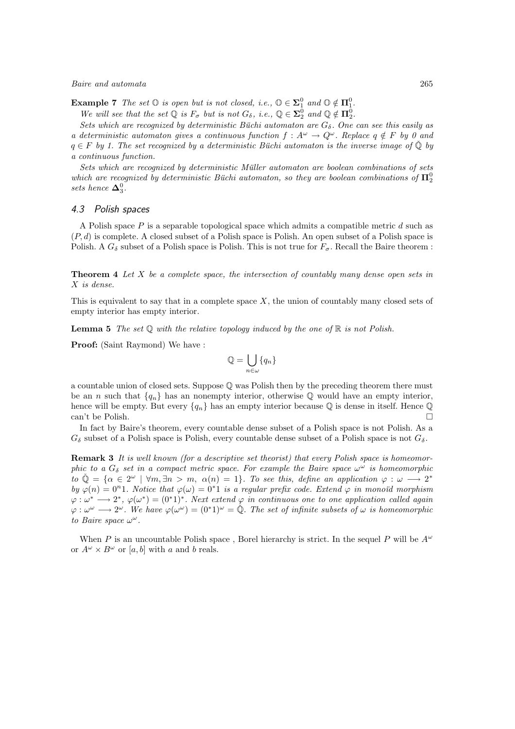**Example 7** *The set $\mathbb{O}$ is open but is not closed, i.e., $\mathbb{O} \in \boldsymbol{\Sigma}_1^0$ and $\mathbb{O} \notin \boldsymbol{\Pi}_1^0$.*

*We will see that the set $\mathbb{Q}$ is $F_\sigma$ but is not $G_\delta$, i.e., $\mathbb{Q} \in \boldsymbol{\Sigma}_2^0$ and $\mathbb{Q} \notin \boldsymbol{\Pi}_2^0$.*

*Sets which are recognized by deterministic Büchi automaton are $G_\delta$. One can see this easily as a deterministic automaton gives a continuous function $f : A^\omega \to Q^\omega$. Replace $q \notin F$ by 0 and $q \in F$ by 1. The set recognized by a deterministic Büchi automaton is the inverse image of $\check{\mathbb{Q}}$ by a continuous function.*

*Sets which are recognized by deterministic Müller automaton are boolean combinations of sets which are recognized by deterministic Büchi automaton, so they are boolean combinations of $\boldsymbol{\Pi}_2^0$ sets hence $\boldsymbol{\Delta}_3^0$.*

### *4.3 Polish spaces*

A Polish space $P$ is a separable topological space which admits a compatible metric $d$ such as $(P, d)$ is complete. A closed subset of a Polish space is Polish. An open subset of a Polish space is Polish. A $G_\delta$ subset of a Polish space is Polish. This is not true for $F_\sigma$. Recall the Baire theorem :

**Theorem 4** *Let $X$ be a complete space, the intersection of countably many dense open sets in $X$ is dense.*

This is equivalent to say that in a complete space $X$, the union of countably many closed sets of empty interior has empty interior.

**Lemma 5** *The set $\mathbb{Q}$ with the relative topology induced by the one of $\mathbb{R}$ is not Polish.*

**Proof:** (Saint Raymond) We have :

$$\mathbb{Q} = \bigcup_{n \in \omega} \{q_n\}$$

a countable union of closed sets. Suppose $\mathbb{Q}$ was Polish then by the preceding theorem there must be an $n$ such that $\{q_n\}$ has an nonempty interior, otherwise $\mathbb{Q}$ would have an empty interior, hence will be empty. But every $\{q_n\}$ has an empty interior because $\mathbb{Q}$ is dense in itself. Hence $\mathbb{Q}$ can't be Polish. □

In fact by Baire's theorem, every countable dense subset of a Polish space is not Polish. As a $G_\delta$ subset of a Polish space is Polish, every countable dense subset of a Polish space is not $G_\delta$.

**Remark 3** *It is well known (for a descriptive set theorist) that every Polish space is homeomorphic to a $G_\delta$ set in a compact metric space. For example the Baire space $\omega^\omega$ is homeomorphic to $\check{\mathbb{Q}} = \{\alpha \in 2^\omega \mid \forall m, \exists n > m,\ \alpha(n) = 1\}$. To see this, define an application $\varphi : \omega \longrightarrow 2^*$ by $\varphi(n) = 0^n 1$. Notice that $\varphi(\omega) = 0^* 1$ is a regular prefix code. Extend $\varphi$ in monoïd morphism $\varphi : \omega^* \longrightarrow 2^*$, $\varphi(\omega^*) = (0^* 1)^*$. Next extend $\varphi$ in continuous one to one application called again $\varphi : \omega^\omega \longrightarrow 2^\omega$. We have $\varphi(\omega^\omega) = (0^* 1)^\omega = \check{\mathbb{Q}}$. The set of infinite subsets of $\omega$ is homeomorphic to Baire space $\omega^\omega$.*

When $P$ is an uncountable Polish space , Borel hierarchy is strict. In the sequel $P$ will be $A^\omega$ or $A^\omega \times B^\omega$ or $[a, b]$ with $a$ and $b$ reals.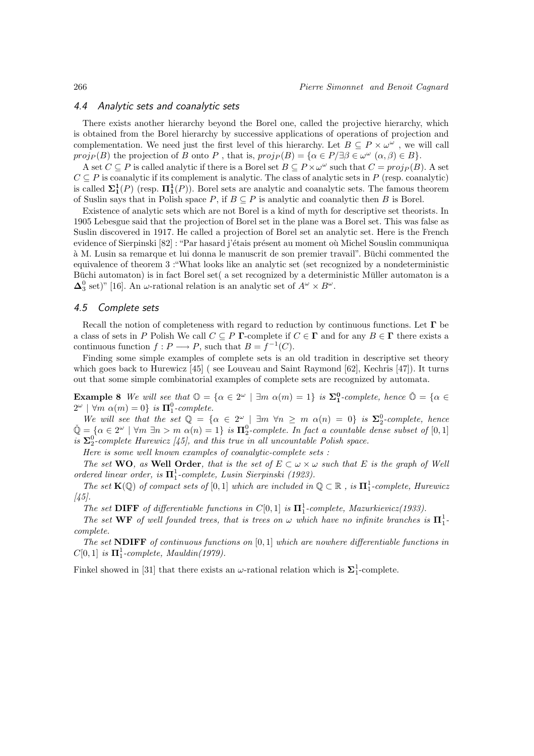### 4.4 Analytic sets and coanalytic sets

There exists another hierarchy beyond the Borel one, called the projective hierarchy, which is obtained from the Borel hierarchy by successive applications of operations of projection and complementation. We need just the first level of this hierarchy. Let $B \subseteq P \times \omega^\omega$ , we will call $proj_P(B)$ the projection of $B$ onto $P$ , that is, $proj_P(B) = \{\alpha \in P / \exists \beta \in \omega^\omega \ (\alpha, \beta) \in B\}$.

A set $C \subseteq P$ is called analytic if there is a Borel set $B \subseteq P \times \omega^\omega$ such that $C = proj_P(B)$. A set $C \subseteq P$ is coanalytic if its complement is analytic. The class of analytic sets in $P$ (resp. coanalytic) is called $\mathbf{\Sigma^1_1}(P)$ (resp. $\mathbf{\Pi^1_1}(P)$). Borel sets are analytic and coanalytic sets. The famous theorem of Suslin says that in Polish space $P$, if $B \subseteq P$ is analytic and coanalytic then $B$ is Borel.

Existence of analytic sets which are not Borel is a kind of myth for descriptive set theorists. In 1905 Lebesgue said that the projection of Borel set in the plane was a Borel set. This was false as Suslin discovered in 1917. He called a projection of Borel set an analytic set. Here is the French evidence of Sierpinski [82] : "Par hasard j'étais présent au moment où Michel Souslin communiqua à M. Lusin sa remarque et lui donna le manuscrit de son premier travail". Büchi commented the equivalence of theorem 3 :"What looks like an analytic set (set recognized by a nondeterministic Büchi automaton) is in fact Borel set( a set recognized by a deterministic Müller automaton is a $\mathbf{\Delta}^0_3$ set)" [16]. An $\omega$-rational relation is an analytic set of $A^\omega \times B^\omega$.

### 4.5 Complete sets

Recall the notion of completeness with regard to reduction by continuous functions. Let $\mathbf{\Gamma}$ be a class of sets in $P$ Polish We call $C \subseteq P$ $\mathbf{\Gamma}$-complete if $C \in \mathbf{\Gamma}$ and for any $B \in \mathbf{\Gamma}$ there exists a continuous function $f : P \longrightarrow P$, such that $B = f^{-1}(C)$.

Finding some simple examples of complete sets is an old tradition in descriptive set theory which goes back to Hurewicz [45] ( see Louveau and Saint Raymond [62], Kechris [47]). It turns out that some simple combinatorial examples of complete sets are recognized by automata.

**Example 8** *We will see that* $\mathbb{O} = \{\alpha \in 2^\omega \mid \exists m \ \alpha(m) = 1\}$ *is* $\mathbf{\Sigma^0_1}$*-complete, hence* $\check{\mathbb{O}} = \{\alpha \in 2^\omega \mid \forall m \ \alpha(m) = 0\}$ *is* $\mathbf{\Pi}^0_1$*-complete.*

*We will see that the set* $\mathbb{Q} = \{\alpha \in 2^\omega \mid \exists m \ \forall n \geq m \ \alpha(n) = 0\}$ *is* $\mathbf{\Sigma}^0_2$*-complete, hence* $\check{\mathbb{Q}} = \{\alpha \in 2^\omega \mid \forall m \ \exists n > m \ \alpha(n) = 1\}$ *is* $\mathbf{\Pi}^0_2$*-complete. In fact a countable dense subset of* $[0,1]$ *is* $\mathbf{\Sigma}^0_2$*-complete Hurewicz [45], and this true in all uncountable Polish space.*

*Here is some well known examples of coanalytic-complete sets :*

*The set* **WO***, as* **Well Order***, that is the set of* $E \subset \omega \times \omega$ *such that* $E$ *is the graph of Well ordered linear order, is* $\mathbf{\Pi}^1_1$*-complete, Lusin Sierpinski (1923).*

*The set* $\mathbf{K}(\mathbb{Q})$ *of compact sets of* $[0,1]$ *which are included in* $\mathbb{Q} \subset \mathbb{R}$ *, is* $\mathbf{\Pi}^1_1$*-complete, Hurewicz [45].*

*The set* **DIFF** *of differentiable functions in* $C[0,1]$ *is* $\mathbf{\Pi}^1_1$*-complete, Mazurkievicz(1933).*

*The set* **WF** *of well founded trees, that is trees on* $\omega$ *which have no infinite branches is* $\mathbf{\Pi}^1_1$*-complete.*

*The set* **NDIFF** *of continuous functions on* $[0,1]$ *which are nowhere differentiable functions in* $C[0,1]$ *is* $\mathbf{\Pi}^1_1$*-complete, Mauldin(1979).*

Finkel showed in [31] that there exists an $\omega$-rational relation which is $\mathbf{\Sigma}^1_1$-complete.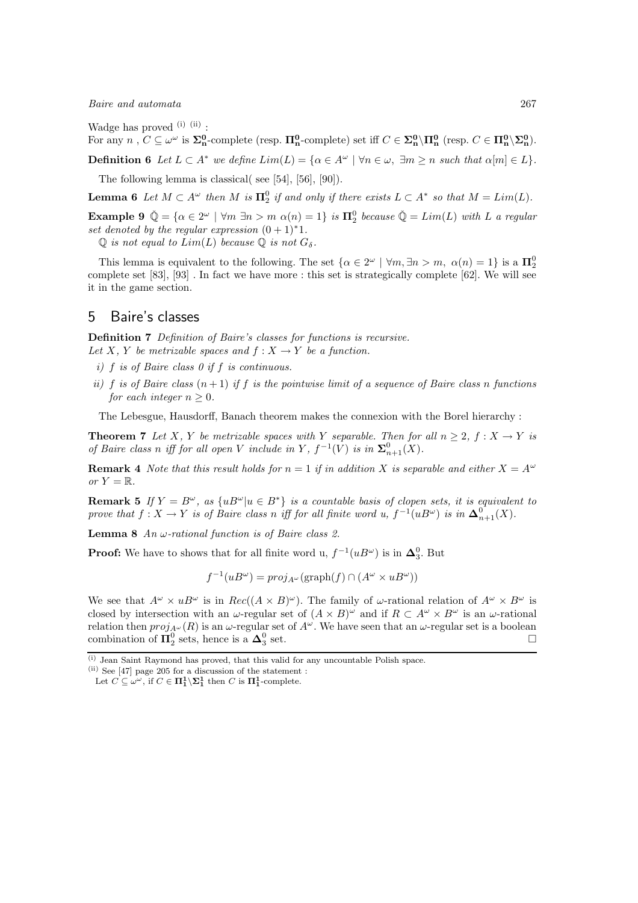Wadge has proved [(i)] [(ii)] :
For any $n$ , $C \subseteq \omega^\omega$ is $\mathbf{\Sigma^0_n}$-complete (resp. $\mathbf{\Pi^0_n}$-complete) set iff $C \in \mathbf{\Sigma^0_n} \backslash \mathbf{\Pi^0_n}$ (resp. $C \in \mathbf{\Pi^0_n} \backslash \mathbf{\Sigma^0_n}$).

**Definition 6** *Let $L \subset A^*$ we define $Lim(L) = \{\alpha \in A^\omega \mid \forall n \in \omega,\ \exists m \geq n \text{ such that } \alpha[m] \in L\}$.*

The following lemma is classical( see [54], [56], [90]).

**Lemma 6** *Let $M \subset A^\omega$ then $M$ is $\mathbf{\Pi}^0_2$ if and only if there exists $L \subset A^*$ so that $M = Lim(L)$.*

**Example 9** *$\check{\mathbb{Q}} = \{\alpha \in 2^\omega \mid \forall m\ \exists n > m\ \alpha(n) = 1\}$ is $\mathbf{\Pi}^0_2$ because $\check{\mathbb{Q}} = Lim(L)$ with $L$ a regular set denoted by the regular expression $(0+1)^*1$.*

*$\mathbb{Q}$ is not equal to $Lim(L)$ because $\mathbb{Q}$ is not $G_\delta$.*

This lemma is equivalent to the following. The set $\{\alpha \in 2^\omega \mid \forall m, \exists n > m,\ \alpha(n) = 1\}$ is a $\mathbf{\Pi}^0_2$ complete set [83], [93] . In fact we have more : this set is strategically complete [62]. We will see it in the game section.

## 5 Baire's classes

**Definition 7** *Definition of Baire's classes for functions is recursive.*
*Let $X$, $Y$ be metrizable spaces and $f : X \to Y$ be a function.*

- *i) $f$ is of Baire class 0 if $f$ is continuous.*
- *ii) $f$ is of Baire class $(n+1)$ if $f$ is the pointwise limit of a sequence of Baire class $n$ functions for each integer $n \geq 0$.*

The Lebesgue, Hausdorff, Banach theorem makes the connexion with the Borel hierarchy :

**Theorem 7** *Let $X$, $Y$ be metrizable spaces with $Y$ separable. Then for all $n \geq 2$, $f : X \to Y$ is of Baire class $n$ iff for all open $V$ include in $Y$, $f^{-1}(V)$ is in $\mathbf{\Sigma}^0_{n+1}(X)$.*

**Remark 4** *Note that this result holds for $n = 1$ if in addition $X$ is separable and either $X = A^\omega$ or $Y = \mathbb{R}$.*

**Remark 5** *If $Y = B^\omega$, as $\{uB^\omega | u \in B^*\}$ is a countable basis of clopen sets, it is equivalent to prove that $f : X \to Y$ is of Baire class $n$ iff for all finite word $u$, $f^{-1}(uB^\omega)$ is in $\mathbf{\Delta}^0_{n+1}(X)$.*

**Lemma 8** *An $\omega$-rational function is of Baire class 2.*

**Proof:** We have to shows that for all finite word u, $f^{-1}(uB^\omega)$ is in $\mathbf{\Delta}^0_3$. But

$$f^{-1}(uB^\omega) = proj_{A^\omega}(\text{graph}(f) \cap (A^\omega \times uB^\omega))$$

We see that $A^\omega \times uB^\omega$ is in $Rec((A \times B)^\omega)$. The family of $\omega$-rational relation of $A^\omega \times B^\omega$ is closed by intersection with an $\omega$-regular set of $(A \times B)^\omega$ and if $R \subset A^\omega \times B^\omega$ is an $\omega$-rational relation then $proj_{A^\omega}(R)$ is an $\omega$-regular set of $A^\omega$. We have seen that an $\omega$-regular set is a boolean combination of $\mathbf{\Pi}^0_2$ sets, hence is a $\mathbf{\Delta}^0_3$ set. □

---

[(i)] Jean Saint Raymond has proved, that this valid for any uncountable Polish space.

[(ii)] See [47] page 205 for a discussion of the statement :
Let $C \subseteq \omega^\omega$, if $C \in \mathbf{\Pi^1_1} \backslash \mathbf{\Sigma^1_1}$ then $C$ is $\mathbf{\Pi^1_1}$-complete.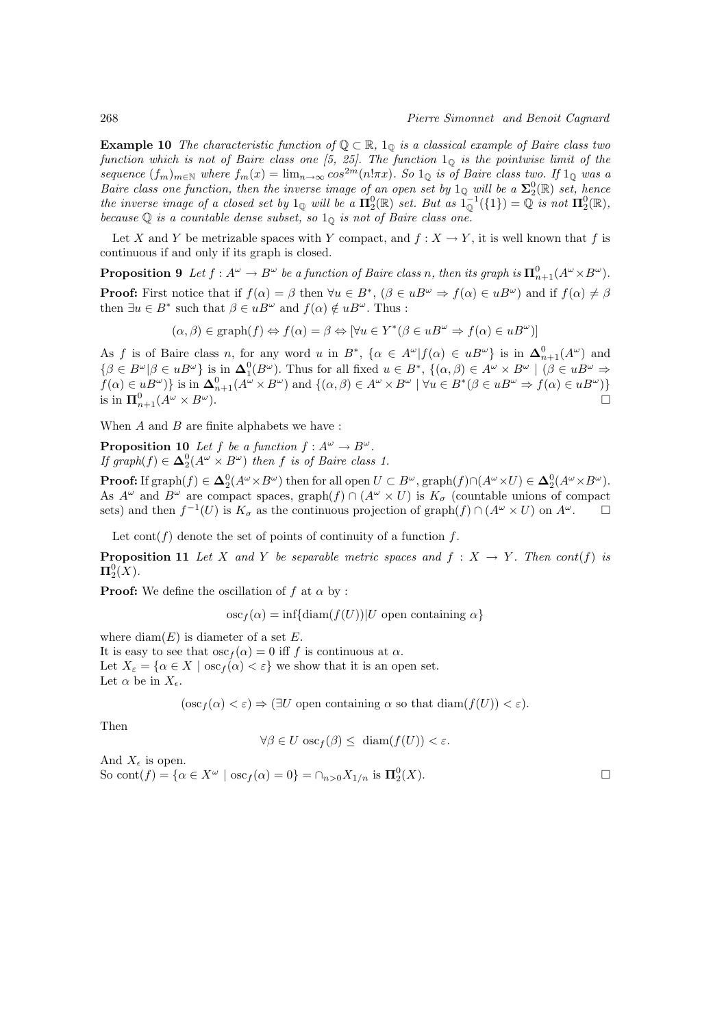**Example 10** *The characteristic function of $\mathbb{Q} \subset \mathbb{R}$, $1_{\mathbb{Q}}$ is a classical example of Baire class two function which is not of Baire class one [5, 25]. The function $1_{\mathbb{Q}}$ is the pointwise limit of the sequence $(f_m)_{m\in\mathbb{N}}$ where $f_m(x) = \lim_{n\to\infty} cos^{2m}(n!\pi x)$. So $1_{\mathbb{Q}}$ is of Baire class two. If $1_{\mathbb{Q}}$ was a Baire class one function, then the inverse image of an open set by $1_{\mathbb{Q}}$ will be a $\mathbf{\Sigma}^0_2(\mathbb{R})$ set, hence the inverse image of a closed set by $1_{\mathbb{Q}}$ will be a $\mathbf{\Pi}^0_2(\mathbb{R})$ set. But as $1^{-1}_{\mathbb{Q}}(\{1\}) = \mathbb{Q}$ is not $\mathbf{\Pi}^0_2(\mathbb{R})$, because $\mathbb{Q}$ is a countable dense subset, so $1_{\mathbb{Q}}$ is not of Baire class one.*

Let $X$ and $Y$ be metrizable spaces with $Y$ compact, and $f : X \to Y$, it is well known that $f$ is continuous if and only if its graph is closed.

**Proposition 9** *Let $f : A^\omega \to B^\omega$ be a function of Baire class $n$, then its graph is $\mathbf{\Pi}^0_{n+1}(A^\omega \times B^\omega)$.*

**Proof:** First notice that if $f(\alpha) = \beta$ then $\forall u \in B^*$, $(\beta \in uB^\omega \Rightarrow f(\alpha) \in uB^\omega)$ and if $f(\alpha) \neq \beta$ then $\exists u \in B^*$ such that $\beta \in uB^\omega$ and $f(\alpha) \notin uB^\omega$. Thus :

$$(\alpha, \beta) \in \text{graph}(f) \Leftrightarrow f(\alpha) = \beta \Leftrightarrow [\forall u \in Y^*(\beta \in uB^\omega \Rightarrow f(\alpha) \in uB^\omega)]$$

As $f$ is of Baire class $n$, for any word $u$ in $B^*$, $\{\alpha \in A^\omega | f(\alpha) \in uB^\omega\}$ is in $\mathbf{\Delta}^0_{n+1}(A^\omega)$ and $\{\beta \in B^\omega | \beta \in uB^\omega\}$ is in $\mathbf{\Delta}^0_1(B^\omega)$. Thus for all fixed $u \in B^*$, $\{(\alpha, \beta) \in A^\omega \times B^\omega \mid (\beta \in uB^\omega \Rightarrow f(\alpha) \in uB^\omega)\}$ is in $\mathbf{\Delta}^0_{n+1}(A^\omega \times B^\omega)$ and $\{(\alpha, \beta) \in A^\omega \times B^\omega \mid \forall u \in B^*(\beta \in uB^\omega \Rightarrow f(\alpha) \in uB^\omega)\}$ is in $\mathbf{\Pi}^0_{n+1}(A^\omega \times B^\omega)$. □

When $A$ and $B$ are finite alphabets we have :

**Proposition 10** *Let $f$ be a function $f : A^\omega \to B^\omega$.*
*If $graph(f) \in \mathbf{\Delta}^0_2(A^\omega \times B^\omega)$ then $f$ is of Baire class 1.*

**Proof:** If $\text{graph}(f) \in \mathbf{\Delta}^0_2(A^\omega \times B^\omega)$ then for all open $U \subset B^\omega$, $\text{graph}(f) \cap (A^\omega \times U) \in \mathbf{\Delta}^0_2(A^\omega \times B^\omega)$. As $A^\omega$ and $B^\omega$ are compact spaces, $\text{graph}(f) \cap (A^\omega \times U)$ is $K_\sigma$ (countable unions of compact sets) and then $f^{-1}(U)$ is $K_\sigma$ as the continuous projection of $\text{graph}(f) \cap (A^\omega \times U)$ on $A^\omega$. □

Let $\text{cont}(f)$ denote the set of points of continuity of a function $f$.

**Proposition 11** *Let $X$ and $Y$ be separable metric spaces and $f : X \to Y$. Then $cont(f)$ is $\mathbf{\Pi}^0_2(X)$.*

**Proof:** We define the oscillation of $f$ at $\alpha$ by :

$$\text{osc}_f(\alpha) = \inf\{\text{diam}(f(U)) | U \text{ open containing } \alpha\}$$

where $\text{diam}(E)$ is diameter of a set $E$.
It is easy to see that $\text{osc}_f(\alpha) = 0$ iff $f$ is continuous at $\alpha$.
Let $X_\varepsilon = \{\alpha \in X \mid \text{osc}_f(\alpha) < \varepsilon\}$ we show that it is an open set.
Let $\alpha$ be in $X_\epsilon$.

$$(\text{osc}_f(\alpha) < \varepsilon) \Rightarrow (\exists U \text{ open containing } \alpha \text{ so that } \text{diam}(f(U)) < \varepsilon).$$

Then

$$\forall \beta \in U \ \text{osc}_f(\beta) \leq \ \text{diam}(f(U)) < \varepsilon.$$

And $X_\epsilon$ is open.
So $\text{cont}(f) = \{\alpha \in X^\omega \mid \text{osc}_f(\alpha) = 0\} = \cap_{n>0} X_{1/n}$ is $\mathbf{\Pi}^0_2(X)$. □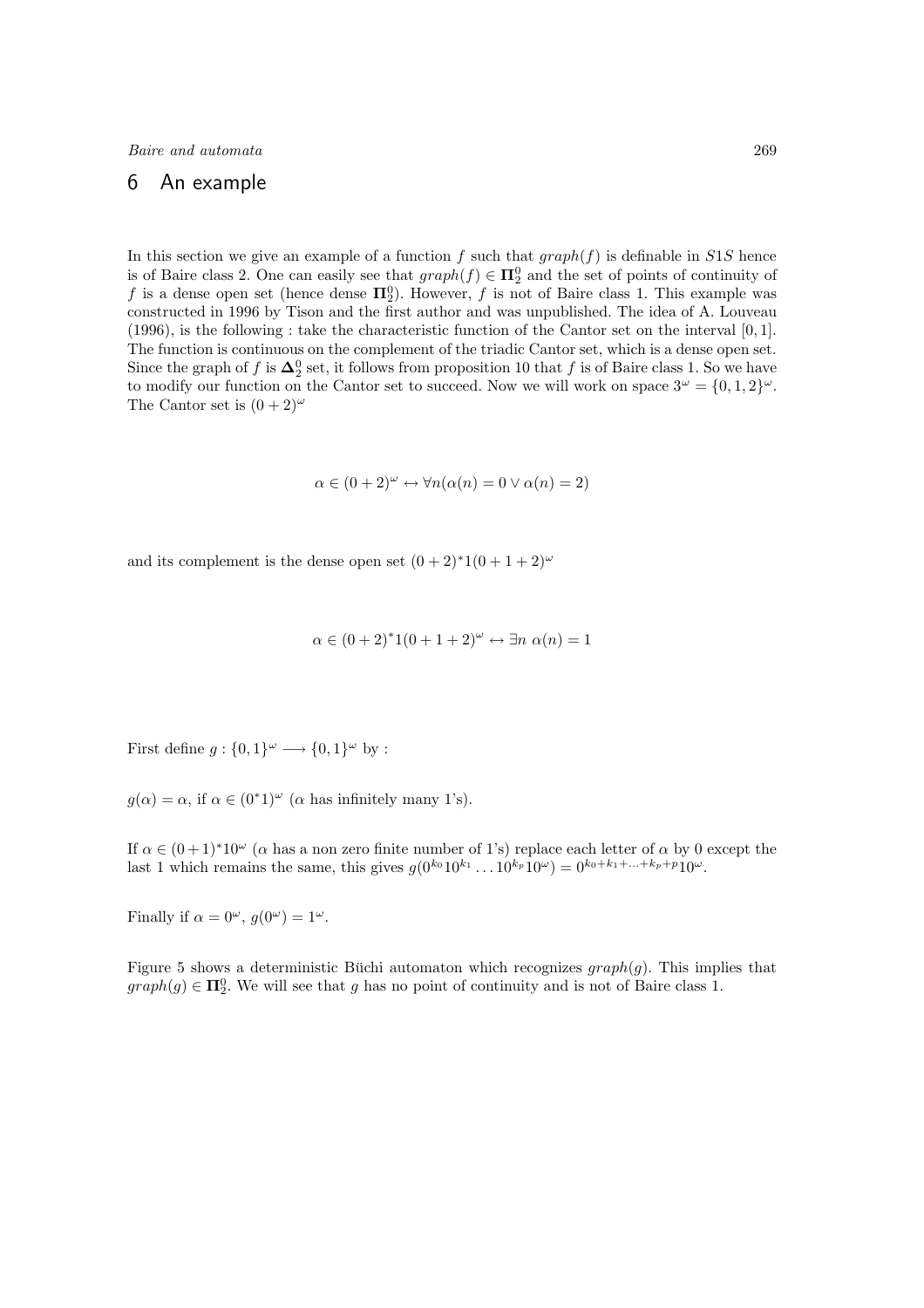## 6 An example

In this section we give an example of a function $f$ such that $graph(f)$ is definable in $S1S$ hence is of Baire class 2. One can easily see that $graph(f) \in \mathbf{\Pi}^0_2$ and the set of points of continuity of $f$ is a dense open set (hence dense $\mathbf{\Pi}^0_2$). However, $f$ is not of Baire class 1. This example was constructed in 1996 by Tison and the first author and was unpublished. The idea of A. Louveau (1996), is the following : take the characteristic function of the Cantor set on the interval $[0,1]$. The function is continuous on the complement of the triadic Cantor set, which is a dense open set. Since the graph of $f$ is $\mathbf{\Delta}^0_2$ set, it follows from proposition 10 that $f$ is of Baire class 1. So we have to modify our function on the Cantor set to succeed. Now we will work on space $3^\omega = \{0,1,2\}^\omega$. The Cantor set is $(0+2)^\omega$

$$\alpha \in (0+2)^\omega \leftrightarrow \forall n(\alpha(n) = 0 \vee \alpha(n) = 2)$$

and its complement is the dense open set $(0+2)^*1(0+1+2)^\omega$

$$\alpha \in (0+2)^*1(0+1+2)^\omega \leftrightarrow \exists n \ \alpha(n) = 1$$

First define $g : \{0,1\}^\omega \longrightarrow \{0,1\}^\omega$ by :

$g(\alpha) = \alpha$, if $\alpha \in (0^*1)^\omega$ ($\alpha$ has infinitely many 1's).

If $\alpha \in (0+1)^*10^\omega$ ($\alpha$ has a non zero finite number of 1's) replace each letter of $\alpha$ by 0 except the last 1 which remains the same, this gives $g(0^{k_0}10^{k_1}\ldots 10^{k_p}10^\omega) = 0^{k_0+k_1+\ldots+k_p+p}10^\omega$.

Finally if $\alpha = 0^\omega$, $g(0^\omega) = 1^\omega$.

Figure 5 shows a deterministic Büchi automaton which recognizes $graph(g)$. This implies that $graph(g) \in \mathbf{\Pi}^0_2$. We will see that $g$ has no point of continuity and is not of Baire class 1.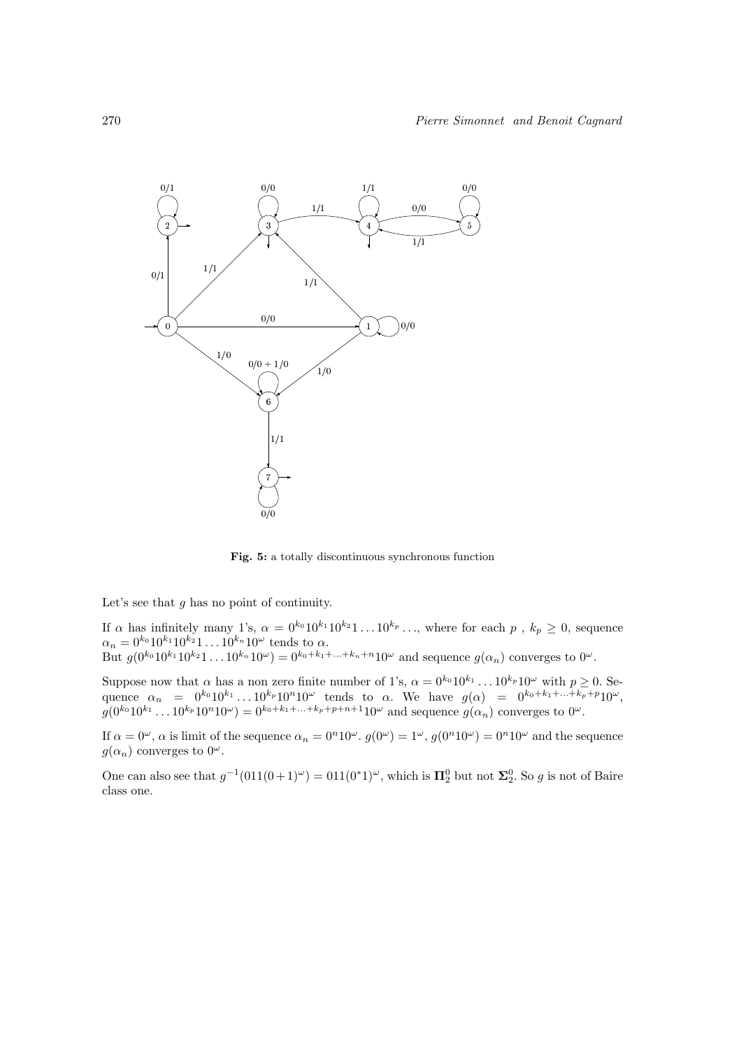**Fig. 5:** a totally discontinuous synchronous function

Let's see that $g$ has no point of continuity.

If $\alpha$ has infinitely many 1's, $\alpha = 0^{k_0}10^{k_1}10^{k_2}1\ldots10^{k_p}\ldots$, where for each $p$ , $k_p \geq 0$, sequence $\alpha_n = 0^{k_0}10^{k_1}10^{k_2}1\ldots10^{k_n}10^{\omega}$ tends to $\alpha$.
But $g(0^{k_0}10^{k_1}10^{k_2}1\ldots10^{k_n}10^{\omega}) = 0^{k_0+k_1+\ldots+k_n+n}10^{\omega}$ and sequence $g(\alpha_n)$ converges to $0^{\omega}$.

Suppose now that $\alpha$ has a non zero finite number of 1's, $\alpha = 0^{k_0}10^{k_1}\ldots10^{k_p}10^{\omega}$ with $p \geq 0$. Sequence $\alpha_n = 0^{k_0}10^{k_1}\ldots10^{k_p}10^{n}10^{\omega}$ tends to $\alpha$. We have $g(\alpha) = 0^{k_0+k_1+\ldots+k_p+p}10^{\omega}$, $g(0^{k_0}10^{k_1}\ldots10^{k_p}10^{n}10^{\omega}) = 0^{k_0+k_1+\ldots+k_p+p+n+1}10^{\omega}$ and sequence $g(\alpha_n)$ converges to $0^{\omega}$.

If $\alpha = 0^{\omega}$, $\alpha$ is limit of the sequence $\alpha_n = 0^n10^{\omega}$. $g(0^{\omega}) = 1^{\omega}$, $g(0^n10^{\omega}) = 0^n10^{\omega}$ and the sequence $g(\alpha_n)$ converges to $0^{\omega}$.

One can also see that $g^{-1}(011(0+1)^{\omega}) = 011(0^*1)^{\omega}$, which is $\mathbf{\Pi}^0_2$ but not $\mathbf{\Sigma}^0_2$. So $g$ is not of Baire class one.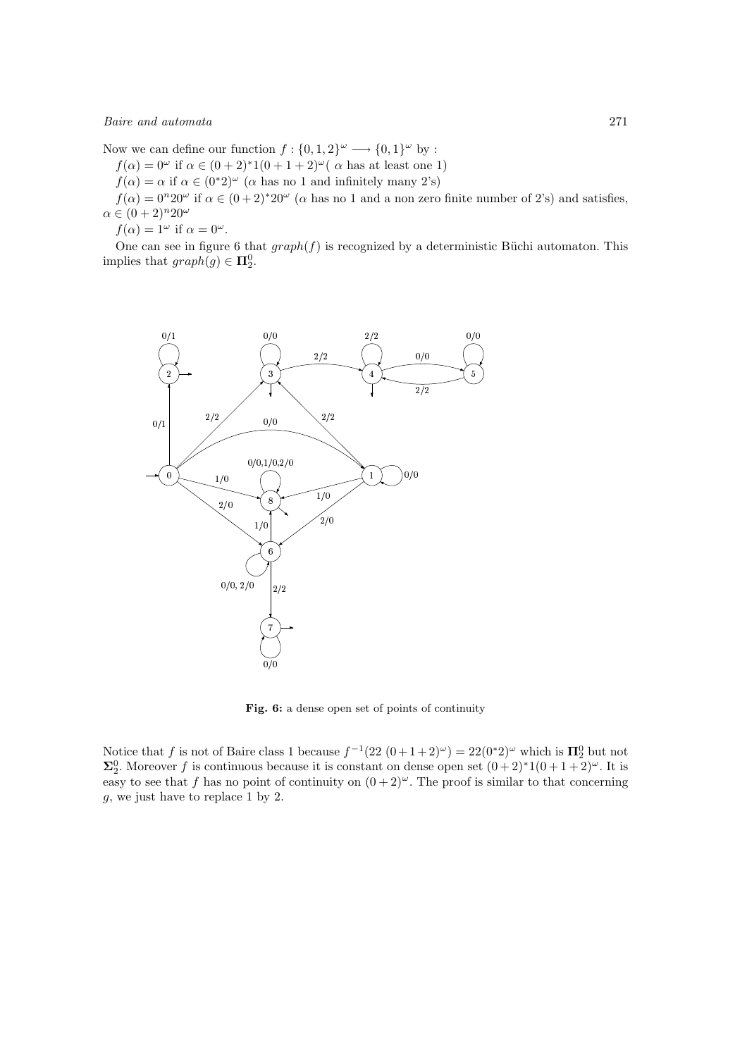Now we can define our function $f : \{0,1,2\}^\omega \longrightarrow \{0,1\}^\omega$ by :

$f(\alpha) = 0^\omega$ if $\alpha \in (0+2)^*1(0+1+2)^\omega$( $\alpha$ has at least one 1)

$f(\alpha) = \alpha$ if $\alpha \in (0^*2)^\omega$ ($\alpha$ has no 1 and infinitely many 2's)

$f(\alpha) = 0^n20^\omega$ if $\alpha \in (0+2)^*20^\omega$ ($\alpha$ has no 1 and a non zero finite number of 2's) and satisfies, $\alpha \in (0+2)^n20^\omega$

$f(\alpha) = 1^\omega$ if $\alpha = 0^\omega$.

One can see in figure 6 that $graph(f)$ is recognized by a deterministic Büchi automaton. This implies that $graph(g) \in \mathbf{\Pi}^0_2$.

**Fig. 6:** a dense open set of points of continuity

Notice that $f$ is not of Baire class 1 because $f^{-1}(22\ (0+1+2)^\omega) = 22(0^*2)^\omega$ which is $\mathbf{\Pi}^0_2$ but not $\mathbf{\Sigma}^0_2$. Moreover $f$ is continuous because it is constant on dense open set $(0+2)^*1(0+1+2)^\omega$. It is easy to see that $f$ has no point of continuity on $(0+2)^\omega$. The proof is similar to that concerning $g$, we just have to replace 1 by 2.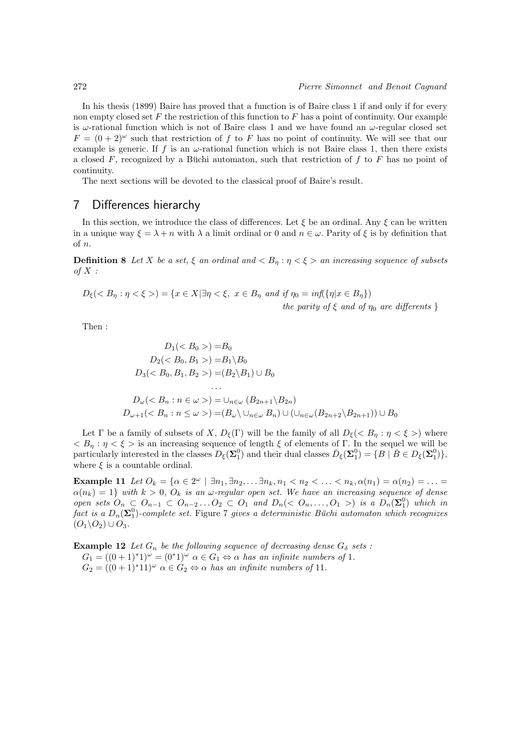In his thesis (1899) Baire has proved that a function is of Baire class 1 if and only if for every non empty closed set $F$ the restriction of this function to $F$ has a point of continuity. Our example is $\omega$-rational function which is not of Baire class 1 and we have found an $\omega$-regular closed set $F = (0+2)^\omega$ such that restriction of $f$ to $F$ has no point of continuity. We will see that our example is generic. If $f$ is an $\omega$-rational function which is not Baire class 1, then there exists a closed $F$, recognized by a Büchi automaton, such that restriction of $f$ to $F$ has no point of continuity.

The next sections will be devoted to the classical proof of Baire's result.

## 7 Differences hierarchy

In this section, we introduce the class of differences. Let $\xi$ be an ordinal. Any $\xi$ can be written in a unique way $\xi = \lambda + n$ with $\lambda$ a limit ordinal or 0 and $n \in \omega$. Parity of $\xi$ is by definition that of $n$.

**Definition 8** *Let $X$ be a set, $\xi$ an ordinal and $< B_\eta : \eta < \xi >$ an increasing sequence of subsets of $X$ :*

$$D_\xi(< B_\eta : \eta < \xi >) = \{x \in X | \exists \eta < \xi,\ x \in B_\eta \text{ and if } \eta_0 = \inf(\{\eta | x \in B_\eta\}) \text{ the parity of } \xi \text{ and of } \eta_0 \text{ are differents } \}$$

Then :

$$\begin{aligned}
D_1(< B_0 >) &= B_0 \\
D_2(< B_0, B_1 >) &= B_1 \backslash B_0 \\
D_3(< B_0, B_1, B_2 >) &= (B_2 \backslash B_1) \cup B_0 \\
&\dots \\
D_\omega(< B_n : n \in \omega >) &= \cup_{n\in\omega} (B_{2n+1} \backslash B_{2n}) \\
D_{\omega+1}(< B_n : n \leq \omega >) &= (B_\omega \backslash \cup_{n\in\omega} B_n) \cup (\cup_{n\in\omega}(B_{2n+2} \backslash B_{2n+1})) \cup B_0
\end{aligned}$$

Let $\Gamma$ be a family of subsets of $X$, $D_\xi(\Gamma)$ will be the family of all $D_\xi(< B_\eta : \eta < \xi >)$ where $< B_\eta : \eta < \xi >$ is an increasing sequence of length $\xi$ of elements of $\Gamma$. In the sequel we will be particularly interested in the classes $D_\xi(\mathbf{\Sigma}^0_1)$ and their dual classes $\check{D}_\xi(\mathbf{\Sigma}^0_1) = \{B \mid \check{B} \in D_\xi(\mathbf{\Sigma}^0_1)\}$, where $\xi$ is a countable ordinal.

**Example 11** *Let $O_k = \{\alpha \in 2^\omega \mid \exists n_1, \exists n_2, \dots \exists n_k, n_1 < n_2 < \dots < n_k, \alpha(n_1) = \alpha(n_2) = \dots = \alpha(n_k) = 1\}$ with $k > 0$, $O_k$ is an $\omega$-regular open set. We have an increasing sequence of dense open sets $O_n \subset O_{n-1} \subset O_{n-2} \dots O_2 \subset O_1$ and $D_n(< O_n, \dots, O_1 >)$ is a $D_n(\mathbf{\Sigma}^0_1)$ which in fact is a $D_n(\mathbf{\Sigma}^0_1)$-complete set.* Figure 7 *gives a deterministic Büchi automaton which recognizes $(O_1 \backslash O_2) \cup O_3$.*

**Example 12** *Let $G_n$ be the following sequence of decreasing dense $G_\delta$ sets :*
$G_1 = ((0+1)^*1)^\omega = (0^*1)^\omega$ $\alpha \in G_1 \Leftrightarrow \alpha$ *has an infinite numbers of* 1.
$G_2 = ((0+1)^*11)^\omega$ $\alpha \in G_2 \Leftrightarrow \alpha$ *has an infinite numbers of* 11.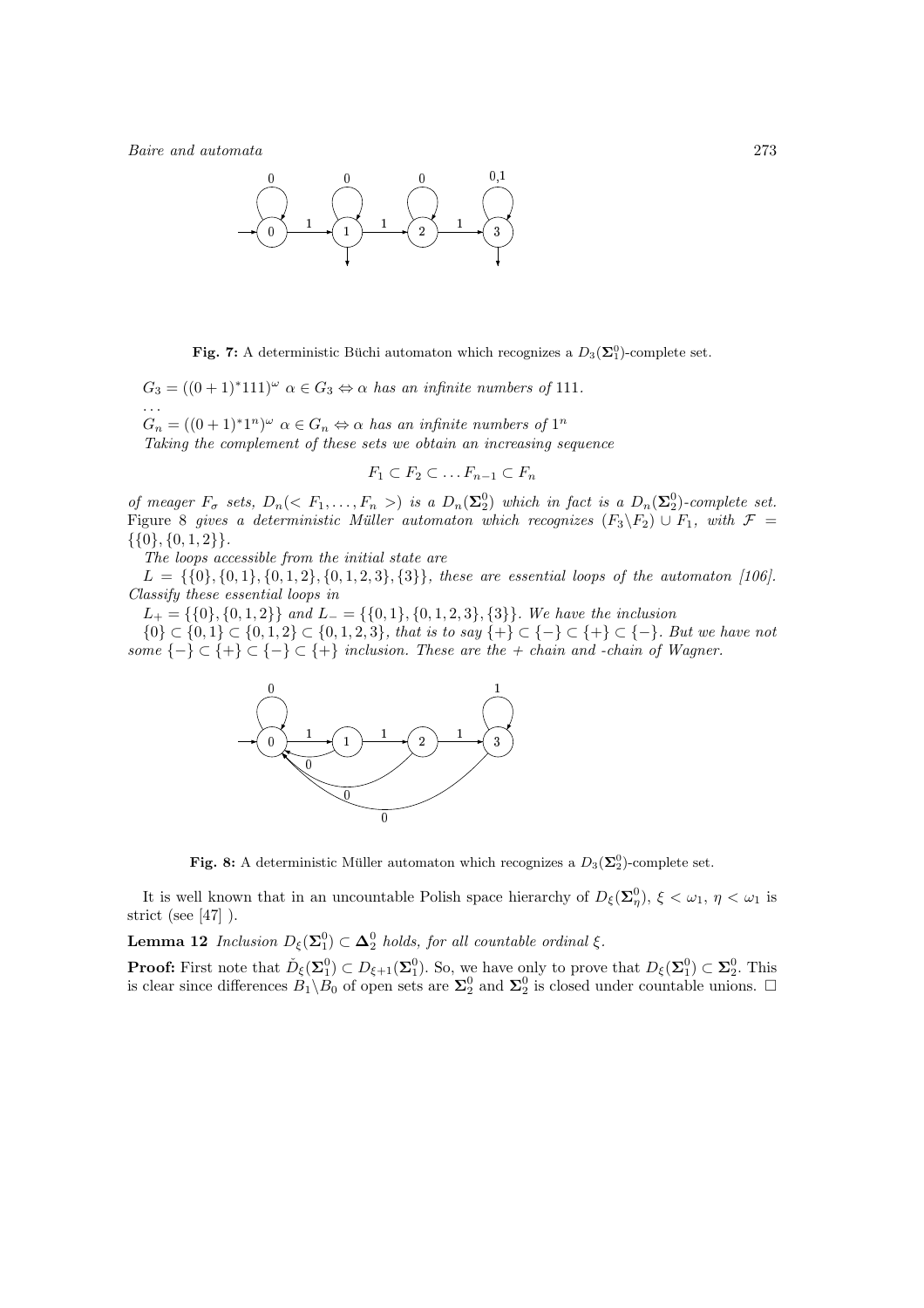**Fig. 7:** A deterministic Büchi automaton which recognizes a $D_3(\mathbf{\Sigma}^0_1)$-complete set.

$G_3 = ((0+1)^*111)^\omega$ $\alpha \in G_3 \Leftrightarrow \alpha$ *has an infinite numbers of* 111.

...

$G_n = ((0+1)^*1^n)^\omega$ $\alpha \in G_n \Leftrightarrow \alpha$ *has an infinite numbers of* $1^n$

*Taking the complement of these sets we obtain an increasing sequence*

$$F_1 \subset F_2 \subset \ldots F_{n-1} \subset F_n$$

*of meager $F_\sigma$ sets, $D_n(< F_1, \ldots, F_n >)$ is a $D_n(\mathbf{\Sigma}^0_2)$ which in fact is a $D_n(\mathbf{\Sigma}^0_2)$-complete set.* Figure 8 *gives a deterministic Müller automaton which recognizes $(F_3 \backslash F_2) \cup F_1$, with $\mathcal{F} = \{\{0\}, \{0,1,2\}\}$.*

*The loops accessible from the initial state are*

$L = \{\{0\}, \{0,1\}, \{0,1,2\}, \{0,1,2,3\}, \{3\}\}$*, these are essential loops of the automaton [106]. Classify these essential loops in*

$L_+ = \{\{0\}, \{0,1,2\}\}$ *and* $L_- = \{\{0,1\}, \{0,1,2,3\}, \{3\}\}$*. We have the inclusion*

$\{0\} \subset \{0,1\} \subset \{0,1,2\} \subset \{0,1,2,3\}$*, that is to say $\{+\} \subset \{-\} \subset \{+\} \subset \{-\}$. But we have not some $\{-\} \subset \{+\} \subset \{-\} \subset \{+\}$ inclusion. These are the + chain and -chain of Wagner.*

**Fig. 8:** A deterministic Müller automaton which recognizes a $D_3(\mathbf{\Sigma}^0_2)$-complete set.

It is well known that in an uncountable Polish space hierarchy of $D_\xi(\mathbf{\Sigma}^0_\eta)$, $\xi < \omega_1$, $\eta < \omega_1$ is strict (see [47] ).

**Lemma 12** *Inclusion $D_\xi(\mathbf{\Sigma}^0_1) \subset \mathbf{\Delta}^0_2$ holds, for all countable ordinal $\xi$.*

**Proof:** First note that $\check{D}_\xi(\mathbf{\Sigma}^0_1) \subset D_{\xi+1}(\mathbf{\Sigma}^0_1)$. So, we have only to prove that $D_\xi(\mathbf{\Sigma}^0_1) \subset \mathbf{\Sigma}^0_2$. This is clear since differences $B_1 \backslash B_0$ of open sets are $\mathbf{\Sigma}^0_2$ and $\mathbf{\Sigma}^0_2$ is closed under countable unions. □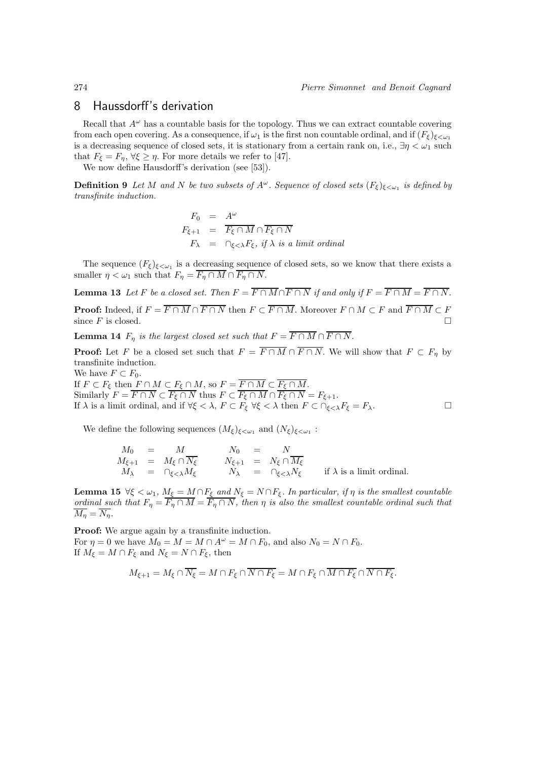## 8 Haussdorff's derivation

Recall that $A^\omega$ has a countable basis for the topology. Thus we can extract countable covering from each open covering. As a consequence, if $\omega_1$ is the first non countable ordinal, and if $(F_\xi)_{\xi<\omega_1}$ is a decreasing sequence of closed sets, it is stationary from a certain rank on, i.e., $\exists\eta < \omega_1$ such that $F_\xi = F_\eta$, $\forall \xi \geq \eta$. For more details we refer to [47].

We now define Hausdorff's derivation (see [53]).

**Definition 9** *Let $M$ and $N$ be two subsets of $A^\omega$. Sequence of closed sets $(F_\xi)_{\xi<\omega_1}$ is defined by transfinite induction.*

$$\begin{aligned} F_0 &= A^\omega \\ F_{\xi+1} &= \overline{F_\xi \cap M} \cap \overline{F_\xi \cap N} \\ F_\lambda &= \cap_{\xi<\lambda} F_\xi, \text{ if } \lambda \text{ is a limit ordinal} \end{aligned}$$

The sequence $(F_\xi)_{\xi<\omega_1}$ is a decreasing sequence of closed sets, so we know that there exists a smaller $\eta < \omega_1$ such that $F_\eta = \overline{F_\eta \cap M} \cap \overline{F_\eta \cap N}$.

**Lemma 13** *Let $F$ be a closed set. Then $F = \overline{F \cap M} \cap \overline{F \cap N}$ if and only if $F = \overline{F \cap M} = \overline{F \cap N}$.*

**Proof:** Indeed, if $F = \overline{F \cap M} \cap \overline{F \cap N}$ then $F \subset \overline{F \cap M}$. Moreover $F \cap M \subset F$ and $\overline{F \cap M} \subset F$ since $F$ is closed. □

**Lemma 14** *$F_\eta$ is the largest closed set such that $F = \overline{F \cap M} \cap \overline{F \cap N}$.*

**Proof:** Let $F$ be a closed set such that $F = \overline{F \cap M} \cap \overline{F \cap N}$. We will show that $F \subset F_\eta$ by transfinite induction.
We have $F \subset F_0$.
If $F \subset F_\xi$ then $F \cap M \subset F_\xi \cap M$, so $F = \overline{F \cap M} \subset \overline{F_\xi \cap M}$.
Similarly $F = \overline{F \cap N} \subset \overline{F_\xi \cap N}$ thus $F \subset \overline{F_\xi \cap M} \cap \overline{F_\xi \cap N} = F_{\xi+1}$.
If $\lambda$ is a limit ordinal, and if $\forall \xi < \lambda$, $F \subset F_\xi$ $\forall \xi < \lambda$ then $F \subset \cap_{\xi<\lambda} F_\xi = F_\lambda$. □

We define the following sequences $(M_\xi)_{\xi<\omega_1}$ and $(N_\xi)_{\xi<\omega_1}$ :

$$\begin{aligned} M_0 &= M & N_0 &= N \\ M_{\xi+1} &= M_\xi \cap \overline{N_\xi} & N_{\xi+1} &= N_\xi \cap \overline{M_\xi} \\ M_\lambda &= \cap_{\xi<\lambda} M_\xi & N_\lambda &= \cap_{\xi<\lambda} N_\xi & &\text{if } \lambda \text{ is a limit ordinal.} \end{aligned}$$

**Lemma 15** *$\forall \xi < \omega_1$, $M_\xi = M \cap F_\xi$ and $N_\xi = N \cap F_\xi$. In particular, if $\eta$ is the smallest countable ordinal such that $F_\eta = \overline{F_\eta \cap M} = \overline{F_\eta \cap N}$, then $\eta$ is also the smallest countable ordinal such that $\overline{M_\eta} = \overline{N_\eta}$.*

**Proof:** We argue again by a transfinite induction.
For $\eta = 0$ we have $M_0 = M = M \cap A^\omega = M \cap F_0$, and also $N_0 = N \cap F_0$.
If $M_\xi = M \cap F_\xi$ and $N_\xi = N \cap F_\xi$, then

$$M_{\xi+1} = M_\xi \cap \overline{N_\xi} = M \cap F_\xi \cap \overline{N \cap F_\xi} = M \cap F_\xi \cap \overline{M \cap F_\xi} \cap \overline{N \cap F_\xi}.$$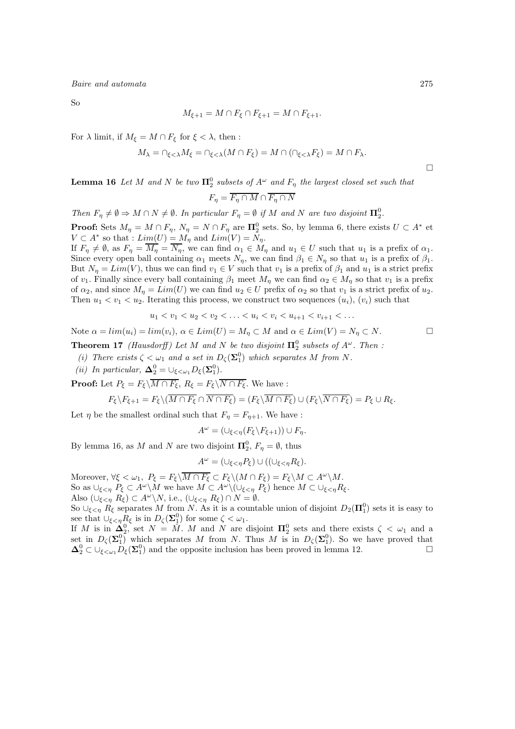So

$$M_{\xi+1} = M \cap F_\xi \cap F_{\xi+1} = M \cap F_{\xi+1}.$$

For $\lambda$ limit, if $M_\xi = M \cap F_\xi$ for $\xi < \lambda$, then :

$$M_\lambda = \cap_{\xi<\lambda} M_\xi = \cap_{\xi<\lambda}(M \cap F_\xi) = M \cap (\cap_{\xi<\lambda} F_\xi) = M \cap F_\lambda.$$

□

**Lemma 16** *Let $M$ and $N$ be two $\mathbf{\Pi}^0_2$ subsets of $A^\omega$ and $F_\eta$ the largest closed set such that*

$$F_\eta = \overline{F_\eta \cap M} \cap \overline{F_\eta \cap N}$$

*Then $F_\eta \neq \emptyset \Rightarrow M \cap N \neq \emptyset$. In particular $F_\eta = \emptyset$ if $M$ and $N$ are two disjoint $\mathbf{\Pi}^0_2$.*

**Proof:** Sets $M_\eta = M \cap F_\eta$, $N_\eta = N \cap F_\eta$ are $\mathbf{\Pi}^0_2$ sets. So, by lemma 6, there exists $U \subset A^*$ et $V \subset A^*$ so that : $Lim(U) = M_\eta$ and $Lim(V) = N_\eta$.
If $F_\eta \neq \emptyset$, as $F_\eta = \overline{M_\eta} = \overline{N_\eta}$, we can find $\alpha_1 \in M_\eta$ and $u_1 \in U$ such that $u_1$ is a prefix of $\alpha_1$. Since every open ball containing $\alpha_1$ meets $N_\eta$, we can find $\beta_1 \in N_\eta$ so that $u_1$ is a prefix of $\beta_1$. But $N_\eta = Lim(V)$, thus we can find $v_1 \in V$ such that $v_1$ is a prefix of $\beta_1$ and $u_1$ is a strict prefix of $v_1$. Finally since every ball containing $\beta_1$ meet $M_\eta$ we can find $\alpha_2 \in M_\eta$ so that $v_1$ is a prefix of $\alpha_2$, and since $M_\eta = Lim(U)$ we can find $u_2 \in U$ prefix of $\alpha_2$ so that $v_1$ is a strict prefix of $u_2$. Then $u_1 < v_1 < u_2$. Iterating this process, we construct two sequences $(u_i)$, $(v_i)$ such that

$$u_1 < v_1 < u_2 < v_2 < \ldots < u_i < v_i < u_{i+1} < v_{i+1} < \ldots$$

Note $\alpha = lim(u_i) = lim(v_i)$, $\alpha \in Lim(U) = M_\eta \subset M$ and $\alpha \in Lim(V) = N_\eta \subset N$. □

**Theorem 17** *(Hausdorff) Let $M$ and $N$ be two disjoint $\mathbf{\Pi}^0_2$ subsets of $A^\omega$. Then :*

*(i) There exists $\zeta < \omega_1$ and a set in $D_\zeta(\mathbf{\Sigma}^0_1)$ which separates $M$ from $N$.*

*(ii) In particular, $\mathbf{\Delta}^0_2 = \cup_{\xi<\omega_1} D_\xi(\mathbf{\Sigma}^0_1)$.*

**Proof:** Let $P_\xi = F_\xi \backslash \overline{M \cap F_\xi}$, $R_\xi = F_\xi \backslash \overline{N \cap F_\xi}$. We have :

$$F_\xi \backslash F_{\xi+1} = F_\xi \backslash (\overline{M \cap F_\xi} \cap \overline{N \cap F_\xi}) = (F_\xi \backslash \overline{M \cap F_\xi}) \cup (F_\xi \backslash \overline{N \cap F_\xi}) = P_\xi \cup R_\xi.$$

Let $\eta$ be the smallest ordinal such that $F_\eta = F_{\eta+1}$. We have :

$$A^\omega = (\cup_{\xi<\eta}(F_\xi \backslash F_{\xi+1})) \cup F_\eta.$$

By lemma 16, as $M$ and $N$ are two disjoint $\mathbf{\Pi}^0_2$, $F_\eta = \emptyset$, thus

$$A^\omega = (\cup_{\xi<\eta} P_\xi) \cup ((\cup_{\xi<\eta} R_\xi).$$

Moreover, $\forall \xi < \omega_1$, $P_\xi = F_\xi \backslash \overline{M \cap F_\xi} \subset F_\xi \backslash (M \cap F_\xi) = F_\xi \backslash M \subset A^\omega \backslash M$.
So as $\cup_{\xi<\eta} P_\xi \subset A^\omega \backslash M$ we have $M \subset A^\omega \backslash (\cup_{\xi<\eta} P_\xi)$ hence $M \subset \cup_{\xi<\eta} R_\xi$.
Also $(\cup_{\xi<\eta} R_\xi) \subset A^\omega \backslash N$, i.e., $(\cup_{\xi<\eta} R_\xi) \cap N = \emptyset$.
So $\cup_{\xi<\eta} R_\xi$ separates $M$ from $N$. As it is a countable union of disjoint $D_2(\mathbf{\Pi}^0_1)$ sets it is easy to see that $\cup_{\xi<\eta} R_\xi$ is in $D_\zeta(\mathbf{\Sigma}^0_1)$ for some $\zeta < \omega_1$.
If $M$ is in $\mathbf{\Delta}^0_2$, set $N = \check{M}$. $M$ and $N$ are disjoint $\mathbf{\Pi}^0_2$ sets and there exists $\zeta < \omega_1$ and a set in $D_\zeta(\mathbf{\Sigma}^0_1)$ which separates $M$ from $N$. Thus $M$ is in $D_\zeta(\mathbf{\Sigma}^0_1)$. So we have proved that $\mathbf{\Delta}^0_2 \subset \cup_{\xi<\omega_1} D_\xi(\mathbf{\Sigma}^0_1)$ and the opposite inclusion has been proved in lemma 12. □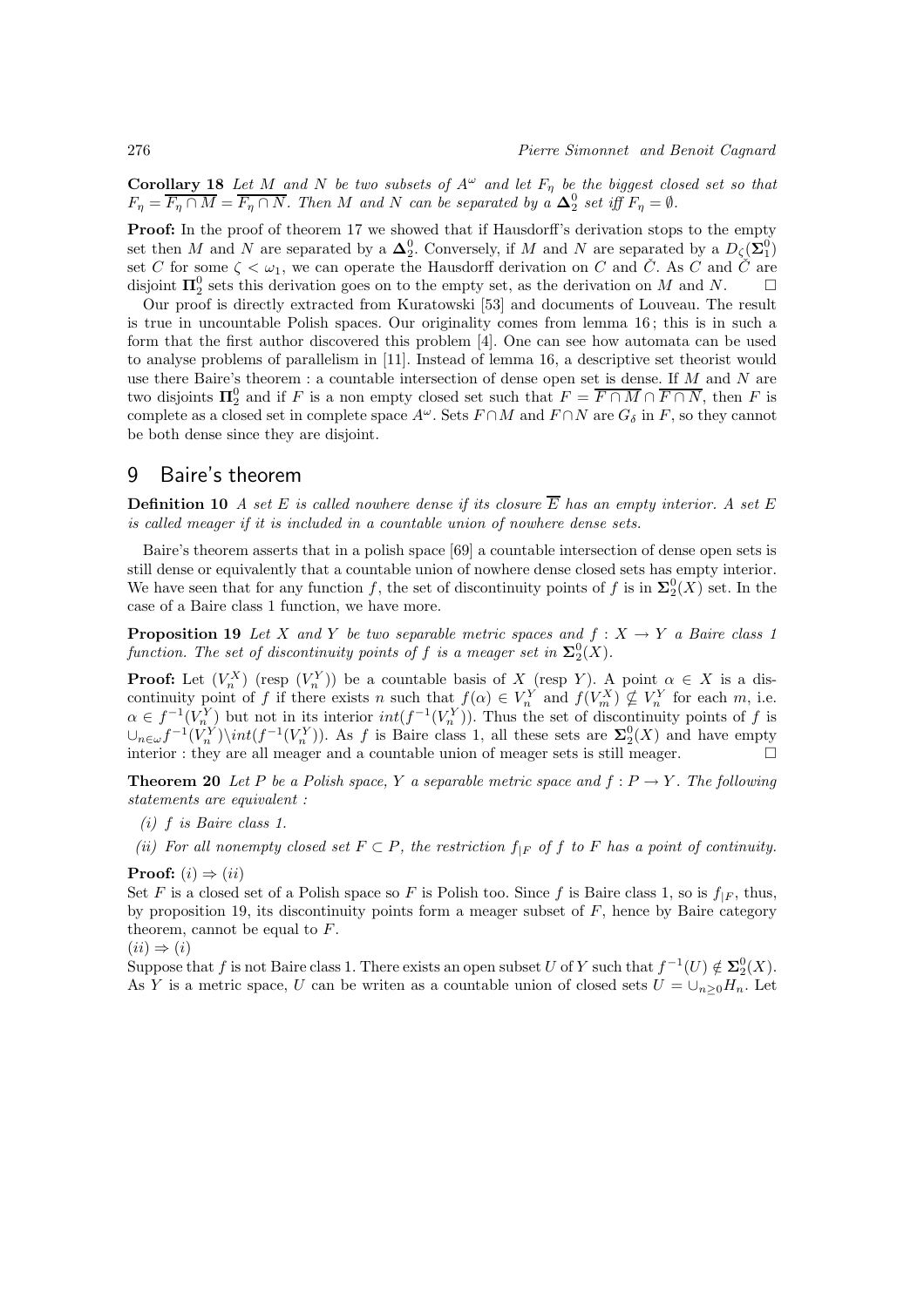**Corollary 18** *Let $M$ and $N$ be two subsets of $A^\omega$ and let $F_\eta$ be the biggest closed set so that $F_\eta = \overline{F_\eta \cap M} = \overline{F_\eta \cap N}$. Then $M$ and $N$ can be separated by a $\mathbf{\Delta}^0_2$ set iff $F_\eta = \emptyset$.*

**Proof:** In the proof of theorem 17 we showed that if Hausdorff's derivation stops to the empty set then $M$ and $N$ are separated by a $\mathbf{\Delta}^0_2$. Conversely, if $M$ and $N$ are separated by a $D_\zeta(\mathbf{\Sigma}^0_1)$ set $C$ for some $\zeta < \omega_1$, we can operate the Hausdorff derivation on $C$ and $\check{C}$. As $C$ and $\check{C}$ are disjoint $\mathbf{\Pi}^0_2$ sets this derivation goes on to the empty set, as the derivation on $M$ and $N$. $\square$

Our proof is directly extracted from Kuratowski [53] and documents of Louveau. The result is true in uncountable Polish spaces. Our originality comes from lemma 16; this is in such a form that the first author discovered this problem [4]. One can see how automata can be used to analyse problems of parallelism in [11]. Instead of lemma 16, a descriptive set theorist would use there Baire's theorem : a countable intersection of dense open set is dense. If $M$ and $N$ are two disjoints $\mathbf{\Pi}^0_2$ and if $F$ is a non empty closed set such that $F = \overline{F \cap M} \cap \overline{F \cap N}$, then $F$ is complete as a closed set in complete space $A^\omega$. Sets $F \cap M$ and $F \cap N$ are $G_\delta$ in $F$, so they cannot be both dense since they are disjoint.

# 9 Baire's theorem

**Definition 10** *A set $E$ is called nowhere dense if its closure $\overline{E}$ has an empty interior. A set $E$ is called meager if it is included in a countable union of nowhere dense sets.*

Baire's theorem asserts that in a polish space [69] a countable intersection of dense open sets is still dense or equivalently that a countable union of nowhere dense closed sets has empty interior. We have seen that for any function $f$, the set of discontinuity points of $f$ is in $\mathbf{\Sigma}^0_2(X)$ set. In the case of a Baire class 1 function, we have more.

**Proposition 19** *Let $X$ and $Y$ be two separable metric spaces and $f : X \to Y$ a Baire class 1 function. The set of discontinuity points of $f$ is a meager set in $\mathbf{\Sigma}^0_2(X)$.*

**Proof:** Let $(V^X_n)$ (resp $(V^Y_n)$) be a countable basis of $X$ (resp $Y$). A point $\alpha \in X$ is a discontinuity point of $f$ if there exists $n$ such that $f(\alpha) \in V^Y_n$ and $f(V^X_m) \not\subseteq V^Y_n$ for each $m$, i.e. $\alpha \in f^{-1}(V^Y_n)$ but not in its interior $int(f^{-1}(V^Y_n))$. Thus the set of discontinuity points of $f$ is $\cup_{n\in\omega} f^{-1}(V^Y_n) \setminus int(f^{-1}(V^Y_n))$. As $f$ is Baire class 1, all these sets are $\mathbf{\Sigma}^0_2(X)$ and have empty interior : they are all meager and a countable union of meager sets is still meager. $\square$

**Theorem 20** *Let $P$ be a Polish space, $Y$ a separable metric space and $f : P \to Y$. The following statements are equivalent :*

*(i) $f$ is Baire class 1.*

*(ii) For all nonempty closed set $F \subset P$, the restriction $f_{|F}$ of $f$ to $F$ has a point of continuity.*

**Proof:** $(i) \Rightarrow (ii)$
Set $F$ is a closed set of a Polish space so $F$ is Polish too. Since $f$ is Baire class 1, so is $f_{|F}$, thus, by proposition 19, its discontinuity points form a meager subset of $F$, hence by Baire category theorem, cannot be equal to $F$.

$(ii) \Rightarrow (i)$
Suppose that $f$ is not Baire class 1. There exists an open subset $U$ of $Y$ such that $f^{-1}(U) \notin \mathbf{\Sigma}^0_2(X)$. As $Y$ is a metric space, $U$ can be writen as a countable union of closed sets $U = \cup_{n\geq 0} H_n$. Let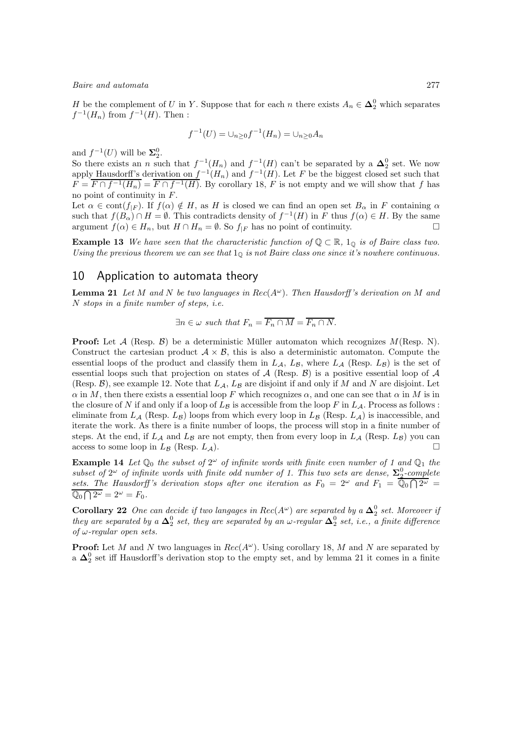$H$ be the complement of $U$ in $Y$. Suppose that for each $n$ there exists $A_n \in \mathbf{\Delta}^0_2$ which separates $f^{-1}(H_n)$ from $f^{-1}(H)$. Then :

$$f^{-1}(U) = \cup_{n\geq 0} f^{-1}(H_n) = \cup_{n\geq 0} A_n$$

and $f^{-1}(U)$ will be $\mathbf{\Sigma}^0_2$.

So there exists an $n$ such that $f^{-1}(H_n)$ and $f^{-1}(H)$ can't be separated by a $\mathbf{\Delta}^0_2$ set. We now apply Hausdorff's derivation on $f^{-1}(H_n)$ and $f^{-1}(H)$. Let $F$ be the biggest closed set such that $F = \overline{F \cap f^{-1}(H_n)} = \overline{F \cap f^{-1}(H)}$. By corollary 18, $F$ is not empty and we will show that $f$ has no point of continuity in $F$.

Let $\alpha \in \text{cont}(f_{|F})$. If $f(\alpha) \notin H$, as $H$ is closed we can find an open set $B_\alpha$ in $F$ containing $\alpha$ such that $f(B_\alpha) \cap H = \emptyset$. This contradicts density of $f^{-1}(H)$ in $F$ thus $f(\alpha) \in H$. By the same argument $f(\alpha) \in H_n$, but $H \cap H_n = \emptyset$. So $f_{|F}$ has no point of continuity. □

**Example 13** *We have seen that the characteristic function of $\mathbb{Q} \subset \mathbb{R}$, $1_{\mathbb{Q}}$ is of Baire class two. Using the previous theorem we can see that $1_{\mathbb{Q}}$ is not Baire class one since it's nowhere continuous.*

## 10 Application to automata theory

**Lemma 21** *Let $M$ and $N$ be two languages in $Rec(A^\omega)$. Then Hausdorff's derivation on $M$ and $N$ stops in a finite number of steps, i.e.*

$$\exists n \in \omega \text{ such that } F_n = \overline{F_n \cap M} = \overline{F_n \cap N}.$$

**Proof:** Let $\mathcal{A}$ (Resp. $\mathcal{B}$) be a deterministic Müller automaton which recognizes $M$(Resp. N). Construct the cartesian product $\mathcal{A} \times \mathcal{B}$, this is also a deterministic automaton. Compute the essential loops of the product and classify them in $L_\mathcal{A}$, $L_\mathcal{B}$, where $L_\mathcal{A}$ (Resp. $L_\mathcal{B}$) is the set of essential loops such that projection on states of $\mathcal{A}$ (Resp. $\mathcal{B}$) is a positive essential loop of $\mathcal{A}$ (Resp. $\mathcal{B}$), see example 12. Note that $L_\mathcal{A}$, $L_\mathcal{B}$ are disjoint if and only if $M$ and $N$ are disjoint. Let $\alpha$ in $M$, then there exists a essential loop $F$ which recognizes $\alpha$, and one can see that $\alpha$ in $M$ is in the closure of $N$ if and only if a loop of $L_\mathcal{B}$ is accessible from the loop $F$ in $L_\mathcal{A}$. Process as follows : eliminate from $L_\mathcal{A}$ (Resp. $L_\mathcal{B}$) loops from which every loop in $L_\mathcal{B}$ (Resp. $L_\mathcal{A}$) is inaccessible, and iterate the work. As there is a finite number of loops, the process will stop in a finite number of steps. At the end, if $L_\mathcal{A}$ and $L_\mathcal{B}$ are not empty, then from every loop in $L_\mathcal{A}$ (Resp. $L_\mathcal{B}$) you can access to some loop in $L_\mathcal{B}$ (Resp. $L_\mathcal{A}$). □

**Example 14** *Let $\mathbb{Q}_0$ the subset of $2^\omega$ of infinite words with finite even number of 1 and $\mathbb{Q}_1$ the subset of $2^\omega$ of infinite words with finite odd number of 1. This two sets are dense, $\mathbf{\Sigma}^0_2$-complete sets. The Hausdorff's derivation stops after one iteration as $F_0 = 2^\omega$ and $F_1 = \overline{\mathbb{Q}_0 \bigcap 2^\omega} = \overline{\mathbb{Q}_0 \bigcap 2^\omega} = 2^\omega = F_0$.*

**Corollary 22** *One can decide if two langages in $Rec(A^\omega)$ are separated by a $\mathbf{\Delta}^0_2$ set. Moreover if they are separated by a $\mathbf{\Delta}^0_2$ set, they are separated by an $\omega$-regular $\mathbf{\Delta}^0_2$ set, i.e., a finite difference of $\omega$-regular open sets.*

**Proof:** Let $M$ and $N$ two languages in $Rec(A^\omega)$. Using corollary 18, $M$ and $N$ are separated by a $\mathbf{\Delta}^0_2$ set iff Hausdorff's derivation stop to the empty set, and by lemma 21 it comes in a finite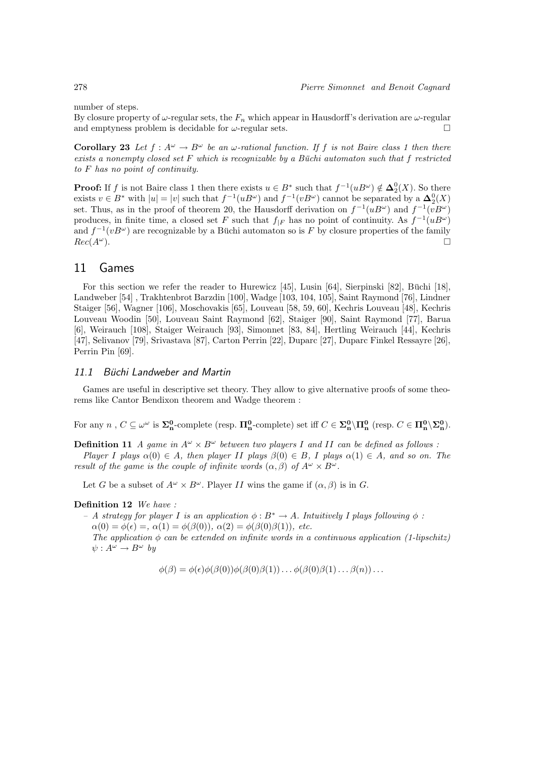number of steps.
By closure property of $\omega$-regular sets, the $F_n$ which appear in Hausdorff's derivation are $\omega$-regular and emptyness problem is decidable for $\omega$-regular sets. □

**Corollary 23** *Let $f : A^\omega \to B^\omega$ be an $\omega$-rational function. If $f$ is not Baire class 1 then there exists a nonempty closed set $F$ which is recognizable by a Büchi automaton such that $f$ restricted to $F$ has no point of continuity.*

**Proof:** If $f$ is not Baire class 1 then there exists $u \in B^*$ such that $f^{-1}(uB^\omega) \notin \mathbf{\Delta}^0_2(X)$. So there exists $v \in B^*$ with $|u| = |v|$ such that $f^{-1}(uB^\omega)$ and $f^{-1}(vB^\omega)$ cannot be separated by a $\mathbf{\Delta}^0_2(X)$ set. Thus, as in the proof of theorem 20, the Hausdorff derivation on $f^{-1}(uB^\omega)$ and $f^{-1}(vB^\omega)$ produces, in finite time, a closed set $F$ such that $f_{|F}$ has no point of continuity. As $f^{-1}(uB^\omega)$ and $f^{-1}(vB^\omega)$ are recognizable by a Büchi automaton so is $F$ by closure properties of the family $Rec(A^\omega)$. □

# 11 Games

For this section we refer the reader to Hurewicz [45], Lusin [64], Sierpinski [82], Büchi [18], Landweber [54] , Trakhtenbrot Barzdin [100], Wadge [103, 104, 105], Saint Raymond [76], Lindner Staiger [56], Wagner [106], Moschovakis [65], Louveau [58, 59, 60], Kechris Louveau [48], Kechris Louveau Woodin [50], Louveau Saint Raymond [62], Staiger [90], Saint Raymond [77], Barua [6], Weirauch [108], Staiger Weirauch [93], Simonnet [83, 84], Hertling Weirauch [44], Kechris [47], Selivanov [79], Srivastava [87], Carton Perrin [22], Duparc [27], Duparc Finkel Ressayre [26], Perrin Pin [69].

## 11.1 Büchi Landweber and Martin

Games are useful in descriptive set theory. They allow to give alternative proofs of some theorems like Cantor Bendixon theorem and Wadge theorem :

For any $n$ , $C \subseteq \omega^\omega$ is $\mathbf{\Sigma^0_n}$-complete (resp. $\mathbf{\Pi^0_n}$-complete) set iff $C \in \mathbf{\Sigma^0_n} \backslash \mathbf{\Pi^0_n}$ (resp. $C \in \mathbf{\Pi^0_n} \backslash \mathbf{\Sigma^0_n}$).

**Definition 11** *A game in $A^\omega \times B^\omega$ between two players $I$ and $II$ can be defined as follows :*
*Player $I$ plays $\alpha(0) \in A$, then player $II$ plays $\beta(0) \in B$, $I$ plays $\alpha(1) \in A$, and so on. The result of the game is the couple of infinite words $(\alpha, \beta)$ of $A^\omega \times B^\omega$.*

Let $G$ be a subset of $A^\omega \times B^\omega$. Player $II$ wins the game if $(\alpha, \beta)$ is in $G$.

**Definition 12** *We have :*

- *A strategy for player $I$ is an application $\phi : B^* \to A$. Intuitively $I$ plays following $\phi$ : $\alpha(0) = \phi(\epsilon) =$, $\alpha(1) = \phi(\beta(0))$, $\alpha(2) = \phi(\beta(0)\beta(1))$, etc.*
  *The application $\phi$ can be extended on infinite words in a continuous application (1-lipschitz) $\psi : A^\omega \to B^\omega$ by*

$$\phi(\beta) = \phi(\epsilon)\phi(\beta(0))\phi(\beta(0)\beta(1)) \dots \phi(\beta(0)\beta(1) \dots \beta(n)) \dots$$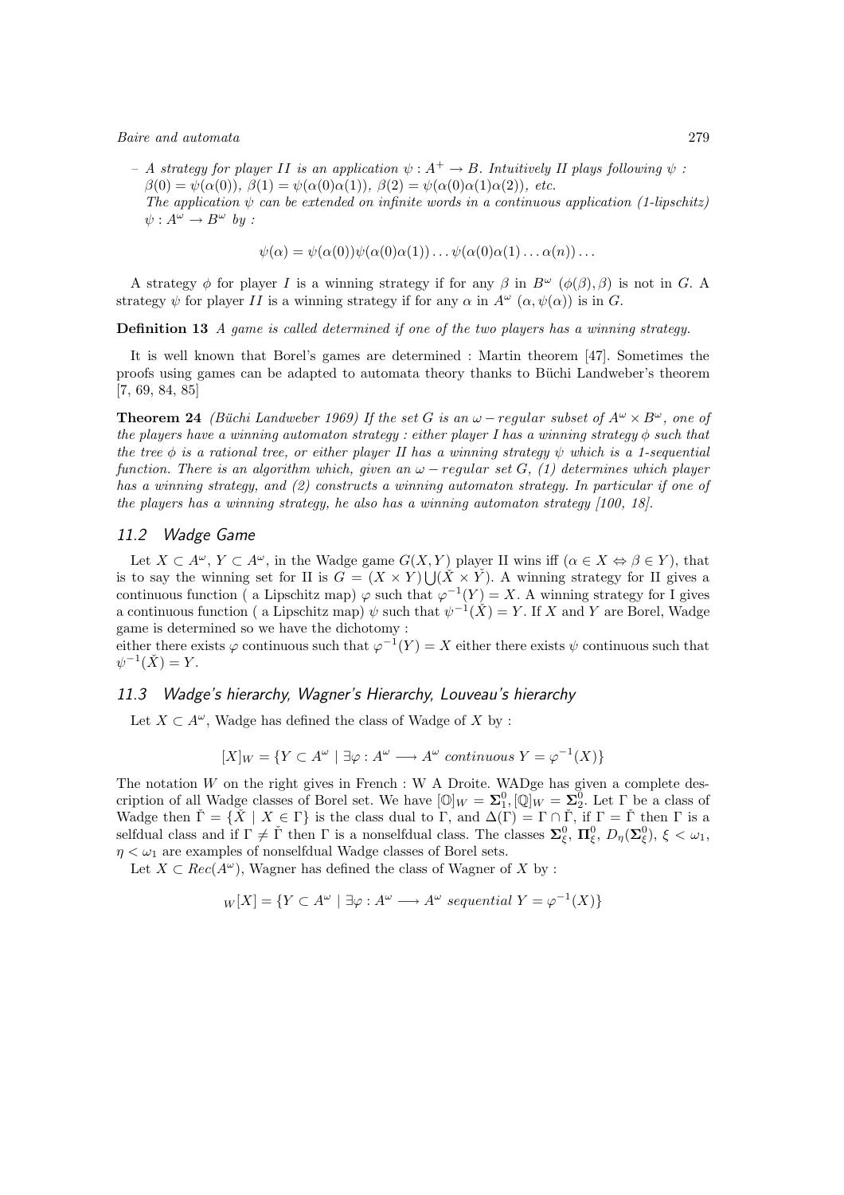– *A strategy for player $II$ is an application $\psi : A^+ \rightarrow B$. Intuitively $II$ plays following $\psi$ : $\beta(0) = \psi(\alpha(0))$, $\beta(1) = \psi(\alpha(0)\alpha(1))$, $\beta(2) = \psi(\alpha(0)\alpha(1)\alpha(2))$, etc.*
*The application $\psi$ can be extended on infinite words in a continuous application (1-lipschitz) $\psi : A^\omega \rightarrow B^\omega$ by :*

$$\psi(\alpha) = \psi(\alpha(0))\psi(\alpha(0)\alpha(1)) \ldots \psi(\alpha(0)\alpha(1) \ldots \alpha(n)) \ldots$$

A strategy $\phi$ for player $I$ is a winning strategy if for any $\beta$ in $B^\omega$ $(\phi(\beta), \beta)$ is not in $G$. A strategy $\psi$ for player $II$ is a winning strategy if for any $\alpha$ in $A^\omega$ $(\alpha, \psi(\alpha))$ is in $G$.

**Definition 13** *A game is called determined if one of the two players has a winning strategy.*

It is well known that Borel's games are determined : Martin theorem [47]. Sometimes the proofs using games can be adapted to automata theory thanks to Büchi Landweber's theorem [7, 69, 84, 85]

**Theorem 24** *(Büchi Landweber 1969) If the set $G$ is an $\omega-regular$ subset of $A^\omega \times B^\omega$, one of the players have a winning automaton strategy : either player $I$ has a winning strategy $\phi$ such that the tree $\phi$ is a rational tree, or either player $II$ has a winning strategy $\psi$ which is a 1-sequential function. There is an algorithm which, given an $\omega - regular$ set $G$, (1) determines which player has a winning strategy, and (2) constructs a winning automaton strategy. In particular if one of the players has a winning strategy, he also has a winning automaton strategy [100, 18].*

## 11.2 Wadge Game

Let $X \subset A^\omega$, $Y \subset A^\omega$, in the Wadge game $G(X,Y)$ player II wins iff $(\alpha \in X \Leftrightarrow \beta \in Y)$, that is to say the winning set for II is $G = (X \times Y) \bigcup (\check{X} \times \check{Y})$. A winning strategy for II gives a continuous function ( a Lipschitz map) $\varphi$ such that $\varphi^{-1}(Y) = X$. A winning strategy for I gives a continuous function ( a Lipschitz map) $\psi$ such that $\psi^{-1}(\check{X}) = Y$. If $X$ and $Y$ are Borel, Wadge game is determined so we have the dichotomy :
either there exists $\varphi$ continuous such that $\varphi^{-1}(Y) = X$ either there exists $\psi$ continuous such that $\psi^{-1}(\check{X}) = Y$.

## 11.3 Wadge's hierarchy, Wagner's Hierarchy, Louveau's hierarchy

Let $X \subset A^\omega$, Wadge has defined the class of Wadge of $X$ by :

$$[X]_W = \{Y \subset A^\omega \mid \exists \varphi : A^\omega \longrightarrow A^\omega \ continuous \ Y = \varphi^{-1}(X)\}$$

The notation $W$ on the right gives in French : W A Droite. WADge has given a complete description of all Wadge classes of Borel set. We have $[\mathbb{O}]_W = \mathbf{\Sigma}^0_1, [\mathbb{Q}]_W = \mathbf{\Sigma}^0_2$. Let $\Gamma$ be a class of Wadge then $\check{\Gamma} = \{\check{X} \mid X \in \Gamma\}$ is the class dual to $\Gamma$, and $\Delta(\Gamma) = \Gamma \cap \check{\Gamma}$, if $\Gamma = \check{\Gamma}$ then $\Gamma$ is a selfdual class and if $\Gamma \neq \check{\Gamma}$ then $\Gamma$ is a nonselfdual class. The classes $\mathbf{\Sigma}^0_\xi$, $\mathbf{\Pi}^0_\xi$, $D_\eta(\mathbf{\Sigma}^0_\xi)$, $\xi < \omega_1$, $\eta < \omega_1$ are examples of nonselfdual Wadge classes of Borel sets.

Let $X \subset Rec(A^\omega)$, Wagner has defined the class of Wagner of $X$ by :

$$_W[X] = \{Y \subset A^\omega \mid \exists \varphi : A^\omega \longrightarrow A^\omega \ sequential \ Y = \varphi^{-1}(X)\}$$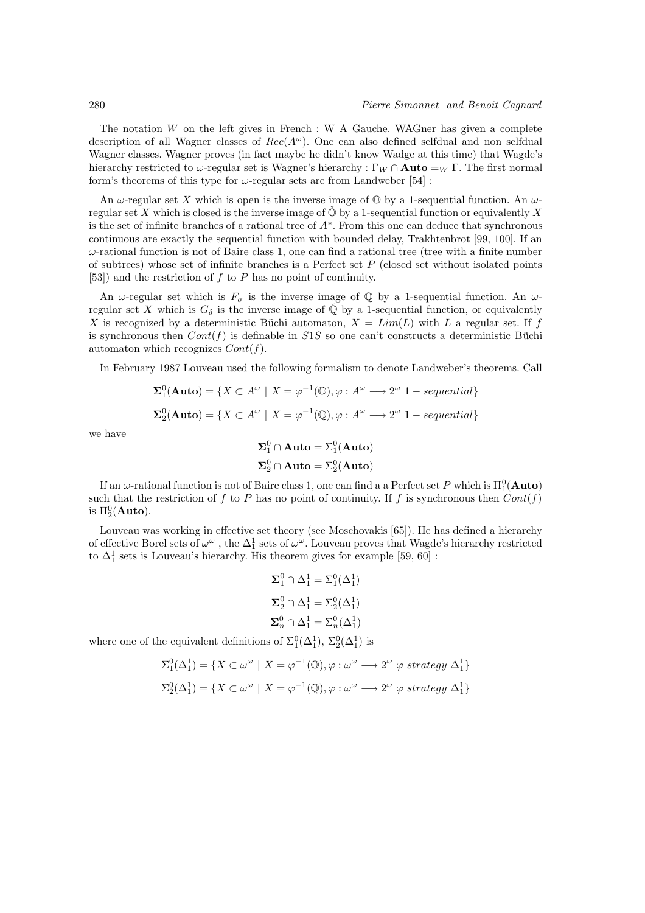The notation $W$ on the left gives in French : W A Gauche. WAGner has given a complete description of all Wagner classes of $Rec(A^\omega)$. One can also defined selfdual and non selfdual Wagner classes. Wagner proves (in fact maybe he didn't know Wadge at this time) that Wagde's hierarchy restricted to $\omega$-regular set is Wagner's hierarchy : $\Gamma_W \cap \mathbf{Auto} =_W \Gamma$. The first normal form's theorems of this type for $\omega$-regular sets are from Landweber [54] :

An $\omega$-regular set $X$ which is open is the inverse image of $\mathbb{O}$ by a 1-sequential function. An $\omega$-regular set $X$ which is closed is the inverse image of $\check{\mathbb{O}}$ by a 1-sequential function or equivalently $X$ is the set of infinite branches of a rational tree of $A^*$. From this one can deduce that synchronous continuous are exactly the sequential function with bounded delay, Trakhtenbrot [99, 100]. If an $\omega$-rational function is not of Baire class 1, one can find a rational tree (tree with a finite number of subtrees) whose set of infinite branches is a Perfect set $P$ (closed set without isolated points [53]) and the restriction of $f$ to $P$ has no point of continuity.

An $\omega$-regular set which is $F_\sigma$ is the inverse image of $\mathbb{Q}$ by a 1-sequential function. An $\omega$-regular set $X$ which is $G_\delta$ is the inverse image of $\check{\mathbb{Q}}$ by a 1-sequential function, or equivalently $X$ is recognized by a deterministic Büchi automaton, $X = Lim(L)$ with $L$ a regular set. If $f$ is synchronous then $Cont(f)$ is definable in $S1S$ so one can't constructs a deterministic Büchi automaton which recognizes $Cont(f)$.

In February 1987 Louveau used the following formalism to denote Landweber's theorems. Call

$$\mathbf{\Sigma}^0_1(\mathbf{Auto}) = \{X \subset A^\omega \mid X = \varphi^{-1}(\mathbb{O}), \varphi : A^\omega \longrightarrow 2^\omega \; 1-sequential\}$$

$$\mathbf{\Sigma}^0_2(\mathbf{Auto}) = \{X \subset A^\omega \mid X = \varphi^{-1}(\mathbb{Q}), \varphi : A^\omega \longrightarrow 2^\omega \; 1-sequential\}$$

we have

$$\mathbf{\Sigma}^0_1 \cap \mathbf{Auto} = \Sigma^0_1(\mathbf{Auto})$$

$$\mathbf{\Sigma}^0_2 \cap \mathbf{Auto} = \Sigma^0_2(\mathbf{Auto})$$

If an $\omega$-rational function is not of Baire class 1, one can find a a Perfect set $P$ which is $\Pi^0_1(\mathbf{Auto})$ such that the restriction of $f$ to $P$ has no point of continuity. If $f$ is synchronous then $Cont(f)$ is $\Pi^0_2(\mathbf{Auto})$.

Louveau was working in effective set theory (see Moschovakis [65]). He has defined a hierarchy of effective Borel sets of $\omega^\omega$ , the $\Delta^1_1$ sets of $\omega^\omega$. Louveau proves that Wagde's hierarchy restricted to $\Delta^1_1$ sets is Louveau's hierarchy. His theorem gives for example [59, 60] :

$$\mathbf{\Sigma}^0_1 \cap \Delta^1_1 = \Sigma^0_1(\Delta^1_1)$$

$$\mathbf{\Sigma}^0_2 \cap \Delta^1_1 = \Sigma^0_2(\Delta^1_1)$$

$$\mathbf{\Sigma}^0_n \cap \Delta^1_1 = \Sigma^0_n(\Delta^1_1)$$

where one of the equivalent definitions of $\Sigma^0_1(\Delta^1_1)$, $\Sigma^0_2(\Delta^1_1)$ is

$$\Sigma^0_1(\Delta^1_1) = \{X \subset \omega^\omega \mid X = \varphi^{-1}(\mathbb{O}), \varphi : \omega^\omega \longrightarrow 2^\omega \; \varphi \; strategy \; \Delta^1_1\}$$

$$\Sigma^0_2(\Delta^1_1) = \{X \subset \omega^\omega \mid X = \varphi^{-1}(\mathbb{Q}), \varphi : \omega^\omega \longrightarrow 2^\omega \; \varphi \; strategy \; \Delta^1_1\}$$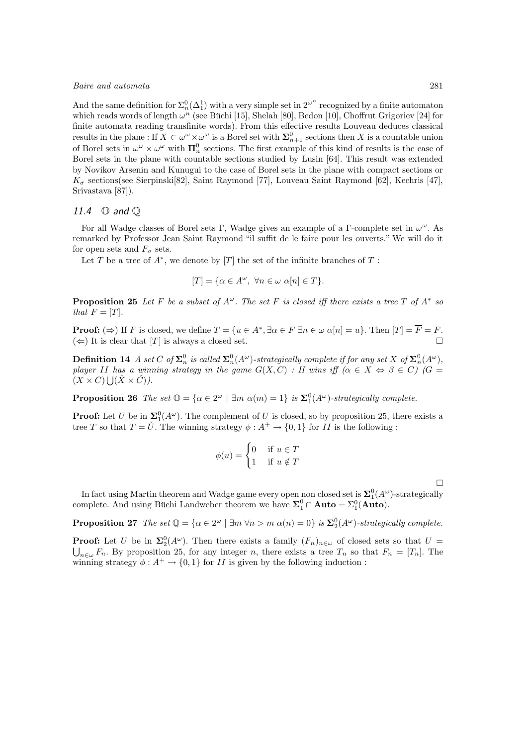And the same definition for $\Sigma^0_n(\Delta^1_1)$ with a very simple set in $2^{\omega^n}$ recognized by a finite automaton which reads words of length $\omega^n$ (see Büchi [15], Shelah [80], Bedon [10], Choffrut Grigoriev [24] for finite automata reading transfinite words). From this effective results Louveau deduces classical results in the plane : If $X \subset \omega^\omega \times \omega^\omega$ is a Borel set with $\mathbf{\Sigma}^0_{n+1}$ sections then $X$ is a countable union of Borel sets in $\omega^\omega \times \omega^\omega$ with $\mathbf{\Pi}^0_n$ sections. The first example of this kind of results is the case of Borel sets in the plane with countable sections studied by Lusin [64]. This result was extended by Novikov Arsenin and Kunugui to the case of Borel sets in the plane with compact sections or $K_\sigma$ sections(see Sierpinski[82], Saint Raymond [77], Louveau Saint Raymond [62], Kechris [47], Srivastava [87]).

### *11.4 $\mathbb{O}$ and $\mathbb{Q}$*

For all Wadge classes of Borel sets $\Gamma$, Wadge gives an example of a $\Gamma$-complete set in $\omega^\omega$. As remarked by Professor Jean Saint Raymond "il suffit de le faire pour les ouverts." We will do it for open sets and $F_\sigma$ sets.

Let $T$ be a tree of $A^*$, we denote by $[T]$ the set of the infinite branches of $T$ :

$$[T] = \{\alpha \in A^\omega,\ \forall n \in \omega\ \alpha[n] \in T\}.$$

**Proposition 25** *Let $F$ be a subset of $A^\omega$. The set $F$ is closed iff there exists a tree $T$ of $A^*$ so that $F = [T]$.*

**Proof:** ($\Rightarrow$) If $F$ is closed, we define $T = \{u \in A^*, \exists \alpha \in F\ \exists n \in \omega\ \alpha[n] = u\}$. Then $[T] = \overline{F} = F$. ($\Leftarrow$) It is clear that $[T]$ is always a closed set. $\square$

**Definition 14** *A set $C$ of $\mathbf{\Sigma}^0_n$ is called $\mathbf{\Sigma}^0_n(A^\omega)$-strategically complete if for any set $X$ of $\mathbf{\Sigma}^0_n(A^\omega)$, player $II$ has a winning strategy in the game $G(X, C)$ : $II$ wins iff ($\alpha \in X \Leftrightarrow \beta \in C$) ($G = (X \times C) \bigcup (\check{X} \times \check{C})$).*

**Proposition 26** *The set $\mathbb{O} = \{\alpha \in 2^\omega \mid \exists m\ \alpha(m) = 1\}$ is $\mathbf{\Sigma}^0_1(A^\omega)$-strategically complete.*

**Proof:** Let $U$ be in $\mathbf{\Sigma}^0_1(A^\omega)$. The complement of $U$ is closed, so by proposition 25, there exists a tree $T$ so that $T = \check{U}$. The winning strategy $\phi : A^+ \to \{0, 1\}$ for $II$ is the following :

$$\phi(u) = \begin{cases} 0 & \text{if } u \in T \\ 1 & \text{if } u \notin T \end{cases}$$

$\square$

In fact using Martin theorem and Wadge game every open non closed set is $\mathbf{\Sigma}^0_1(A^\omega)$-strategically complete. And using Büchi Landweber theorem we have $\mathbf{\Sigma}^0_1 \cap \mathbf{Auto} = \Sigma^0_1(\mathbf{Auto})$.

**Proposition 27** *The set $\mathbb{Q} = \{\alpha \in 2^\omega \mid \exists m\ \forall n > m\ \alpha(n) = 0\}$ is $\mathbf{\Sigma}^0_2(A^\omega)$-strategically complete.*

**Proof:** Let $U$ be in $\mathbf{\Sigma}^0_2(A^\omega)$. Then there exists a family $(F_n)_{n\in\omega}$ of closed sets so that $U = \bigcup_{n\in\omega} F_n$. By proposition 25, for any integer $n$, there exists a tree $T_n$ so that $F_n = [T_n]$. The winning strategy $\phi : A^+ \to \{0, 1\}$ for $II$ is given by the following induction :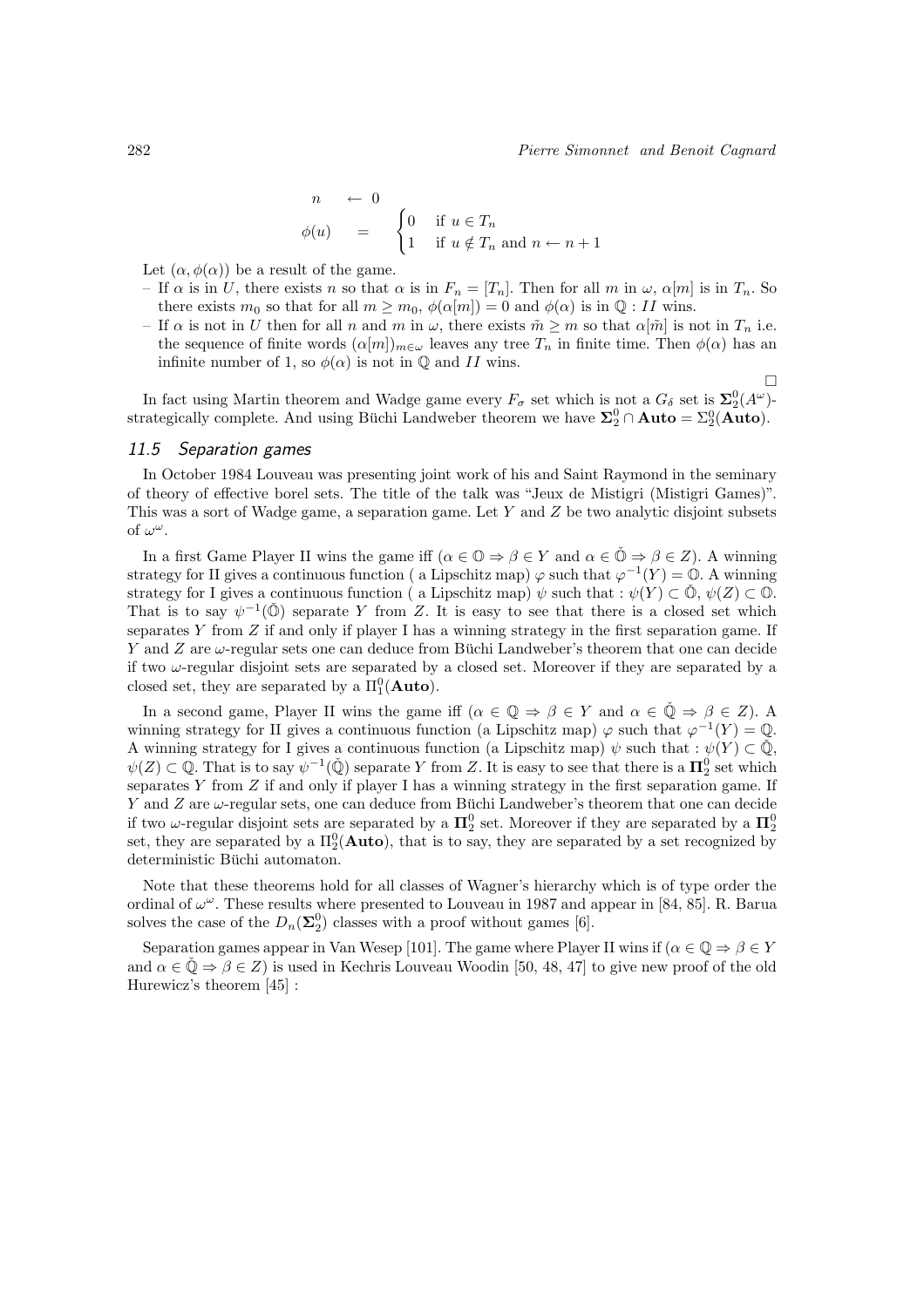$$
\begin{array}{lcl}
n & \leftarrow & 0 \\
\phi(u) & = & \begin{cases} 0 & \text{if } u \in T_n \\ 1 & \text{if } u \notin T_n \text{ and } n \leftarrow n+1 \end{cases}
\end{array}
$$

Let $(\alpha, \phi(\alpha))$ be a result of the game.

- If $\alpha$ is in $U$, there exists $n$ so that $\alpha$ is in $F_n = [T_n]$. Then for all $m$ in $\omega$, $\alpha[m]$ is in $T_n$. So there exists $m_0$ so that for all $m \geq m_0$, $\phi(\alpha[m]) = 0$ and $\phi(\alpha)$ is in $\mathbb{Q}$ : $II$ wins.
- If $\alpha$ is not in $U$ then for all $n$ and $m$ in $\omega$, there exists $\tilde{m} \geq m$ so that $\alpha[\tilde{m}]$ is not in $T_n$ i.e. the sequence of finite words $(\alpha[m])_{m \in \omega}$ leaves any tree $T_n$ in finite time. Then $\phi(\alpha)$ has an infinite number of 1, so $\phi(\alpha)$ is not in $\mathbb{Q}$ and $II$ wins.

□

In fact using Martin theorem and Wadge game every $F_\sigma$ set which is not a $G_\delta$ set is $\mathbf{\Sigma}_2^0(A^\omega)$-strategically complete. And using Büchi Landweber theorem we have $\mathbf{\Sigma}_2^0 \cap \mathbf{Auto} = \Sigma_2^0(\mathbf{Auto})$.

### 11.5 Separation games

In October 1984 Louveau was presenting joint work of his and Saint Raymond in the seminary of theory of effective borel sets. The title of the talk was "Jeux de Mistigri (Mistigri Games)". This was a sort of Wadge game, a separation game. Let $Y$ and $Z$ be two analytic disjoint subsets of $\omega^\omega$.

In a first Game Player II wins the game iff ($\alpha \in \mathbb{O} \Rightarrow \beta \in Y$ and $\alpha \in \check{\mathbb{O}} \Rightarrow \beta \in Z$). A winning strategy for II gives a continuous function ( a Lipschitz map) $\varphi$ such that $\varphi^{-1}(Y) = \mathbb{O}$. A winning strategy for I gives a continuous function ( a Lipschitz map) $\psi$ such that : $\psi(Y) \subset \check{\mathbb{O}}$, $\psi(Z) \subset \mathbb{O}$. That is to say $\psi^{-1}(\check{\mathbb{O}})$ separate $Y$ from $Z$. It is easy to see that there is a closed set which separates $Y$ from $Z$ if and only if player I has a winning strategy in the first separation game. If $Y$ and $Z$ are $\omega$-regular sets one can deduce from Büchi Landweber's theorem that one can decide if two $\omega$-regular disjoint sets are separated by a closed set. Moreover if they are separated by a closed set, they are separated by a $\Pi_1^0(\mathbf{Auto})$.

In a second game, Player II wins the game iff ($\alpha \in \mathbb{Q} \Rightarrow \beta \in Y$ and $\alpha \in \check{\mathbb{Q}} \Rightarrow \beta \in Z$). A winning strategy for II gives a continuous function (a Lipschitz map) $\varphi$ such that $\varphi^{-1}(Y) = \mathbb{Q}$. A winning strategy for I gives a continuous function (a Lipschitz map) $\psi$ such that : $\psi(Y) \subset \check{\mathbb{Q}}$, $\psi(Z) \subset \mathbb{Q}$. That is to say $\psi^{-1}(\check{\mathbb{Q}})$ separate $Y$ from $Z$. It is easy to see that there is a $\mathbf{\Pi}_2^0$ set which separates $Y$ from $Z$ if and only if player I has a winning strategy in the first separation game. If $Y$ and $Z$ are $\omega$-regular sets, one can deduce from Büchi Landweber's theorem that one can decide if two $\omega$-regular disjoint sets are separated by a $\mathbf{\Pi}_2^0$ set. Moreover if they are separated by a $\mathbf{\Pi}_2^0$ set, they are separated by a $\Pi_2^0(\mathbf{Auto})$, that is to say, they are separated by a set recognized by deterministic Büchi automaton.

Note that these theorems hold for all classes of Wagner's hierarchy which is of type order the ordinal of $\omega^\omega$. These results where presented to Louveau in 1987 and appear in [84, 85]. R. Barua solves the case of the $D_n(\mathbf{\Sigma}_2^0)$ classes with a proof without games [6].

Separation games appear in Van Wesep [101]. The game where Player II wins if ($\alpha \in \mathbb{Q} \Rightarrow \beta \in Y$ and $\alpha \in \check{\mathbb{Q}} \Rightarrow \beta \in Z$) is used in Kechris Louveau Woodin [50, 48, 47] to give new proof of the old Hurewicz's theorem [45] :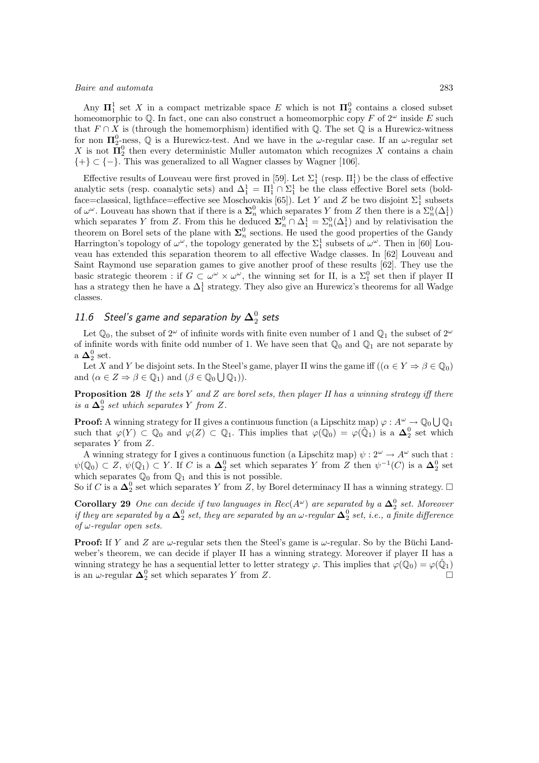Any $\mathbf{\Pi}_1^1$ set $X$ in a compact metrizable space $E$ which is not $\mathbf{\Pi}_2^0$ contains a closed subset homeomorphic to $\mathbb{Q}$. In fact, one can also construct a homeomorphic copy $F$ of $2^\omega$ inside $E$ such that $F \cap X$ is (through the homemorphism) identified with $\mathbb{Q}$. The set $\mathbb{Q}$ is a Hurewicz-witness for non $\mathbf{\Pi}_2^0$-ness, $\mathbb{Q}$ is a Hurewicz-test. And we have in the $\omega$-regular case. If an $\omega$-regular set $X$ is not $\mathbf{\Pi}_2^0$ then every deterministic Muller automaton which recognizes $X$ contains a chain $\{+\} \subset \{-\}$. This was generalized to all Wagner classes by Wagner [106].

Effective results of Louveau were first proved in [59]. Let $\Sigma_1^1$ (resp. $\Pi_1^1$) be the class of effective analytic sets (resp. coanalytic sets) and $\Delta_1^1 = \Pi_1^1 \cap \Sigma_1^1$ be the class effective Borel sets (boldface=classical, ligthface=effective see Moschovakis [65]). Let $Y$ and $Z$ be two disjoint $\Sigma_1^1$ subsets of $\omega^\omega$. Louveau has shown that if there is a $\mathbf{\Sigma}_n^0$ which separates $Y$ from $Z$ then there is a $\Sigma_n^0(\Delta_1^1)$ which separates $Y$ from $Z$. From this he deduced $\mathbf{\Sigma}_n^0 \cap \Delta_1^1 = \Sigma_n^0(\Delta_1^1)$ and by relativisation the theorem on Borel sets of the plane with $\mathbf{\Sigma}_n^0$ sections. He used the good properties of the Gandy Harrington's topology of $\omega^\omega$, the topology generated by the $\Sigma_1^1$ subsets of $\omega^\omega$. Then in [60] Louveau has extended this separation theorem to all effective Wadge classes. In [62] Louveau and Saint Raymond use separation games to give another proof of these results [62]. They use the basic strategic theorem : if $G \subset \omega^\omega \times \omega^\omega$, the winning set for II, is a $\Sigma_1^0$ set then if player II has a strategy then he have a $\Delta_1^1$ strategy. They also give an Hurewicz's theorems for all Wadge classes.

### 11.6 Steel's game and separation by $\mathbf{\Delta}_2^0$ sets

Let $\mathbb{Q}_0$, the subset of $2^\omega$ of infinite words with finite even number of 1 and $\mathbb{Q}_1$ the subset of $2^\omega$ of infinite words with finite odd number of 1. We have seen that $\mathbb{Q}_0$ and $\mathbb{Q}_1$ are not separate by a $\mathbf{\Delta}_2^0$ set.

Let $X$ and $Y$ be disjoint sets. In the Steel's game, player II wins the game iff $((\alpha \in Y \Rightarrow \beta \in \mathbb{Q}_0)$ and $(\alpha \in Z \Rightarrow \beta \in \mathbb{Q}_1)$ and $(\beta \in \mathbb{Q}_0 \bigcup \mathbb{Q}_1))$.

**Proposition 28** *If the sets $Y$ and $Z$ are borel sets, then player II has a winning strategy iff there is a $\mathbf{\Delta}_2^0$ set which separates $Y$ from $Z$.*

**Proof:** A winning strategy for II gives a continuous function (a Lipschitz map) $\varphi : A^\omega \to \mathbb{Q}_0 \bigcup \mathbb{Q}_1$ such that $\varphi(Y) \subset \mathbb{Q}_0$ and $\varphi(Z) \subset \mathbb{Q}_1$. This implies that $\varphi(\mathbb{Q}_0) = \varphi(\check{\mathbb{Q}}_1)$ is a $\mathbf{\Delta}_2^0$ set which separates $Y$ from $Z$.

A winning strategy for I gives a continuous function (a Lipschitz map) $\psi : 2^\omega \to A^\omega$ such that : $\psi(\mathbb{Q}_0) \subset Z$, $\psi(\mathbb{Q}_1) \subset Y$. If $C$ is a $\mathbf{\Delta}_2^0$ set which separates $Y$ from $Z$ then $\psi^{-1}(C)$ is a $\mathbf{\Delta}_2^0$ set which separates $\mathbb{Q}_0$ from $\mathbb{Q}_1$ and this is not possible.

So if $C$ is a $\mathbf{\Delta}_2^0$ set which separates $Y$ from $Z$, by Borel determinacy II has a winning strategy. □

**Corollary 29** *One can decide if two languages in $Rec(A^\omega)$ are separated by a $\mathbf{\Delta}_2^0$ set. Moreover if they are separated by a $\mathbf{\Delta}_2^0$ set, they are separated by an $\omega$-regular $\mathbf{\Delta}_2^0$ set, i.e., a finite difference of $\omega$-regular open sets.*

**Proof:** If $Y$ and $Z$ are $\omega$-regular sets then the Steel's game is $\omega$-regular. So by the Büchi Landweber's theorem, we can decide if player II has a winning strategy. Moreover if player II has a winning strategy he has a sequential letter to letter strategy $\varphi$. This implies that $\varphi(\mathbb{Q}_0) = \varphi(\check{\mathbb{Q}}_1)$ is an $\omega$-regular $\mathbf{\Delta}_2^0$ set which separates $Y$ from $Z$. □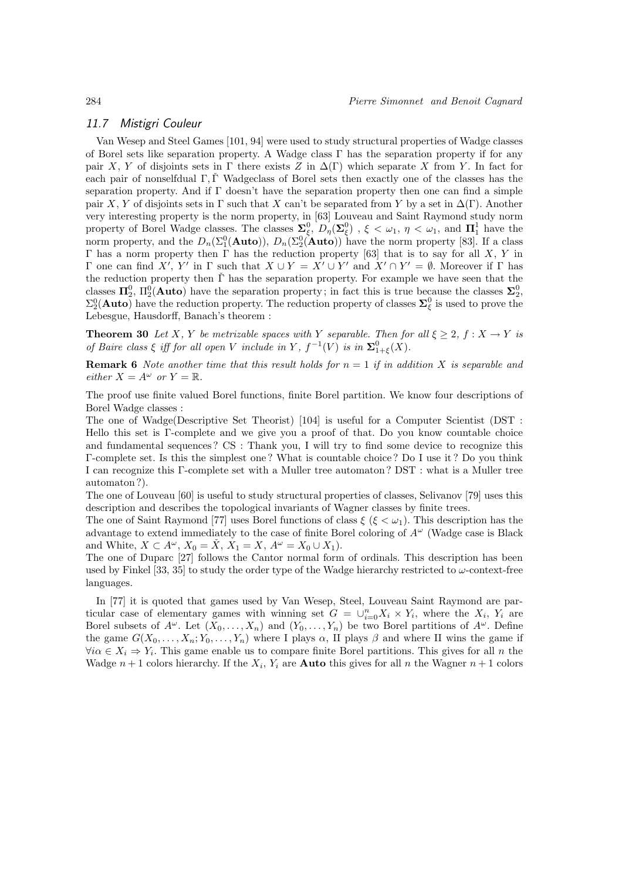### 11.7 Mistigri Couleur

Van Wesep and Steel Games [101, 94] were used to study structural properties of Wadge classes of Borel sets like separation property. A Wadge class $\Gamma$ has the separation property if for any pair $X$, $Y$ of disjoints sets in $\Gamma$ there exists $Z$ in $\Delta(\Gamma)$ which separate $X$ from $Y$. In fact for each pair of nonselfdual $\Gamma, \check{\Gamma}$ Wadgeclass of Borel sets then exactly one of the classes has the separation property. And if $\Gamma$ doesn't have the separation property then one can find a simple pair $X$, $Y$ of disjoints sets in $\Gamma$ such that $X$ can't be separated from $Y$ by a set in $\Delta(\Gamma)$. Another very interesting property is the norm property, in [63] Louveau and Saint Raymond study norm property of Borel Wadge classes. The classes $\mathbf{\Sigma}^0_\xi$, $D_\eta(\mathbf{\Sigma}^0_\xi)$ , $\xi < \omega_1$, $\eta < \omega_1$, and $\mathbf{\Pi}^1_1$ have the norm property, and the $D_n(\Sigma^0_1(\mathbf{Auto}))$, $D_n(\Sigma^0_2(\mathbf{Auto}))$ have the norm property [83]. If a class $\Gamma$ has a norm property then $\Gamma$ has the reduction property [63] that is to say for all $X$, $Y$ in $\Gamma$ one can find $X'$, $Y'$ in $\Gamma$ such that $X \cup Y = X' \cup Y'$ and $X' \cap Y' = \emptyset$. Moreover if $\Gamma$ has the reduction property then $\check{\Gamma}$ has the separation property. For example we have seen that the classes $\mathbf{\Pi}^0_2$, $\Pi^0_2(\mathbf{Auto})$ have the separation property; in fact this is true because the classes $\mathbf{\Sigma}^0_2$, $\Sigma^0_2(\mathbf{Auto})$ have the reduction property. The reduction property of classes $\mathbf{\Sigma}^0_\xi$ is used to prove the Lebesgue, Hausdorff, Banach's theorem :

**Theorem 30** *Let $X$, $Y$ be metrizable spaces with $Y$ separable. Then for all $\xi \geq 2$, $f : X \to Y$ is of Baire class $\xi$ iff for all open $V$ include in $Y$, $f^{-1}(V)$ is in $\mathbf{\Sigma}^0_{1+\xi}(X)$.*

**Remark 6** *Note another time that this result holds for $n = 1$ if in addition $X$ is separable and either $X = A^\omega$ or $Y = \mathbb{R}$.*

The proof use finite valued Borel functions, finite Borel partition. We know four descriptions of Borel Wadge classes :

The one of Wadge(Descriptive Set Theorist) [104] is useful for a Computer Scientist (DST : Hello this set is $\Gamma$-complete and we give you a proof of that. Do you know countable choice and fundamental sequences ? CS : Thank you, I will try to find some device to recognize this $\Gamma$-complete set. Is this the simplest one ? What is countable choice ? Do I use it ? Do you think I can recognize this $\Gamma$-complete set with a Muller tree automaton ? DST : what is a Muller tree automaton ?).

The one of Louveau [60] is useful to study structural properties of classes, Selivanov [79] uses this description and describes the topological invariants of Wagner classes by finite trees.

The one of Saint Raymond [77] uses Borel functions of class $\xi$ ($\xi < \omega_1$). This description has the advantage to extend immediately to the case of finite Borel coloring of $A^\omega$ (Wadge case is Black and White, $X \subset A^\omega$, $X_0 = \check{X}$, $X_1 = X$, $A^\omega = X_0 \cup X_1$).

The one of Duparc [27] follows the Cantor normal form of ordinals. This description has been used by Finkel [33, 35] to study the order type of the Wadge hierarchy restricted to $\omega$-context-free languages.

In [77] it is quoted that games used by Van Wesep, Steel, Louveau Saint Raymond are particular case of elementary games with winning set $G = \cup_{i=0}^n X_i \times Y_i$, where the $X_i$, $Y_i$ are Borel subsets of $A^\omega$. Let $(X_0, \ldots, X_n)$ and $(Y_0, \ldots, Y_n)$ be two Borel partitions of $A^\omega$. Define the game $G(X_0, \ldots, X_n; Y_0, \ldots, Y_n)$ where I plays $\alpha$, II plays $\beta$ and where II wins the game if $\forall i \alpha \in X_i \Rightarrow Y_i$. This game enable us to compare finite Borel partitions. This gives for all $n$ the Wadge $n+1$ colors hierarchy. If the $X_i$, $Y_i$ are **Auto** this gives for all $n$ the Wagner $n+1$ colors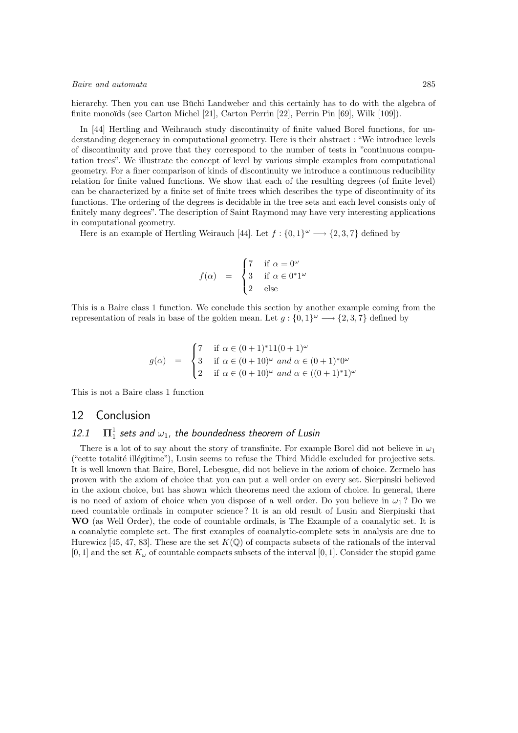hierarchy. Then you can use Büchi Landweber and this certainly has to do with the algebra of finite monoïds (see Carton Michel [21], Carton Perrin [22], Perrin Pin [69], Wilk [109]).

In [44] Hertling and Weihrauch study discontinuity of finite valued Borel functions, for understanding degeneracy in computational geometry. Here is their abstract : "We introduce levels of discontinuity and prove that they correspond to the number of tests in "continuous computation trees". We illustrate the concept of level by various simple examples from computational geometry. For a finer comparison of kinds of discontinuity we introduce a continuous reducibility relation for finite valued functions. We show that each of the resulting degrees (of finite level) can be characterized by a finite set of finite trees which describes the type of discontinuity of its functions. The ordering of the degrees is decidable in the tree sets and each level consists only of finitely many degrees". The description of Saint Raymond may have very interesting applications in computational geometry.

Here is an example of Hertling Weirauch [44]. Let $f : \{0,1\}^\omega \longrightarrow \{2,3,7\}$ defined by

$$f(\alpha) \quad = \quad \begin{cases} 7 & \text{if } \alpha = 0^\omega \\ 3 & \text{if } \alpha \in 0^* 1^\omega \\ 2 & \text{else} \end{cases}$$

This is a Baire class 1 function. We conclude this section by another example coming from the representation of reals in base of the golden mean. Let $g : \{0,1\}^\omega \longrightarrow \{2,3,7\}$ defined by

$$g(\alpha) \quad = \quad \begin{cases} 7 & \text{if } \alpha \in (0+1)^* 11 (0+1)^\omega \\ 3 & \text{if } \alpha \in (0+10)^\omega \textit{ and } \alpha \in (0+1)^* 0^\omega \\ 2 & \text{if } \alpha \in (0+10)^\omega \textit{ and } \alpha \in ((0+1)^* 1)^\omega \end{cases}$$

This is not a Baire class 1 function

## 12 Conclusion

### 12.1 $\mathbf{\Pi}_1^1$ sets and $\omega_1$, the boundedness theorem of Lusin

There is a lot of to say about the story of transfinite. For example Borel did not believe in $\omega_1$ ("cette totalité illégitime"), Lusin seems to refuse the Third Middle excluded for projective sets. It is well known that Baire, Borel, Lebesgue, did not believe in the axiom of choice. Zermelo has proven with the axiom of choice that you can put a well order on every set. Sierpinski believed in the axiom choice, but has shown which theorems need the axiom of choice. In general, there is no need of axiom of choice when you dispose of a well order. Do you believe in $\omega_1$ ? Do we need countable ordinals in computer science ? It is an old result of Lusin and Sierpinski that **WO** (as Well Order), the code of countable ordinals, is The Example of a coanalytic set. It is a coanalytic complete set. The first examples of coanalytic-complete sets in analysis are due to Hurewicz [45, 47, 83]. These are the set $K(\mathbb{Q})$ of compacts subsets of the rationals of the interval $[0,1]$ and the set $K_\omega$ of countable compacts subsets of the interval $[0,1]$. Consider the stupid game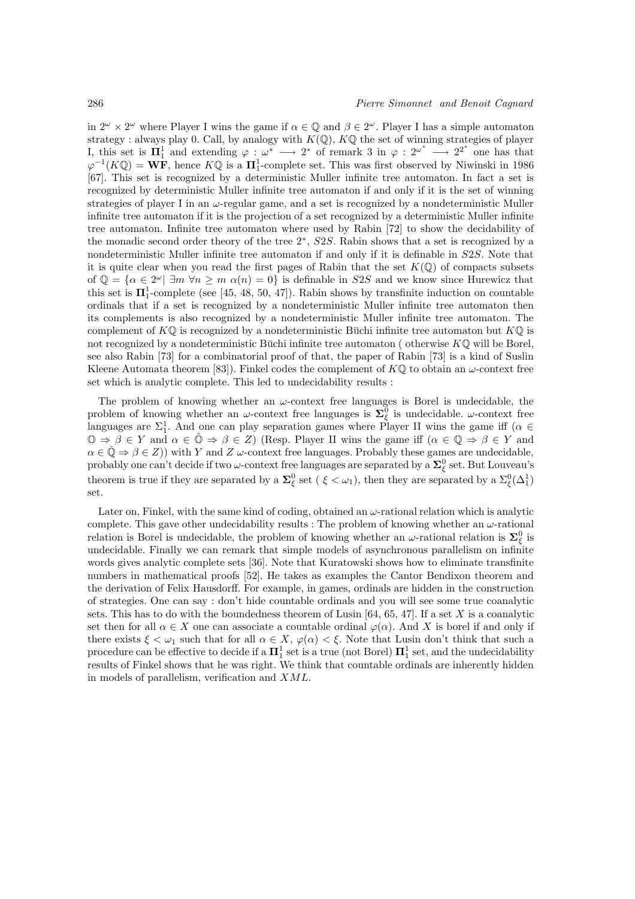in $2^\omega \times 2^\omega$ where Player I wins the game if $\alpha \in \mathbb{Q}$ and $\beta \in 2^\omega$. Player I has a simple automaton strategy : always play 0. Call, by analogy with $K(\mathbb{Q})$, $K\mathbb{Q}$ the set of winning strategies of player I, this set is $\mathbf{\Pi}^1_1$ and extending $\varphi : \omega^* \longrightarrow 2^*$ of remark 3 in $\varphi : 2^{\omega^*} \longrightarrow 2^{2^*}$ one has that $\varphi^{-1}(K\mathbb{Q}) = \mathbf{WF}$, hence $K\mathbb{Q}$ is a $\mathbf{\Pi}^1_1$-complete set. This was first observed by Niwinski in 1986 [67]. This set is recognized by a deterministic Muller infinite tree automaton. In fact a set is recognized by deterministic Muller infinite tree automaton if and only if it is the set of winning strategies of player I in an $\omega$-regular game, and a set is recognized by a nondeterministic Muller infinite tree automaton if it is the projection of a set recognized by a deterministic Muller infinite tree automaton. Infinite tree automaton where used by Rabin [72] to show the decidability of the monadic second order theory of the tree $2^*$, $S2S$. Rabin shows that a set is recognized by a nondeterministic Muller infinite tree automaton if and only if it is definable in $S2S$. Note that it is quite clear when you read the first pages of Rabin that the set $K(\mathbb{Q})$ of compacts subsets of $\mathbb{Q} = \{\alpha \in 2^\omega | \; \exists m \; \forall n \geq m \; \alpha(n) = 0\}$ is definable in $S2S$ and we know since Hurewicz that this set is $\mathbf{\Pi}^1_1$-complete (see [45, 48, 50, 47]). Rabin shows by transfinite induction on countable ordinals that if a set is recognized by a nondeterministic Muller infinite tree automaton then its complements is also recognized by a nondeterministic Muller infinite tree automaton. The complement of $K\mathbb{Q}$ is recognized by a nondeterministic Büchi infinite tree automaton but $K\mathbb{Q}$ is not recognized by a nondeterministic Büchi infinite tree automaton ( otherwise $K\mathbb{Q}$ will be Borel, see also Rabin [73] for a combinatorial proof of that, the paper of Rabin [73] is a kind of Suslin Kleene Automata theorem [83]). Finkel codes the complement of $K\mathbb{Q}$ to obtain an $\omega$-context free set which is analytic complete. This led to undecidability results :

The problem of knowing whether an $\omega$-context free languages is Borel is undecidable, the problem of knowing whether an $\omega$-context free languages is $\mathbf{\Sigma}^0_\xi$ is undecidable. $\omega$-context free languages are $\Sigma^1_1$. And one can play separation games where Player II wins the game iff ($\alpha \in \mathbb{O} \Rightarrow \beta \in Y$ and $\alpha \in \check{\mathbb{O}} \Rightarrow \beta \in Z$) (Resp. Player II wins the game iff ($\alpha \in \mathbb{Q} \Rightarrow \beta \in Y$ and $\alpha \in \check{\mathbb{Q}} \Rightarrow \beta \in Z$)) with $Y$ and $Z$ $\omega$-context free languages. Probably these games are undecidable, probably one can't decide if two $\omega$-context free languages are separated by a $\mathbf{\Sigma}^0_\xi$ set. But Louveau's theorem is true if they are separated by a $\mathbf{\Sigma}^0_\xi$ set ( $\xi < \omega_1$), then they are separated by a $\Sigma^0_\xi(\Delta^1_1)$ set.

Later on, Finkel, with the same kind of coding, obtained an $\omega$-rational relation which is analytic complete. This gave other undecidability results : The problem of knowing whether an $\omega$-rational relation is Borel is undecidable, the problem of knowing whether an $\omega$-rational relation is $\mathbf{\Sigma}^0_\xi$ is undecidable. Finally we can remark that simple models of asynchronous parallelism on infinite words gives analytic complete sets [36]. Note that Kuratowski shows how to eliminate transfinite numbers in mathematical proofs [52]. He takes as examples the Cantor Bendixon theorem and the derivation of Felix Hausdorff. For example, in games, ordinals are hidden in the construction of strategies. One can say : don't hide countable ordinals and you will see some true coanalytic sets. This has to do with the boundedness theorem of Lusin [64, 65, 47]. If a set $X$ is a coanalytic set then for all $\alpha \in X$ one can associate a countable ordinal $\varphi(\alpha)$. And $X$ is borel if and only if there exists $\xi < \omega_1$ such that for all $\alpha \in X$, $\varphi(\alpha) < \xi$. Note that Lusin don't think that such a procedure can be effective to decide if a $\mathbf{\Pi}^1_1$ set is a true (not Borel) $\mathbf{\Pi}^1_1$ set, and the undecidability results of Finkel shows that he was right. We think that countable ordinals are inherently hidden in models of parallelism, verification and $XML$.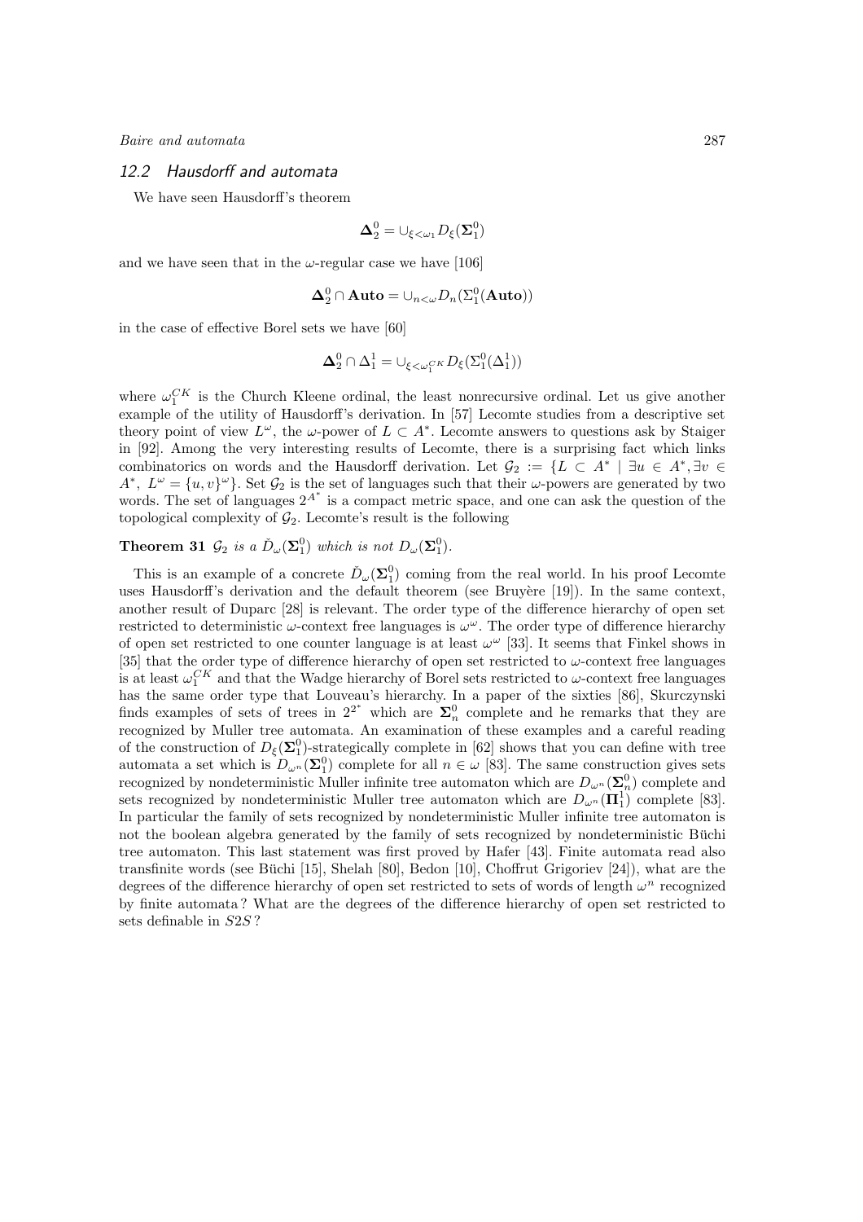## 12.2 Hausdorff and automata

We have seen Hausdorff's theorem

$$\mathbf{\Delta}^0_2 = \cup_{\xi<\omega_1} D_\xi(\mathbf{\Sigma}^0_1)$$

and we have seen that in the $\omega$-regular case we have [106]

$$\mathbf{\Delta}^0_2 \cap \mathbf{Auto} = \cup_{n<\omega} D_n(\Sigma^0_1(\mathbf{Auto}))$$

in the case of effective Borel sets we have [60]

$$\mathbf{\Delta}^0_2 \cap \Delta^1_1 = \cup_{\xi<\omega_1^{CK}} D_\xi(\Sigma^0_1(\Delta^1_1))$$

where $\omega_1^{CK}$ is the Church Kleene ordinal, the least nonrecursive ordinal. Let us give another example of the utility of Hausdorff's derivation. In [57] Lecomte studies from a descriptive set theory point of view $L^\omega$, the $\omega$-power of $L \subset A^*$. Lecomte answers to questions ask by Staiger in [92]. Among the very interesting results of Lecomte, there is a surprising fact which links combinatorics on words and the Hausdorff derivation. Let $\mathcal{G}_2 := \{L \subset A^* \mid \exists u \in A^*, \exists v \in A^*,\ L^\omega = \{u, v\}^\omega\}$. Set $\mathcal{G}_2$ is the set of languages such that their $\omega$-powers are generated by two words. The set of languages $2^{A^*}$ is a compact metric space, and one can ask the question of the topological complexity of $\mathcal{G}_2$. Lecomte's result is the following

**Theorem 31** *$\mathcal{G}_2$ is a $\check{D}_\omega(\mathbf{\Sigma}^0_1)$ which is not $D_\omega(\mathbf{\Sigma}^0_1)$.*

This is an example of a concrete $\check{D}_\omega(\mathbf{\Sigma}^0_1)$ coming from the real world. In his proof Lecomte uses Hausdorff's derivation and the default theorem (see Bruyère [19]). In the same context, another result of Duparc [28] is relevant. The order type of the difference hierarchy of open set restricted to deterministic $\omega$-context free languages is $\omega^\omega$. The order type of difference hierarchy of open set restricted to one counter language is at least $\omega^\omega$ [33]. It seems that Finkel shows in [35] that the order type of difference hierarchy of open set restricted to $\omega$-context free languages is at least $\omega_1^{CK}$ and that the Wadge hierarchy of Borel sets restricted to $\omega$-context free languages has the same order type that Louveau's hierarchy. In a paper of the sixties [86], Skurczynski finds examples of sets of trees in $2^{2^*}$ which are $\mathbf{\Sigma}^0_n$ complete and he remarks that they are recognized by Muller tree automata. An examination of these examples and a careful reading of the construction of $D_\xi(\mathbf{\Sigma}^0_1)$-strategically complete in [62] shows that you can define with tree automata a set which is $D_{\omega^n}(\mathbf{\Sigma}^0_1)$ complete for all $n \in \omega$ [83]. The same construction gives sets recognized by nondeterministic Muller infinite tree automaton which are $D_{\omega^n}(\mathbf{\Sigma}^0_n)$ complete and sets recognized by nondeterministic Muller tree automaton which are $D_{\omega^n}(\mathbf{\Pi}^1_1)$ complete [83]. In particular the family of sets recognized by nondeterministic Muller infinite tree automaton is not the boolean algebra generated by the family of sets recognized by nondeterministic Büchi tree automaton. This last statement was first proved by Hafer [43]. Finite automata read also transfinite words (see Büchi [15], Shelah [80], Bedon [10], Choffrut Grigoriev [24]), what are the degrees of the difference hierarchy of open set restricted to sets of words of length $\omega^n$ recognized by finite automata ? What are the degrees of the difference hierarchy of open set restricted to sets definable in $S2S$ ?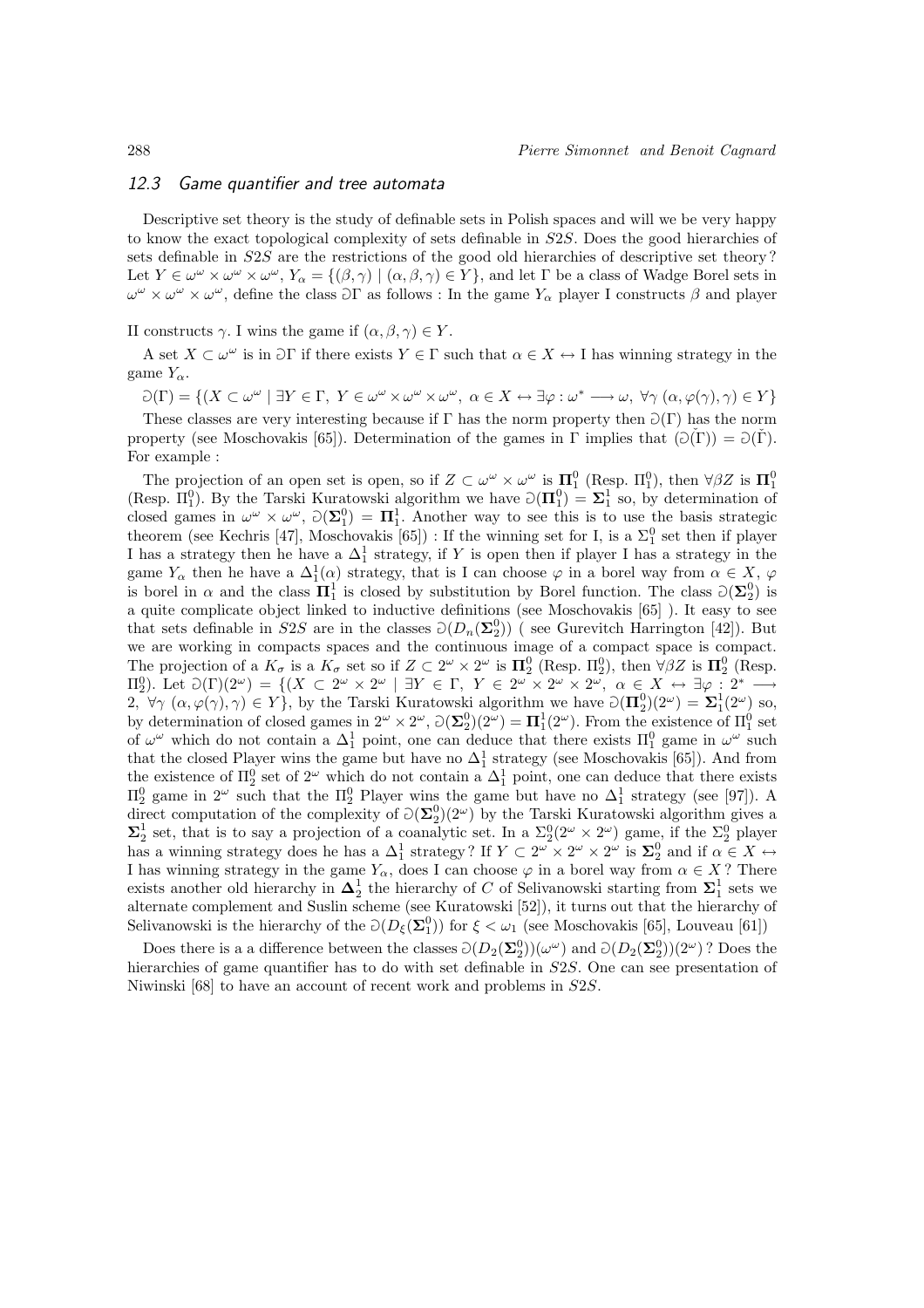### 12.3 *Game quantifier and tree automata*

Descriptive set theory is the study of definable sets in Polish spaces and will we be very happy to know the exact topological complexity of sets definable in $S2S$. Does the good hierarchies of sets definable in $S2S$ are the restrictions of the good old hierarchies of descriptive set theory? Let $Y \in \omega^\omega \times \omega^\omega \times \omega^\omega$, $Y_\alpha = \{(\beta, \gamma) \mid (\alpha, \beta, \gamma) \in Y\}$, and let $\Gamma$ be a class of Wadge Borel sets in $\omega^\omega \times \omega^\omega \times \omega^\omega$, define the class $\Game\Gamma$ as follows : In the game $Y_\alpha$ player I constructs $\beta$ and player II constructs $\gamma$. I wins the game if $(\alpha, \beta, \gamma) \in Y$.

A set $X \subset \omega^\omega$ is in $\Game\Gamma$ if there exists $Y \in \Gamma$ such that $\alpha \in X \leftrightarrow$ I has winning strategy in the game $Y_\alpha$.

$\Game(\Gamma) = \{(X \subset \omega^\omega \mid \exists Y \in \Gamma,\ Y \in \omega^\omega \times \omega^\omega \times \omega^\omega,\ \alpha \in X \leftrightarrow \exists \varphi : \omega^* \longrightarrow \omega,\ \forall \gamma\ (\alpha, \varphi(\gamma), \gamma) \in Y\}$

These classes are very interesting because if $\Gamma$ has the norm property then $\Game(\Gamma)$ has the norm property (see Moschovakis [65]). Determination of the games in $\Gamma$ implies that $(\Game(\Gamma)) = \Game(\check{\Gamma})$. For example :

The projection of an open set is open, so if $Z \subset \omega^\omega \times \omega^\omega$ is $\mathbf{\Pi}^0_1$ (Resp. $\Pi^0_1$), then $\forall \beta Z$ is $\mathbf{\Pi}^0_1$ (Resp. $\Pi^0_1$). By the Tarski Kuratowski algorithm we have $\Game(\mathbf{\Pi}^0_1) = \mathbf{\Sigma}^1_1$ so, by determination of closed games in $\omega^\omega \times \omega^\omega$, $\Game(\mathbf{\Sigma}^0_1) = \mathbf{\Pi}^1_1$. Another way to see this is to use the basis strategic theorem (see Kechris [47], Moschovakis [65]) : If the winning set for I, is a $\Sigma^0_1$ set then if player I has a strategy then he have a $\Delta^1_1$ strategy, if $Y$ is open then if player I has a strategy in the game $Y_\alpha$ then he have a $\Delta^1_1(\alpha)$ strategy, that is I can choose $\varphi$ in a borel way from $\alpha \in X$, $\varphi$ is borel in $\alpha$ and the class $\mathbf{\Pi}^1_1$ is closed by substitution by Borel function. The class $\Game(\mathbf{\Sigma}^0_2)$ is a quite complicate object linked to inductive definitions (see Moschovakis [65] ). It easy to see that sets definable in $S2S$ are in the classes $\Game(D_n(\mathbf{\Sigma}^0_2))$ ( see Gurevitch Harrington [42]). But we are working in compacts spaces and the continuous image of a compact space is compact. The projection of a $K_\sigma$ is a $K_\sigma$ set so if $Z \subset 2^\omega \times 2^\omega$ is $\mathbf{\Pi}^0_2$ (Resp. $\Pi^0_2$), then $\forall \beta Z$ is $\mathbf{\Pi}^0_2$ (Resp. $\Pi^0_2$). Let $\Game(\Gamma)(2^\omega) = \{(X \subset 2^\omega \times 2^\omega \mid \exists Y \in \Gamma,\ Y \in 2^\omega \times 2^\omega \times 2^\omega,\ \alpha \in X \leftrightarrow \exists \varphi : 2^* \longrightarrow 2,\ \forall \gamma\ (\alpha, \varphi(\gamma), \gamma) \in Y\}$, by the Tarski Kuratowski algorithm we have $\Game(\mathbf{\Pi}^0_2)(2^\omega) = \mathbf{\Sigma}^1_1(2^\omega)$ so, by determination of closed games in $2^\omega \times 2^\omega$, $\Game(\mathbf{\Sigma}^0_2)(2^\omega) = \mathbf{\Pi}^1_1(2^\omega)$. From the existence of $\Pi^0_1$ set of $\omega^\omega$ which do not contain a $\Delta^1_1$ point, one can deduce that there exists $\Pi^0_1$ game in $\omega^\omega$ such that the closed Player wins the game but have no $\Delta^1_1$ strategy (see Moschovakis [65]). And from the existence of $\Pi^0_2$ set of $2^\omega$ which do not contain a $\Delta^1_1$ point, one can deduce that there exists $\Pi^0_2$ game in $2^\omega$ such that the $\Pi^0_2$ Player wins the game but have no $\Delta^1_1$ strategy (see [97]). A direct computation of the complexity of $\Game(\mathbf{\Sigma}^0_2)(2^\omega)$ by the Tarski Kuratowski algorithm gives a $\mathbf{\Sigma}^1_2$ set, that is to say a projection of a coanalytic set. In a $\Sigma^0_2(2^\omega \times 2^\omega)$ game, if the $\Sigma^0_2$ player has a winning strategy does he has a $\Delta^1_1$ strategy? If $Y \subset 2^\omega \times 2^\omega \times 2^\omega$ is $\mathbf{\Sigma}^0_2$ and if $\alpha \in X \leftrightarrow$ I has winning strategy in the game $Y_\alpha$, does I can choose $\varphi$ in a borel way from $\alpha \in X$? There exists another old hierarchy in $\mathbf{\Delta}^1_2$ the hierarchy of $C$ of Selivanowski starting from $\mathbf{\Sigma}^1_1$ sets we alternate complement and Suslin scheme (see Kuratowski [52]), it turns out that the hierarchy of Selivanowski is the hierarchy of the $\Game(D_\xi(\mathbf{\Sigma}^0_1))$ for $\xi < \omega_1$ (see Moschovakis [65], Louveau [61])

Does there is a a difference between the classes $\Game(D_2(\mathbf{\Sigma}^0_2))(\omega^\omega)$ and $\Game(D_2(\mathbf{\Sigma}^0_2))(2^\omega)$ ? Does the hierarchies of game quantifier has to do with set definable in $S2S$. One can see presentation of Niwinski [68] to have an account of recent work and problems in $S2S$.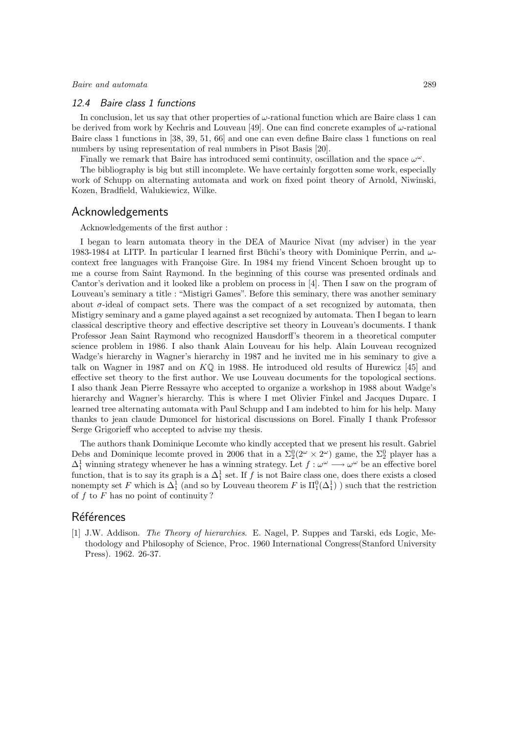### 12.4 Baire class 1 functions

In conclusion, let us say that other properties of $\omega$-rational function which are Baire class 1 can be derived from work by Kechris and Louveau [49]. One can find concrete examples of $\omega$-rational Baire class 1 functions in [38, 39, 51, 66] and one can even define Baire class 1 functions on real numbers by using representation of real numbers in Pisot Basis [20].

Finally we remark that Baire has introduced semi continuity, oscillation and the space $\omega^\omega$.

The bibliography is big but still incomplete. We have certainly forgotten some work, especially work of Schupp on alternating automata and work on fixed point theory of Arnold, Niwinski, Kozen, Bradfield, Walukiewicz, Wilke.

## Acknowledgements

Acknowledgements of the first author :

I began to learn automata theory in the DEA of Maurice Nivat (my adviser) in the year 1983-1984 at LITP. In particular I learned first Büchi's theory with Dominique Perrin, and $\omega$-context free languages with Françoise Gire. In 1984 my friend Vincent Schoen brought up to me a course from Saint Raymond. In the beginning of this course was presented ordinals and Cantor's derivation and it looked like a problem on process in [4]. Then I saw on the program of Louveau's seminary a title : "Mistigri Games". Before this seminary, there was another seminary about $\sigma$-ideal of compact sets. There was the compact of a set recognized by automata, then Mistigry seminary and a game played against a set recognized by automata. Then I began to learn classical descriptive theory and effective descriptive set theory in Louveau's documents. I thank Professor Jean Saint Raymond who recognized Hausdorff's theorem in a theoretical computer science problem in 1986. I also thank Alain Louveau for his help. Alain Louveau recognized Wadge's hierarchy in Wagner's hierarchy in 1987 and he invited me in his seminary to give a talk on Wagner in 1987 and on $K\mathbb{Q}$ in 1988. He introduced old results of Hurewicz [45] and effective set theory to the first author. We use Louveau documents for the topological sections. I also thank Jean Pierre Ressayre who accepted to organize a workshop in 1988 about Wadge's hierarchy and Wagner's hierarchy. This is where I met Olivier Finkel and Jacques Duparc. I learned tree alternating automata with Paul Schupp and I am indebted to him for his help. Many thanks to jean claude Dumoncel for historical discussions on Borel. Finally I thank Professor Serge Grigorieff who accepted to advise my thesis.

The authors thank Dominique Lecomte who kindly accepted that we present his result. Gabriel Debs and Dominique lecomte proved in 2006 that in a $\Sigma^0_2(2^\omega \times 2^\omega)$ game, the $\Sigma^0_2$ player has a $\Delta^1_1$ winning strategy whenever he has a winning strategy. Let $f : \omega^\omega \longrightarrow \omega^\omega$ be an effective borel function, that is to say its graph is a $\Delta^1_1$ set. If $f$ is not Baire class one, does there exists a closed nonempty set $F$ which is $\Delta^1_1$ (and so by Louveau theorem $F$ is $\Pi^0_1(\Delta^1_1)$ ) such that the restriction of $f$ to $F$ has no point of continuity ?

## Références

[1] J.W. Addison. *The Theory of hierarchies*. E. Nagel, P. Suppes and Tarski, eds Logic, Methodology and Philosophy of Science, Proc. 1960 International Congress(Stanford University Press). 1962. 26-37.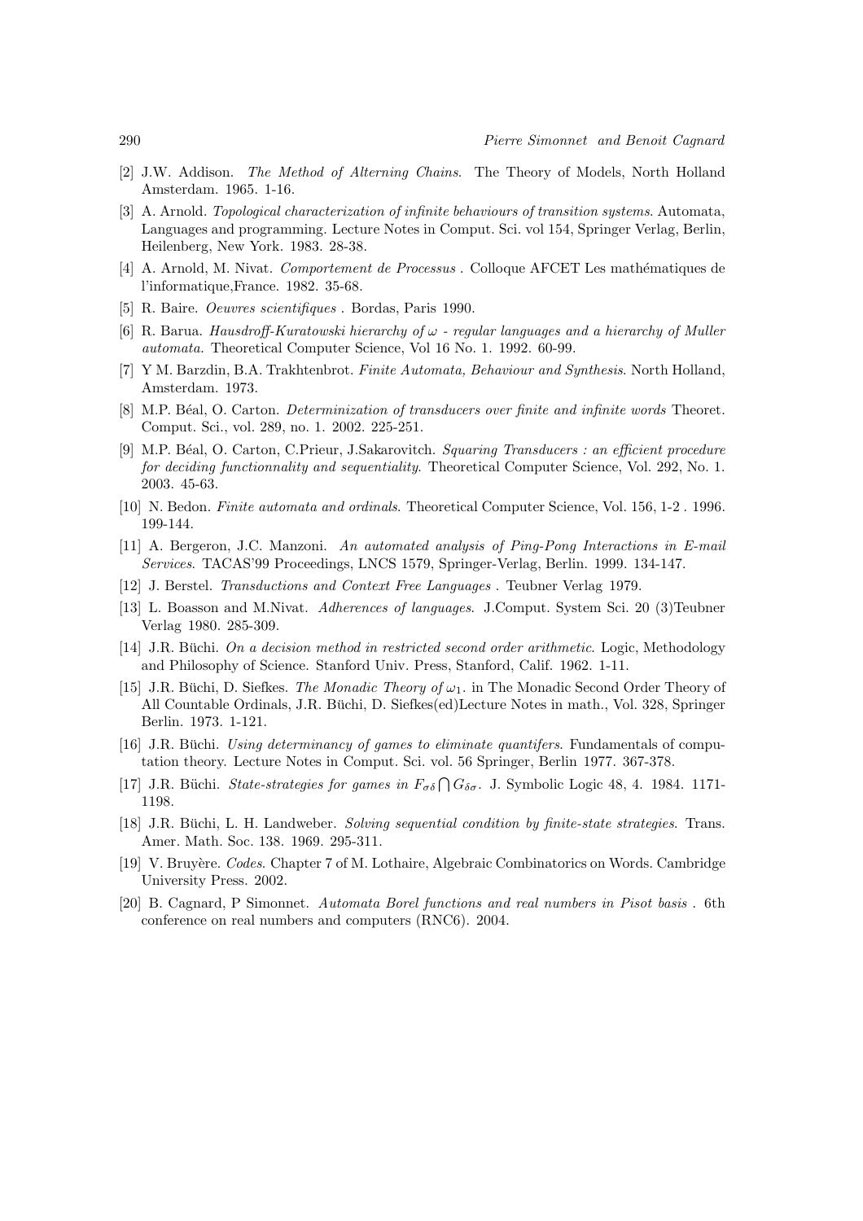[2] J.W. Addison. *The Method of Alterning Chains*. The Theory of Models, North Holland Amsterdam. 1965. 1-16.

[3] A. Arnold. *Topological characterization of infinite behaviours of transition systems*. Automata, Languages and programming. Lecture Notes in Comput. Sci. vol 154, Springer Verlag, Berlin, Heilenberg, New York. 1983. 28-38.

[4] A. Arnold, M. Nivat. *Comportement de Processus* . Colloque AFCET Les mathématiques de l'informatique,France. 1982. 35-68.

[5] R. Baire. *Oeuvres scientifiques* . Bordas, Paris 1990.

[6] R. Barua. *Hausdroff-Kuratowski hierarchy of $\omega$ - regular languages and a hierarchy of Muller automata*. Theoretical Computer Science, Vol 16 No. 1. 1992. 60-99.

[7] Y M. Barzdin, B.A. Trakhtenbrot. *Finite Automata, Behaviour and Synthesis*. North Holland, Amsterdam. 1973.

[8] M.P. Béal, O. Carton. *Determinization of transducers over finite and infinite words* Theoret. Comput. Sci., vol. 289, no. 1. 2002. 225-251.

[9] M.P. Béal, O. Carton, C.Prieur, J.Sakarovitch. *Squaring Transducers : an efficient procedure for deciding functionnality and sequentiality*. Theoretical Computer Science, Vol. 292, No. 1. 2003. 45-63.

[10] N. Bedon. *Finite automata and ordinals*. Theoretical Computer Science, Vol. 156, 1-2 . 1996. 199-144.

[11] A. Bergeron, J.C. Manzoni. *An automated analysis of Ping-Pong Interactions in E-mail Services*. TACAS'99 Proceedings, LNCS 1579, Springer-Verlag, Berlin. 1999. 134-147.

[12] J. Berstel. *Transductions and Context Free Languages* . Teubner Verlag 1979.

[13] L. Boasson and M.Nivat. *Adherences of languages*. J.Comput. System Sci. 20 (3)Teubner Verlag 1980. 285-309.

[14] J.R. Büchi. *On a decision method in restricted second order arithmetic*. Logic, Methodology and Philosophy of Science. Stanford Univ. Press, Stanford, Calif. 1962. 1-11.

[15] J.R. Büchi, D. Siefkes. *The Monadic Theory of $\omega_1$*. in The Monadic Second Order Theory of All Countable Ordinals, J.R. Büchi, D. Siefkes(ed)Lecture Notes in math., Vol. 328, Springer Berlin. 1973. 1-121.

[16] J.R. Büchi. *Using determinancy of games to eliminate quantifers*. Fundamentals of computation theory. Lecture Notes in Comput. Sci. vol. 56 Springer, Berlin 1977. 367-378.

[17] J.R. Büchi. *State-strategies for games in $F_{\sigma\delta} \bigcap G_{\delta\sigma}$*. J. Symbolic Logic 48, 4. 1984. 1171-1198.

[18] J.R. Büchi, L. H. Landweber. *Solving sequential condition by finite-state strategies*. Trans. Amer. Math. Soc. 138. 1969. 295-311.

[19] V. Bruyère. *Codes*. Chapter 7 of M. Lothaire, Algebraic Combinatorics on Words. Cambridge University Press. 2002.

[20] B. Cagnard, P Simonnet. *Automata Borel functions and real numbers in Pisot basis* . 6th conference on real numbers and computers (RNC6). 2004.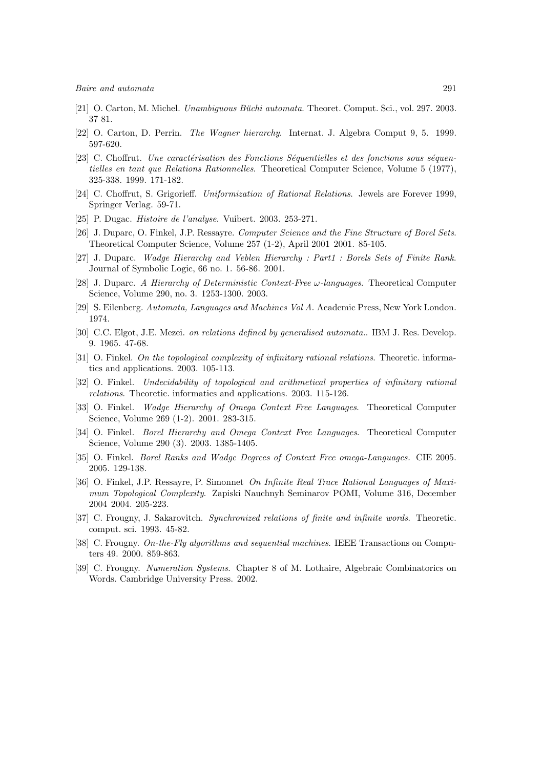[21] O. Carton, M. Michel. *Unambiguous Büchi automata*. Theoret. Comput. Sci., vol. 297. 2003. 37 81.

[22] O. Carton, D. Perrin. *The Wagner hierarchy*. Internat. J. Algebra Comput 9, 5. 1999. 597-620.

[23] C. Choffrut. *Une caractérisation des Fonctions Séquentielles et des fonctions sous séquentielles en tant que Relations Rationnelles*. Theoretical Computer Science, Volume 5 (1977), 325-338. 1999. 171-182.

[24] C. Choffrut, S. Grigorieff. *Uniformization of Rational Relations*. Jewels are Forever 1999, Springer Verlag. 59-71.

[25] P. Dugac. *Histoire de l'analyse*. Vuibert. 2003. 253-271.

[26] J. Duparc, O. Finkel, J.P. Ressayre. *Computer Science and the Fine Structure of Borel Sets*. Theoretical Computer Science, Volume 257 (1-2), April 2001 2001. 85-105.

[27] J. Duparc. *Wadge Hierarchy and Veblen Hierarchy : Part1 : Borels Sets of Finite Rank*. Journal of Symbolic Logic, 66 no. 1. 56-86. 2001.

[28] J. Duparc. *A Hierarchy of Deterministic Context-Free $\omega$-languages*. Theoretical Computer Science, Volume 290, no. 3. 1253-1300. 2003.

[29] S. Eilenberg. *Automata, Languages and Machines Vol A*. Academic Press, New York London. 1974.

[30] C.C. Elgot, J.E. Mezei. *on relations defined by generalised automata.*. IBM J. Res. Develop. 9. 1965. 47-68.

[31] O. Finkel. *On the topological complexity of infinitary rational relations*. Theoretic. informatics and applications. 2003. 105-113.

[32] O. Finkel. *Undecidability of topological and arithmetical properties of infinitary rational relations*. Theoretic. informatics and applications. 2003. 115-126.

[33] O. Finkel. *Wadge Hierarchy of Omega Context Free Languages*. Theoretical Computer Science, Volume 269 (1-2). 2001. 283-315.

[34] O. Finkel. *Borel Hierarchy and Omega Context Free Languages*. Theoretical Computer Science, Volume 290 (3). 2003. 1385-1405.

[35] O. Finkel. *Borel Ranks and Wadge Degrees of Context Free omega-Languages.* CIE 2005. 2005. 129-138.

[36] O. Finkel, J.P. Ressayre, P. Simonnet *On Infinite Real Trace Rational Languages of Maximum Topological Complexity*. Zapiski Nauchnyh Seminarov POMI, Volume 316, December 2004 2004. 205-223.

[37] C. Frougny, J. Sakarovitch. *Synchronized relations of finite and infinite words*. Theoretic. comput. sci. 1993. 45-82.

[38] C. Frougny. *On-the-Fly algorithms and sequential machines*. IEEE Transactions on Computers 49. 2000. 859-863.

[39] C. Frougny. *Numeration Systems*. Chapter 8 of M. Lothaire, Algebraic Combinatorics on Words. Cambridge University Press. 2002.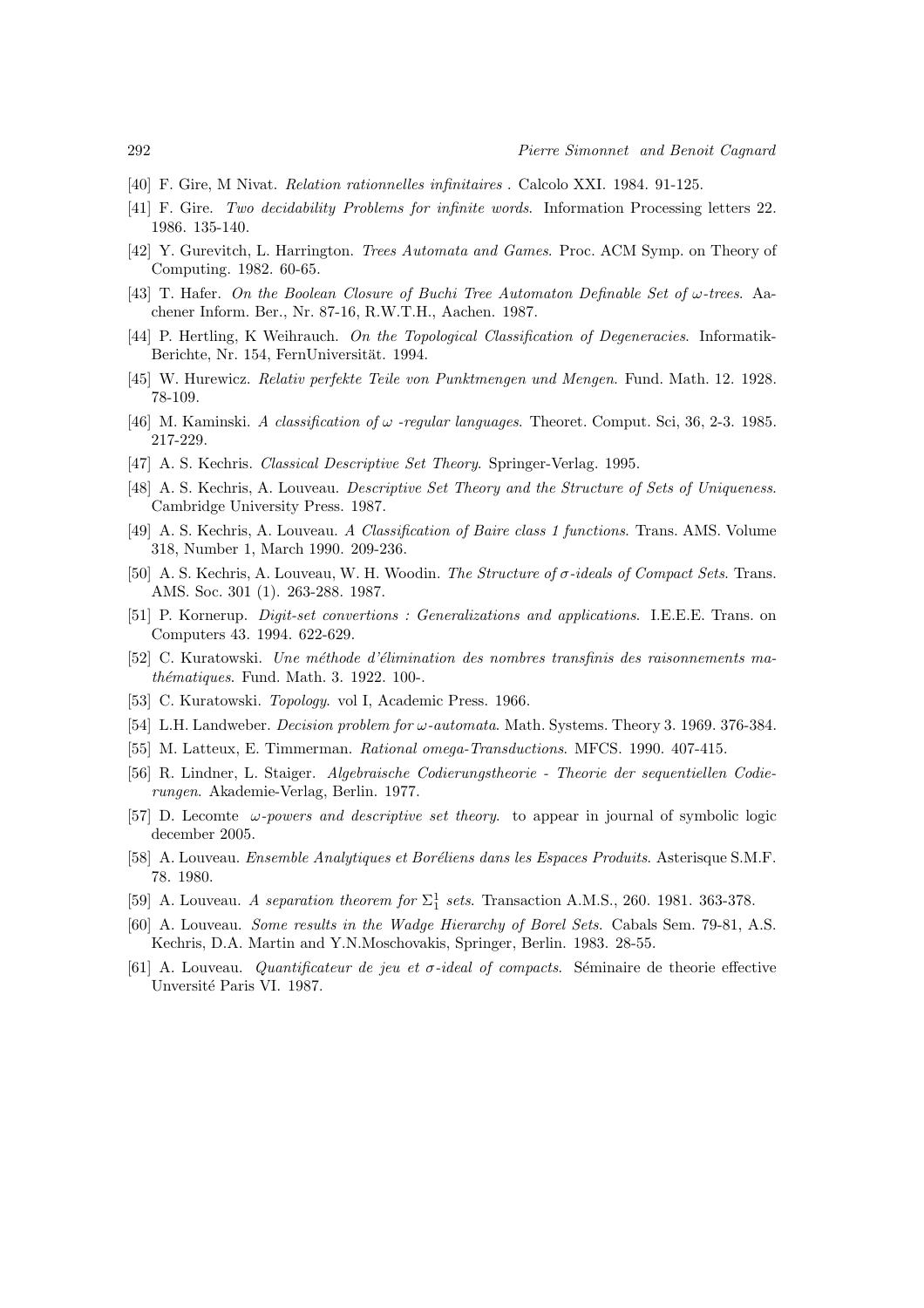[40] F. Gire, M Nivat. *Relation rationnelles infinitaires* . Calcolo XXI. 1984. 91-125.

[41] F. Gire. *Two decidability Problems for infinite words*. Information Processing letters 22. 1986. 135-140.

[42] Y. Gurevitch, L. Harrington. *Trees Automata and Games*. Proc. ACM Symp. on Theory of Computing. 1982. 60-65.

[43] T. Hafer. *On the Boolean Closure of Buchi Tree Automaton Definable Set of $\omega$-trees*. Aachener Inform. Ber., Nr. 87-16, R.W.T.H., Aachen. 1987.

[44] P. Hertling, K Weihrauch. *On the Topological Classification of Degeneracies*. Informatik-Berichte, Nr. 154, FernUniversität. 1994.

[45] W. Hurewicz. *Relativ perfekte Teile von Punktmengen und Mengen*. Fund. Math. 12. 1928. 78-109.

[46] M. Kaminski. *A classification of $\omega$ -regular languages*. Theoret. Comput. Sci, 36, 2-3. 1985. 217-229.

[47] A. S. Kechris. *Classical Descriptive Set Theory*. Springer-Verlag. 1995.

[48] A. S. Kechris, A. Louveau. *Descriptive Set Theory and the Structure of Sets of Uniqueness*. Cambridge University Press. 1987.

[49] A. S. Kechris, A. Louveau. *A Classification of Baire class 1 functions*. Trans. AMS. Volume 318, Number 1, March 1990. 209-236.

[50] A. S. Kechris, A. Louveau, W. H. Woodin. *The Structure of $\sigma$-ideals of Compact Sets*. Trans. AMS. Soc. 301 (1). 263-288. 1987.

[51] P. Kornerup. *Digit-set convertions : Generalizations and applications*. I.E.E.E. Trans. on Computers 43. 1994. 622-629.

[52] C. Kuratowski. *Une méthode d'élimination des nombres transfinis des raisonnements mathématiques*. Fund. Math. 3. 1922. 100-.

[53] C. Kuratowski. *Topology*. vol I, Academic Press. 1966.

[54] L.H. Landweber. *Decision problem for $\omega$-automata*. Math. Systems. Theory 3. 1969. 376-384.

[55] M. Latteux, E. Timmerman. *Rational omega-Transductions*. MFCS. 1990. 407-415.

[56] R. Lindner, L. Staiger. *Algebraische Codierungstheorie - Theorie der sequentiellen Codierungen*. Akademie-Verlag, Berlin. 1977.

[57] D. Lecomte *$\omega$-powers and descriptive set theory*. to appear in journal of symbolic logic december 2005.

[58] A. Louveau. *Ensemble Analytiques et Boréliens dans les Espaces Produits*. Asterisque S.M.F. 78. 1980.

[59] A. Louveau. *A separation theorem for $\Sigma^1_1$ sets*. Transaction A.M.S., 260. 1981. 363-378.

[60] A. Louveau. *Some results in the Wadge Hierarchy of Borel Sets*. Cabals Sem. 79-81, A.S. Kechris, D.A. Martin and Y.N.Moschovakis, Springer, Berlin. 1983. 28-55.

[61] A. Louveau. *Quantificateur de jeu et $\sigma$-ideal of compacts*. Séminaire de theorie effective Unversité Paris VI. 1987.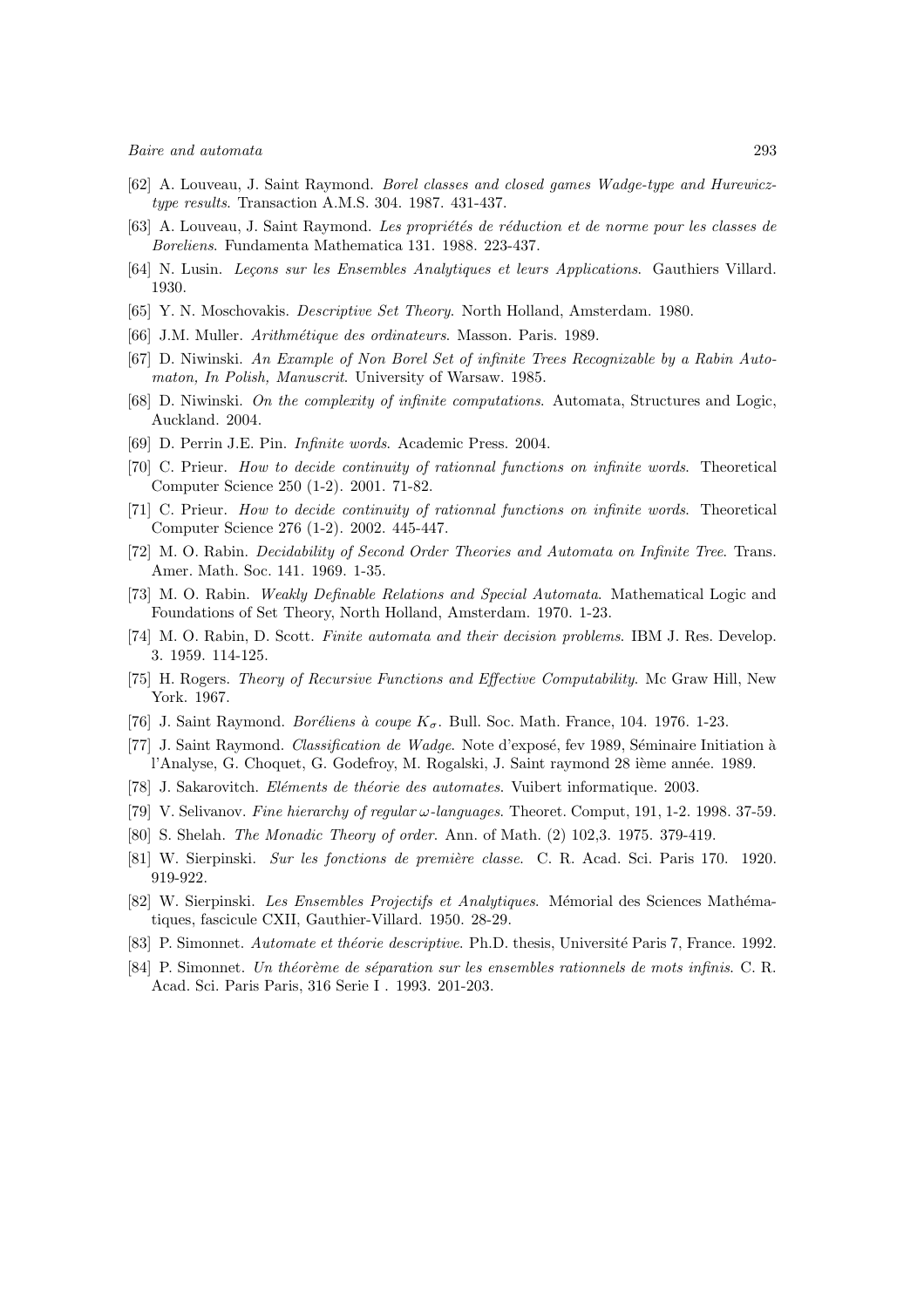[62] A. Louveau, J. Saint Raymond. *Borel classes and closed games Wadge-type and Hurewicz-type results*. Transaction A.M.S. 304. 1987. 431-437.

[63] A. Louveau, J. Saint Raymond. *Les propriétés de réduction et de norme pour les classes de Boreliens*. Fundamenta Mathematica 131. 1988. 223-437.

[64] N. Lusin. *Leçons sur les Ensembles Analytiques et leurs Applications*. Gauthiers Villard. 1930.

[65] Y. N. Moschovakis. *Descriptive Set Theory*. North Holland, Amsterdam. 1980.

[66] J.M. Muller. *Arithmétique des ordinateurs*. Masson. Paris. 1989.

[67] D. Niwinski. *An Example of Non Borel Set of infinite Trees Recognizable by a Rabin Automaton, In Polish, Manuscrit*. University of Warsaw. 1985.

[68] D. Niwinski. *On the complexity of infinite computations*. Automata, Structures and Logic, Auckland. 2004.

[69] D. Perrin J.E. Pin. *Infinite words*. Academic Press. 2004.

[70] C. Prieur. *How to decide continuity of rationnal functions on infinite words*. Theoretical Computer Science 250 (1-2). 2001. 71-82.

[71] C. Prieur. *How to decide continuity of rationnal functions on infinite words*. Theoretical Computer Science 276 (1-2). 2002. 445-447.

[72] M. O. Rabin. *Decidability of Second Order Theories and Automata on Infinite Tree*. Trans. Amer. Math. Soc. 141. 1969. 1-35.

[73] M. O. Rabin. *Weakly Definable Relations and Special Automata*. Mathematical Logic and Foundations of Set Theory, North Holland, Amsterdam. 1970. 1-23.

[74] M. O. Rabin, D. Scott. *Finite automata and their decision problems*. IBM J. Res. Develop. 3. 1959. 114-125.

[75] H. Rogers. *Theory of Recursive Functions and Effective Computability*. Mc Graw Hill, New York. 1967.

[76] J. Saint Raymond. *Boréliens à coupe $K_\sigma$*. Bull. Soc. Math. France, 104. 1976. 1-23.

[77] J. Saint Raymond. *Classification de Wadge*. Note d'exposé, fev 1989, Séminaire Initiation à l'Analyse, G. Choquet, G. Godefroy, M. Rogalski, J. Saint raymond 28 ième année. 1989.

[78] J. Sakarovitch. *Eléments de théorie des automates*. Vuibert informatique. 2003.

[79] V. Selivanov. *Fine hierarchy of regular $\omega$-languages*. Theoret. Comput, 191, 1-2. 1998. 37-59.

[80] S. Shelah. *The Monadic Theory of order*. Ann. of Math. (2) 102,3. 1975. 379-419.

[81] W. Sierpinski. *Sur les fonctions de première classe*. C. R. Acad. Sci. Paris 170. 1920. 919-922.

[82] W. Sierpinski. *Les Ensembles Projectifs et Analytiques*. Mémorial des Sciences Mathématiques, fascicule CXII, Gauthier-Villard. 1950. 28-29.

[83] P. Simonnet. *Automate et théorie descriptive*. Ph.D. thesis, Université Paris 7, France. 1992.

[84] P. Simonnet. *Un théorème de séparation sur les ensembles rationnels de mots infinis*. C. R. Acad. Sci. Paris Paris, 316 Serie I . 1993. 201-203.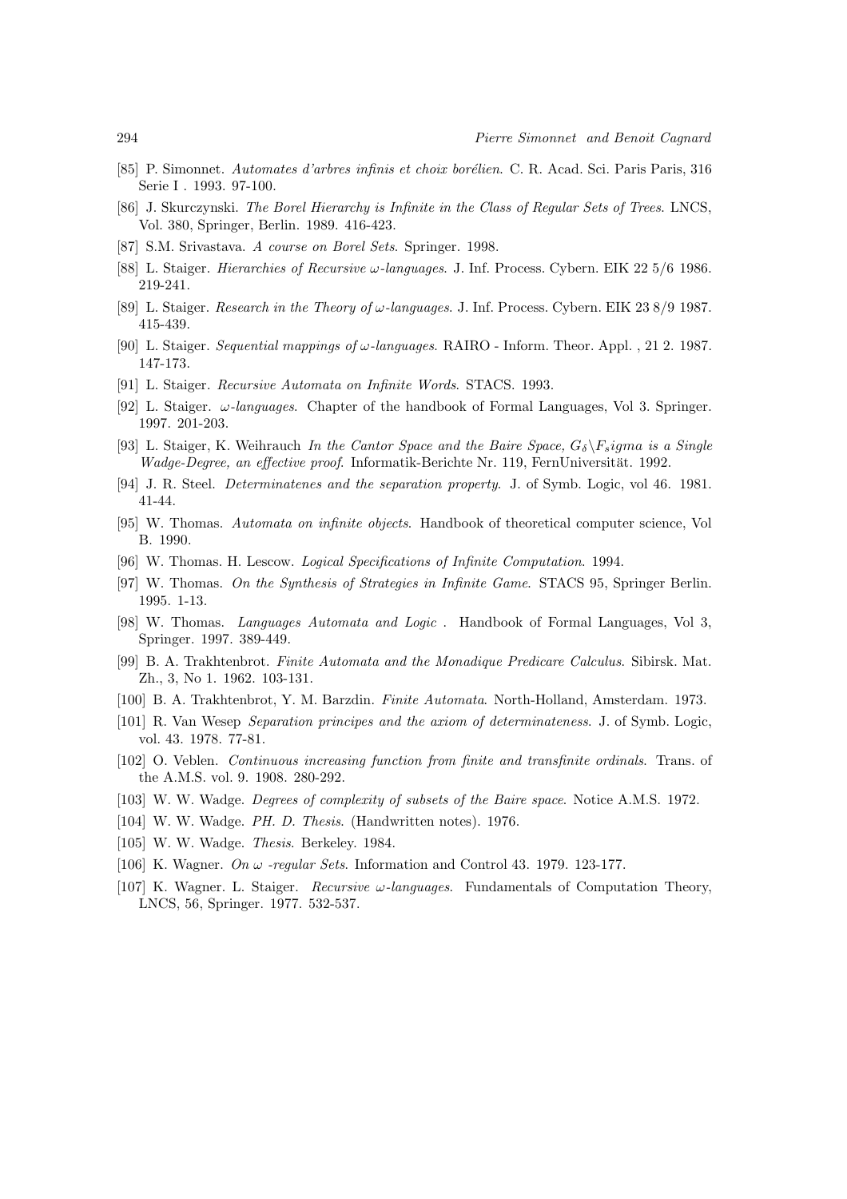[85] P. Simonnet. *Automates d'arbres infinis et choix borélien*. C. R. Acad. Sci. Paris Paris, 316 Serie I . 1993. 97-100.

[86] J. Skurczynski. *The Borel Hierarchy is Infinite in the Class of Regular Sets of Trees*. LNCS, Vol. 380, Springer, Berlin. 1989. 416-423.

[87] S.M. Srivastava. *A course on Borel Sets*. Springer. 1998.

[88] L. Staiger. *Hierarchies of Recursive $\omega$-languages*. J. Inf. Process. Cybern. EIK 22 5/6 1986. 219-241.

[89] L. Staiger. *Research in the Theory of $\omega$-languages*. J. Inf. Process. Cybern. EIK 23 8/9 1987. 415-439.

[90] L. Staiger. *Sequential mappings of $\omega$-languages*. RAIRO - Inform. Theor. Appl. , 21 2. 1987. 147-173.

[91] L. Staiger. *Recursive Automata on Infinite Words*. STACS. 1993.

[92] L. Staiger. *$\omega$-languages*. Chapter of the handbook of Formal Languages, Vol 3. Springer. 1997. 201-203.

[93] L. Staiger, K. Weihrauch *In the Cantor Space and the Baire Space, $G_\delta \backslash F_s igma$ is a Single Wadge-Degree, an effective proof*. Informatik-Berichte Nr. 119, FernUniversität. 1992.

[94] J. R. Steel. *Determinatenes and the separation property*. J. of Symb. Logic, vol 46. 1981. 41-44.

[95] W. Thomas. *Automata on infinite objects*. Handbook of theoretical computer science, Vol B. 1990.

[96] W. Thomas. H. Lescow. *Logical Specifications of Infinite Computation*. 1994.

[97] W. Thomas. *On the Synthesis of Strategies in Infinite Game*. STACS 95, Springer Berlin. 1995. 1-13.

[98] W. Thomas. *Languages Automata and Logic* . Handbook of Formal Languages, Vol 3, Springer. 1997. 389-449.

[99] B. A. Trakhtenbrot. *Finite Automata and the Monadique Predicare Calculus*. Sibirsk. Mat. Zh., 3, No 1. 1962. 103-131.

[100] B. A. Trakhtenbrot, Y. M. Barzdin. *Finite Automata*. North-Holland, Amsterdam. 1973.

[101] R. Van Wesep *Separation principes and the axiom of determinateness*. J. of Symb. Logic, vol. 43. 1978. 77-81.

[102] O. Veblen. *Continuous increasing function from finite and transfinite ordinals*. Trans. of the A.M.S. vol. 9. 1908. 280-292.

[103] W. W. Wadge. *Degrees of complexity of subsets of the Baire space*. Notice A.M.S. 1972.

[104] W. W. Wadge. *PH. D. Thesis*. (Handwritten notes). 1976.

[105] W. W. Wadge. *Thesis*. Berkeley. 1984.

[106] K. Wagner. *On $\omega$ -regular Sets*. Information and Control 43. 1979. 123-177.

[107] K. Wagner. L. Staiger. *Recursive $\omega$-languages*. Fundamentals of Computation Theory, LNCS, 56, Springer. 1977. 532-537.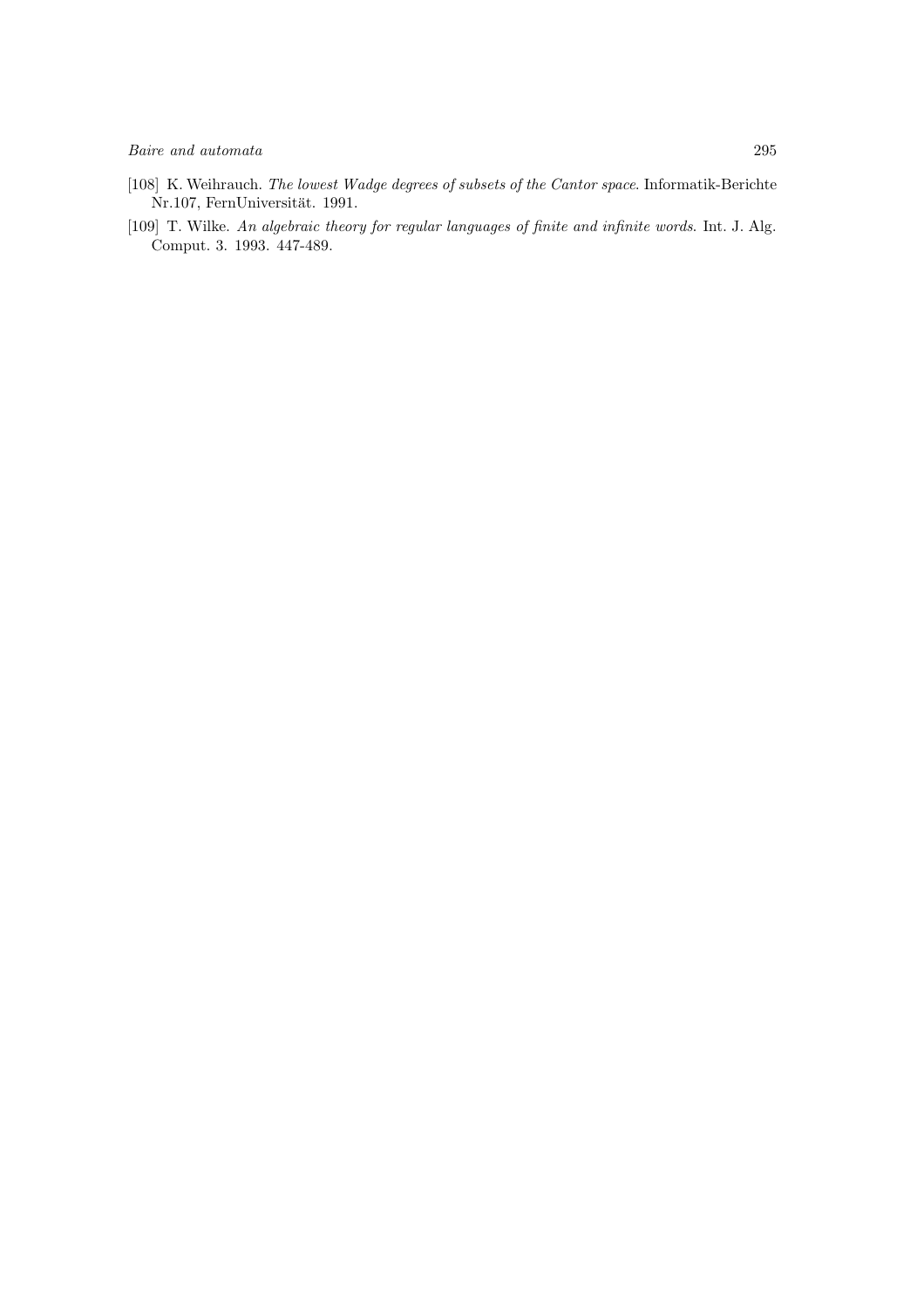[108] K. Weihrauch. *The lowest Wadge degrees of subsets of the Cantor space*. Informatik-Berichte Nr.107, FernUniversität. 1991.

[109] T. Wilke. *An algebraic theory for regular languages of finite and infinite words*. Int. J. Alg. Comput. 3. 1993. 447-489.